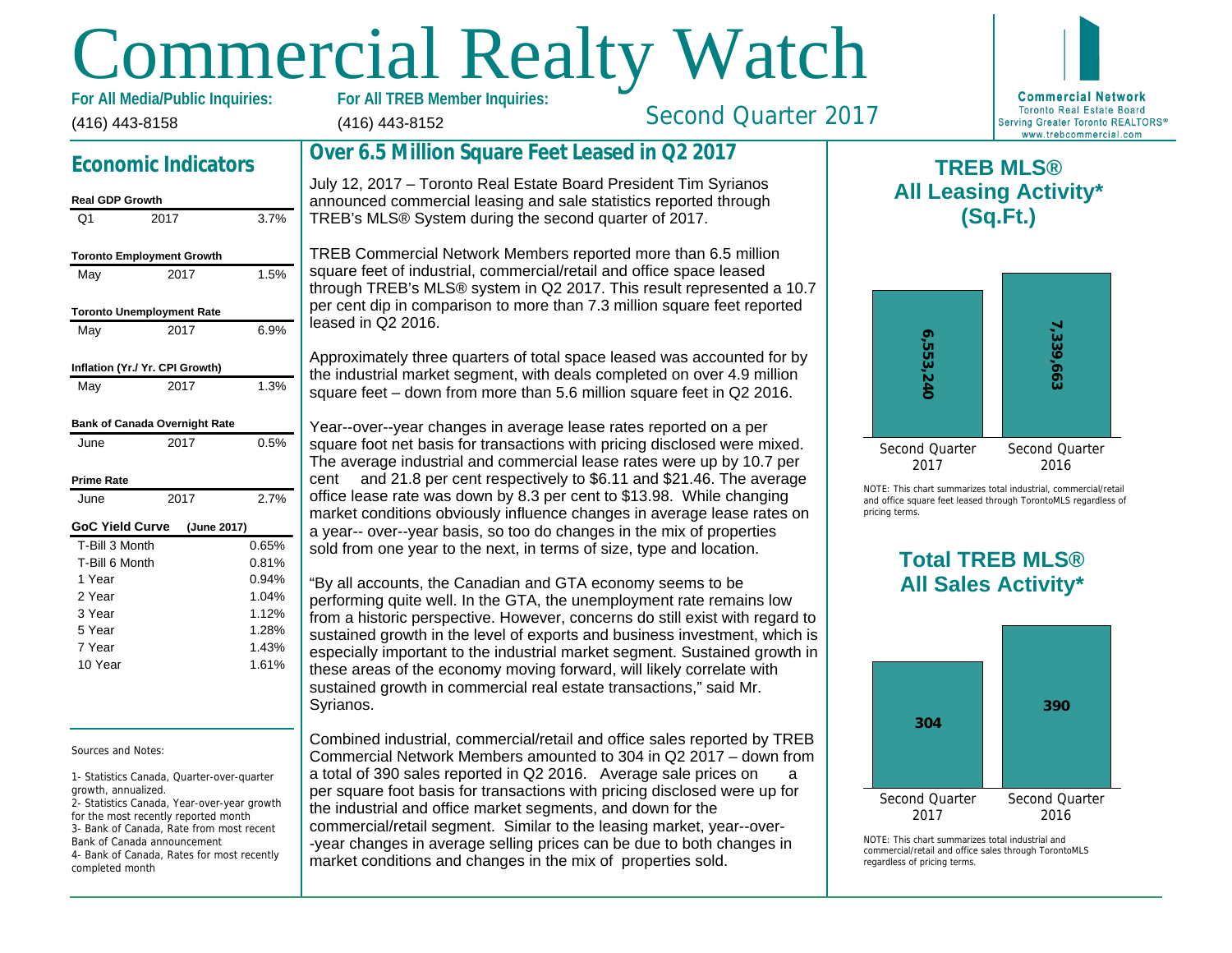# Commercial Realty Watch

**For All Media/Public Inquiries:**
(416) 443-8158

**For All TREB Member Inquiries:**
(416) 443-8152

Second Quarter 2017

**Commercial Network**
Toronto Real Estate Board
Serving Greater Toronto REALTORS®
www.trebcommercial.com

## Economic Indicators

**Real GDP Growth**

| Q1 | 2017 | 3.7% |
|---|---|---|

**Toronto Employment Growth**

| May | 2017 | 1.5% |
|---|---|---|

**Toronto Unemployment Rate**

| May | 2017 | 6.9% |
|---|---|---|

**Inflation (Yr./ Yr. CPI Growth)**

| May | 2017 | 1.3% |
|---|---|---|

**Bank of Canada Overnight Rate**

| June | 2017 | 0.5% |
|---|---|---|

**Prime Rate**

| June | 2017 | 2.7% |
|---|---|---|

**GoC Yield Curve (June 2017)**

| | |
|---|---|
| T-Bill 3 Month | 0.65% |
| T-Bill 6 Month | 0.81% |
| 1 Year | 0.94% |
| 2 Year | 1.04% |
| 3 Year | 1.12% |
| 5 Year | 1.28% |
| 7 Year | 1.43% |
| 10 Year | 1.61% |

Sources and Notes:

1- Statistics Canada, Quarter-over-quarter growth, annualized.
2- Statistics Canada, Year-over-year growth for the most recently reported month
3- Bank of Canada, Rate from most recent Bank of Canada announcement
4- Bank of Canada, Rates for most recently completed month

## Over 6.5 Million Square Feet Leased in Q2 2017

July 12, 2017 – Toronto Real Estate Board President Tim Syrianos announced commercial leasing and sale statistics reported through TREB's MLS® System during the second quarter of 2017.

TREB Commercial Network Members reported more than 6.5 million square feet of industrial, commercial/retail and office space leased through TREB's MLS® system in Q2 2017. This result represented a 10.7 per cent dip in comparison to more than 7.3 million square feet reported leased in Q2 2016.

Approximately three quarters of total space leased was accounted for by the industrial market segment, with deals completed on over 4.9 million square feet – down from more than 5.6 million square feet in Q2 2016.

Year--over--year changes in average lease rates reported on a per square foot net basis for transactions with pricing disclosed were mixed. The average industrial and commercial lease rates were up by 10.7 per cent and 21.8 per cent respectively to $6.11 and $21.46. The average office lease rate was down by 8.3 per cent to $13.98. While changing market conditions obviously influence changes in average lease rates on a year-- over--year basis, so too do changes in the mix of properties sold from one year to the next, in terms of size, type and location.

"By all accounts, the Canadian and GTA economy seems to be performing quite well. In the GTA, the unemployment rate remains low from a historic perspective. However, concerns do still exist with regard to sustained growth in the level of exports and business investment, which is especially important to the industrial market segment. Sustained growth in these areas of the economy moving forward, will likely correlate with sustained growth in commercial real estate transactions," said Mr. Syrianos.

Combined industrial, commercial/retail and office sales reported by TREB Commercial Network Members amounted to 304 in Q2 2017 – down from a total of 390 sales reported in Q2 2016. Average sale prices on a per square foot basis for transactions with pricing disclosed were up for the industrial and office market segments, and down for the commercial/retail segment. Similar to the leasing market, year--over--year changes in average selling prices can be due to both changes in market conditions and changes in the mix of properties sold.

## TREB MLS® All Leasing Activity* (Sq.Ft.)

| Second Quarter 2017 | Second Quarter 2016 |
|---|---|
| 6,553,240 | 7,339,663 |

NOTE: This chart summarizes total industrial, commercial/retail and office square feet leased through TorontoMLS regardless of pricing terms.

## Total TREB MLS® All Sales Activity*

| Second Quarter 2017 | Second Quarter 2016 |
|---|---|
| 304 | 390 |

NOTE: This chart summarizes total industrial and commercial/retail and office sales through TorontoMLS regardless of pricing terms.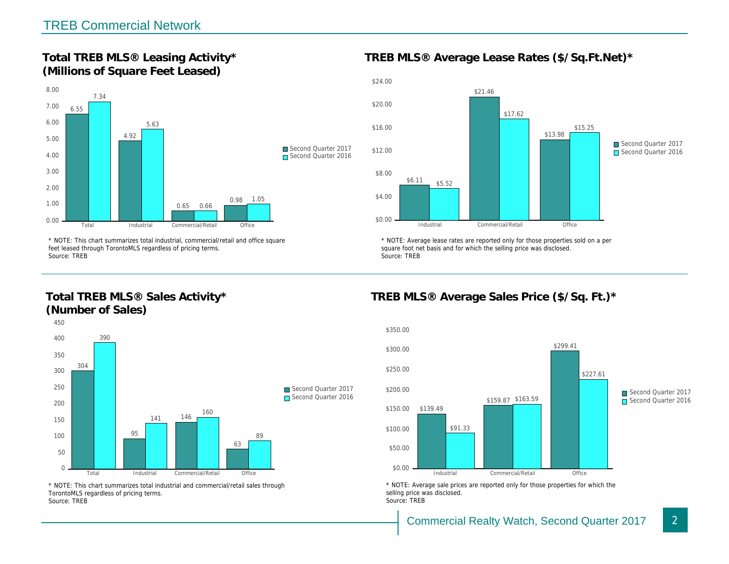## TREB Commercial Network

### Total TREB MLS® Leasing Activity* (Millions of Square Feet Leased)

| | Second Quarter 2017 | Second Quarter 2016 |
|---|---|---|
| Total | 6.55 | 7.34 |
| Industrial | 4.92 | 5.63 |
| Commercial/Retail | 0.65 | 0.66 |
| Office | 0.98 | 1.05 |

* NOTE: This chart summarizes total industrial, commercial/retail and office square feet leased through TorontoMLS regardless of pricing terms.
Source: TREB

### TREB MLS® Average Lease Rates ($/Sq.Ft.Net)*

| | Second Quarter 2017 | Second Quarter 2016 |
|---|---|---|
| Industrial | $6.11 | $5.52 |
| Commercial/Retail | $21.46 | $17.62 |
| Office | $13.98 | $15.25 |

* NOTE: Average lease rates are reported only for those properties sold on a per square foot net basis and for which the selling price was disclosed.
Source: TREB

### Total TREB MLS® Sales Activity* (Number of Sales)

| | Second Quarter 2017 | Second Quarter 2016 |
|---|---|---|
| Total | 304 | 390 |
| Industrial | 95 | 141 |
| Commercial/Retail | 146 | 160 |
| Office | 63 | 89 |

* NOTE: This chart summarizes total industrial and commercial/retail sales through TorontoMLS regardless of pricing terms.
Source: TREB

### TREB MLS® Average Sales Price ($/Sq. Ft.)*

| | Second Quarter 2017 | Second Quarter 2016 |
|---|---|---|
| Industrial | $139.49 | $91.33 |
| Commercial/Retail | $159.87 | $163.59 |
| Office | $299.41 | $227.61 |

* NOTE: Average sale prices are reported only for those properties for which the selling price was disclosed.
Source: TREB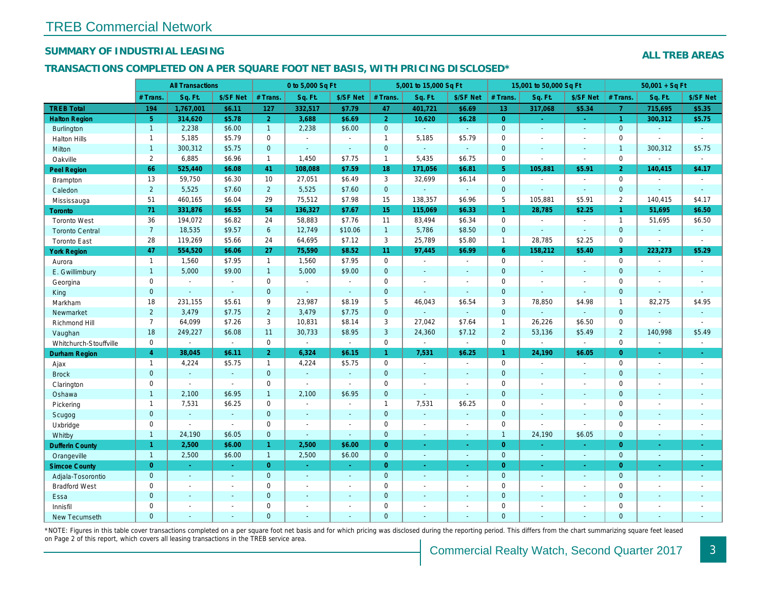# TREB Commercial Network

## SUMMARY OF INDUSTRIAL LEASING

**ALL TREB AREAS**

### TRANSACTIONS COMPLETED ON A PER SQUARE FOOT NET BASIS, WITH PRICING DISCLOSED*

| | All Transactions | | | 0 to 5,000 Sq Ft | | | 5,001 to 15,000 Sq Ft | | | 15,001 to 50,000 Sq Ft | | | 50,001 + Sq Ft | | |
|---|---|---|---|---|---|---|---|---|---|---|---|---|---|---|---|
| | # Trans. | Sq. Ft. | $/SF Net | # Trans. | Sq. Ft. | $/SF Net | # Trans. | Sq. Ft. | $/SF Net | # Trans. | Sq. Ft. | $/SF Net | # Trans. | Sq. Ft. | $/SF Net |
| **TREB Total** | **194** | **1,767,001** | **$6.11** | **127** | **332,517** | **$7.79** | **47** | **401,721** | **$6.69** | **13** | **317,068** | **$5.34** | **7** | **715,695** | **$5.35** |
| **Halton Region** | **5** | **314,620** | **$5.78** | **2** | **3,688** | **$6.69** | **2** | **10,620** | **$6.28** | **0** | **-** | **-** | **1** | **300,312** | **$5.75** |
| Burlington | 1 | 2,238 | $6.00 | 1 | 2,238 | $6.00 | 0 | - | - | 0 | - | - | 0 | - | - |
| Halton Hills | 1 | 5,185 | $5.79 | 0 | - | - | 1 | 5,185 | $5.79 | 0 | - | - | 0 | - | - |
| Milton | 1 | 300,312 | $5.75 | 0 | - | - | 0 | - | - | 0 | - | - | 1 | 300,312 | $5.75 |
| Oakville | 2 | 6,885 | $6.96 | 1 | 1,450 | $7.75 | 1 | 5,435 | $6.75 | 0 | - | - | 0 | - | - |
| **Peel Region** | **66** | **525,440** | **$6.08** | **41** | **108,088** | **$7.59** | **18** | **171,056** | **$6.81** | **5** | **105,881** | **$5.91** | **2** | **140,415** | **$4.17** |
| Brampton | 13 | 59,750 | $6.30 | 10 | 27,051 | $6.49 | 3 | 32,699 | $6.14 | 0 | - | - | 0 | - | - |
| Caledon | 2 | 5,525 | $7.60 | 2 | 5,525 | $7.60 | 0 | - | - | 0 | - | - | 0 | - | - |
| Mississauga | 51 | 460,165 | $6.04 | 29 | 75,512 | $7.98 | 15 | 138,357 | $6.96 | 5 | 105,881 | $5.91 | 2 | 140,415 | $4.17 |
| **Toronto** | **71** | **331,876** | **$6.55** | **54** | **136,327** | **$7.67** | **15** | **115,069** | **$6.33** | **1** | **28,785** | **$2.25** | **1** | **51,695** | **$6.50** |
| Toronto West | 36 | 194,072 | $6.82 | 24 | 58,883 | $7.76 | 11 | 83,494 | $6.34 | 0 | - | - | 1 | 51,695 | $6.50 |
| Toronto Central | 7 | 18,535 | $9.57 | 6 | 12,749 | $10.06 | 1 | 5,786 | $8.50 | 0 | - | - | 0 | - | - |
| Toronto East | 28 | 119,269 | $5.66 | 24 | 64,695 | $7.12 | 3 | 25,789 | $5.80 | 1 | 28,785 | $2.25 | 0 | - | - |
| **York Region** | **47** | **554,520** | **$6.06** | **27** | **75,590** | **$8.52** | **11** | **97,445** | **$6.99** | **6** | **158,212** | **$5.40** | **3** | **223,273** | **$5.29** |
| Aurora | 1 | 1,560 | $7.95 | 1 | 1,560 | $7.95 | 0 | - | - | 0 | - | - | 0 | - | - |
| E. Gwillimbury | 1 | 5,000 | $9.00 | 1 | 5,000 | $9.00 | 0 | - | - | 0 | - | - | 0 | - | - |
| Georgina | 0 | - | - | 0 | - | - | 0 | - | - | 0 | - | - | 0 | - | - |
| King | 0 | - | - | 0 | - | - | 0 | - | - | 0 | - | - | 0 | - | - |
| Markham | 18 | 231,155 | $5.61 | 9 | 23,987 | $8.19 | 5 | 46,043 | $6.54 | 3 | 78,850 | $4.98 | 1 | 82,275 | $4.95 |
| Newmarket | 2 | 3,479 | $7.75 | 2 | 3,479 | $7.75 | 0 | - | - | 0 | - | - | 0 | - | - |
| Richmond Hill | 7 | 64,099 | $7.26 | 3 | 10,831 | $8.14 | 3 | 27,042 | $7.64 | 1 | 26,226 | $6.50 | 0 | - | - |
| Vaughan | 18 | 249,227 | $6.08 | 11 | 30,733 | $8.95 | 3 | 24,360 | $7.12 | 2 | 53,136 | $5.49 | 2 | 140,998 | $5.49 |
| Whitchurch-Stouffville | 0 | - | - | 0 | - | - | 0 | - | - | 0 | - | - | 0 | - | - |
| **Durham Region** | **4** | **38,045** | **$6.11** | **2** | **6,324** | **$6.15** | **1** | **7,531** | **$6.25** | **1** | **24,190** | **$6.05** | **0** | **-** | **-** |
| Ajax | 1 | 4,224 | $5.75 | 1 | 4,224 | $5.75 | 0 | - | - | 0 | - | - | 0 | - | - |
| Brock | 0 | - | - | 0 | - | - | 0 | - | - | 0 | - | - | 0 | - | - |
| Clarington | 0 | - | - | 0 | - | - | 0 | - | - | 0 | - | - | 0 | - | - |
| Oshawa | 1 | 2,100 | $6.95 | 1 | 2,100 | $6.95 | 0 | - | - | 0 | - | - | 0 | - | - |
| Pickering | 1 | 7,531 | $6.25 | 0 | - | - | 1 | 7,531 | $6.25 | 0 | - | - | 0 | - | - |
| Scugog | 0 | - | - | 0 | - | - | 0 | - | - | 0 | - | - | 0 | - | - |
| Uxbridge | 0 | - | - | 0 | - | - | 0 | - | - | 0 | - | - | 0 | - | - |
| Whitby | 1 | 24,190 | $6.05 | 0 | - | - | 0 | - | - | 1 | 24,190 | $6.05 | 0 | - | - |
| **Dufferin County** | **1** | **2,500** | **$6.00** | **1** | **2,500** | **$6.00** | **0** | **-** | **-** | **0** | **-** | **-** | **0** | **-** | **-** |
| Orangeville | 1 | 2,500 | $6.00 | 1 | 2,500 | $6.00 | 0 | - | - | 0 | - | - | 0 | - | - |
| **Simcoe County** | **0** | **-** | **-** | **0** | **-** | **-** | **0** | **-** | **-** | **0** | **-** | **-** | **0** | **-** | **-** |
| Adjala-Tosorontio | 0 | - | - | 0 | - | - | 0 | - | - | 0 | - | - | 0 | - | - |
| Bradford West | 0 | - | - | 0 | - | - | 0 | - | - | 0 | - | - | 0 | - | - |
| Essa | 0 | - | - | 0 | - | - | 0 | - | - | 0 | - | - | 0 | - | - |
| Innisfil | 0 | - | - | 0 | - | - | 0 | - | - | 0 | - | - | 0 | - | - |
| New Tecumseth | 0 | - | - | 0 | - | - | 0 | - | - | 0 | - | - | 0 | - | - |

*NOTE: Figures in this table cover transactions completed on a per square foot net basis and for which pricing was disclosed during the reporting period. This differs from the chart summarizing square feet leased on Page 2 of this report, which covers all leasing transactions in the TREB service area.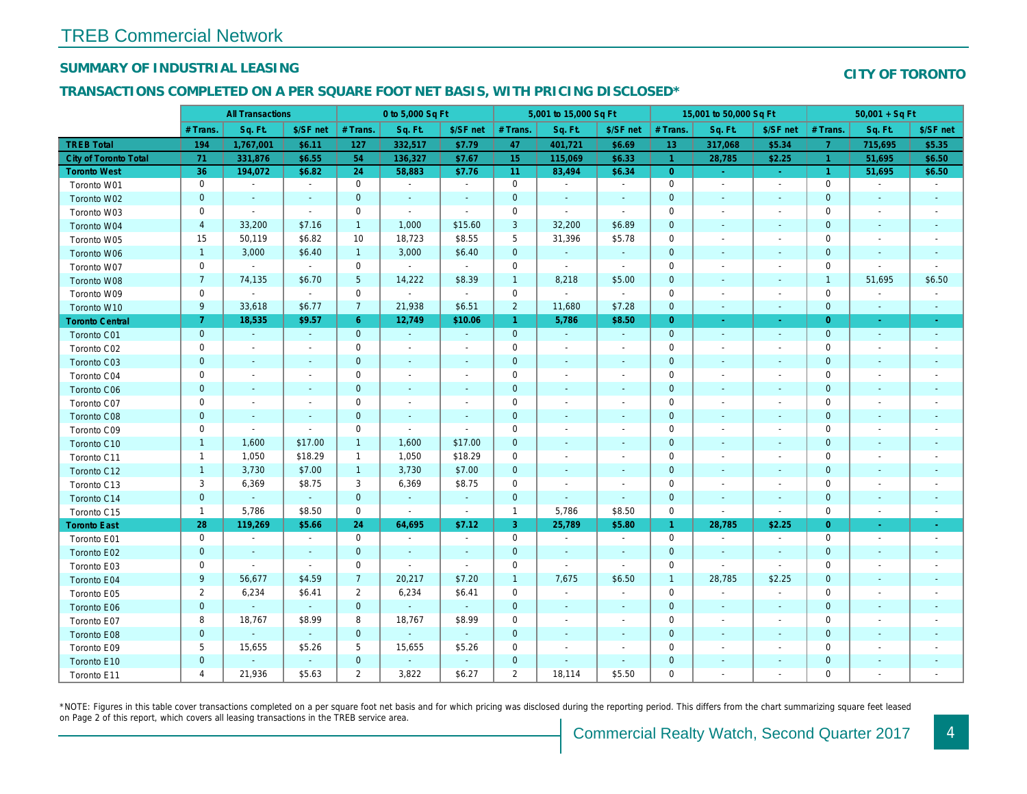# TREB Commercial Network

## SUMMARY OF INDUSTRIAL LEASING

## CITY OF TORONTO

## TRANSACTIONS COMPLETED ON A PER SQUARE FOOT NET BASIS, WITH PRICING DISCLOSED*

| | All Transactions | | | 0 to 5,000 Sq Ft | | | 5,001 to 15,000 Sq Ft | | | 15,001 to 50,000 Sq Ft | | | 50,001 + Sq Ft | | |
|---|---|---|---|---|---|---|---|---|---|---|---|---|---|---|---|
| | # Trans. | Sq. Ft. | $/SF net | # Trans. | Sq. Ft. | $/SF net | # Trans. | Sq. Ft. | $/SF net | # Trans. | Sq. Ft. | $/SF net | # Trans. | Sq. Ft. | $/SF net |
| **TREB Total** | **194** | **1,767,001** | **$6.11** | **127** | **332,517** | **$7.79** | **47** | **401,721** | **$6.69** | **13** | **317,068** | **$5.34** | **7** | **715,695** | **$5.35** |
| **City of Toronto Total** | **71** | **331,876** | **$6.55** | **54** | **136,327** | **$7.67** | **15** | **115,069** | **$6.33** | **1** | **28,785** | **$2.25** | **1** | **51,695** | **$6.50** |
| **Toronto West** | **36** | **194,072** | **$6.82** | **24** | **58,883** | **$7.76** | **11** | **83,494** | **$6.34** | **0** | **-** | **-** | **1** | **51,695** | **$6.50** |
| Toronto W01 | 0 | - | - | 0 | - | - | 0 | - | - | 0 | - | - | 0 | - | - |
| Toronto W02 | 0 | - | - | 0 | - | - | 0 | - | - | 0 | - | - | 0 | - | - |
| Toronto W03 | 0 | - | - | 0 | - | - | 0 | - | - | 0 | - | - | 0 | - | - |
| Toronto W04 | 4 | 33,200 | $7.16 | 1 | 1,000 | $15.60 | 3 | 32,200 | $6.89 | 0 | - | - | 0 | - | - |
| Toronto W05 | 15 | 50,119 | $6.82 | 10 | 18,723 | $8.55 | 5 | 31,396 | $5.78 | 0 | - | - | 0 | - | - |
| Toronto W06 | 1 | 3,000 | $6.40 | 1 | 3,000 | $6.40 | 0 | - | - | 0 | - | - | 0 | - | - |
| Toronto W07 | 0 | - | - | 0 | - | - | 0 | - | - | 0 | - | - | 0 | - | - |
| Toronto W08 | 7 | 74,135 | $6.70 | 5 | 14,222 | $8.39 | 1 | 8,218 | $5.00 | 0 | - | - | 1 | 51,695 | $6.50 |
| Toronto W09 | 0 | - | - | 0 | - | - | 0 | - | - | 0 | - | - | 0 | - | - |
| Toronto W10 | 9 | 33,618 | $6.77 | 7 | 21,938 | $6.51 | 2 | 11,680 | $7.28 | 0 | - | - | 0 | - | - |
| **Toronto Central** | **7** | **18,535** | **$9.57** | **6** | **12,749** | **$10.06** | **1** | **5,786** | **$8.50** | **0** | **-** | **-** | **0** | **-** | **-** |
| Toronto C01 | 0 | - | - | 0 | - | - | 0 | - | - | 0 | - | - | 0 | - | - |
| Toronto C02 | 0 | - | - | 0 | - | - | 0 | - | - | 0 | - | - | 0 | - | - |
| Toronto C03 | 0 | - | - | 0 | - | - | 0 | - | - | 0 | - | - | 0 | - | - |
| Toronto C04 | 0 | - | - | 0 | - | - | 0 | - | - | 0 | - | - | 0 | - | - |
| Toronto C06 | 0 | - | - | 0 | - | - | 0 | - | - | 0 | - | - | 0 | - | - |
| Toronto C07 | 0 | - | - | 0 | - | - | 0 | - | - | 0 | - | - | 0 | - | - |
| Toronto C08 | 0 | - | - | 0 | - | - | 0 | - | - | 0 | - | - | 0 | - | - |
| Toronto C09 | 0 | - | - | 0 | - | - | 0 | - | - | 0 | - | - | 0 | - | - |
| Toronto C10 | 1 | 1,600 | $17.00 | 1 | 1,600 | $17.00 | 0 | - | - | 0 | - | - | 0 | - | - |
| Toronto C11 | 1 | 1,050 | $18.29 | 1 | 1,050 | $18.29 | 0 | - | - | 0 | - | - | 0 | - | - |
| Toronto C12 | 1 | 3,730 | $7.00 | 1 | 3,730 | $7.00 | 0 | - | - | 0 | - | - | 0 | - | - |
| Toronto C13 | 3 | 6,369 | $8.75 | 3 | 6,369 | $8.75 | 0 | - | - | 0 | - | - | 0 | - | - |
| Toronto C14 | 0 | - | - | 0 | - | - | 0 | - | - | 0 | - | - | 0 | - | - |
| Toronto C15 | 1 | 5,786 | $8.50 | 0 | - | - | 1 | 5,786 | $8.50 | 0 | - | - | 0 | - | - |
| **Toronto East** | **28** | **119,269** | **$5.66** | **24** | **64,695** | **$7.12** | **3** | **25,789** | **$5.80** | **1** | **28,785** | **$2.25** | **0** | **-** | **-** |
| Toronto E01 | 0 | - | - | 0 | - | - | 0 | - | - | 0 | - | - | 0 | - | - |
| Toronto E02 | 0 | - | - | 0 | - | - | 0 | - | - | 0 | - | - | 0 | - | - |
| Toronto E03 | 0 | - | - | 0 | - | - | 0 | - | - | 0 | - | - | 0 | - | - |
| Toronto E04 | 9 | 56,677 | $4.59 | 7 | 20,217 | $7.20 | 1 | 7,675 | $6.50 | 1 | 28,785 | $2.25 | 0 | - | - |
| Toronto E05 | 2 | 6,234 | $6.41 | 2 | 6,234 | $6.41 | 0 | - | - | 0 | - | - | 0 | - | - |
| Toronto E06 | 0 | - | - | 0 | - | - | 0 | - | - | 0 | - | - | 0 | - | - |
| Toronto E07 | 8 | 18,767 | $8.99 | 8 | 18,767 | $8.99 | 0 | - | - | 0 | - | - | 0 | - | - |
| Toronto E08 | 0 | - | - | 0 | - | - | 0 | - | - | 0 | - | - | 0 | - | - |
| Toronto E09 | 5 | 15,655 | $5.26 | 5 | 15,655 | $5.26 | 0 | - | - | 0 | - | - | 0 | - | - |
| Toronto E10 | 0 | - | - | 0 | - | - | 0 | - | - | 0 | - | - | 0 | - | - |
| Toronto E11 | 4 | 21,936 | $5.63 | 2 | 3,822 | $6.27 | 2 | 18,114 | $5.50 | 0 | - | - | 0 | - | - |

*NOTE: Figures in this table cover transactions completed on a per square foot net basis and for which pricing was disclosed during the reporting period. This differs from the chart summarizing square feet leased on Page 2 of this report, which covers all leasing transactions in the TREB service area.

Commercial Realty Watch, Second Quarter 2017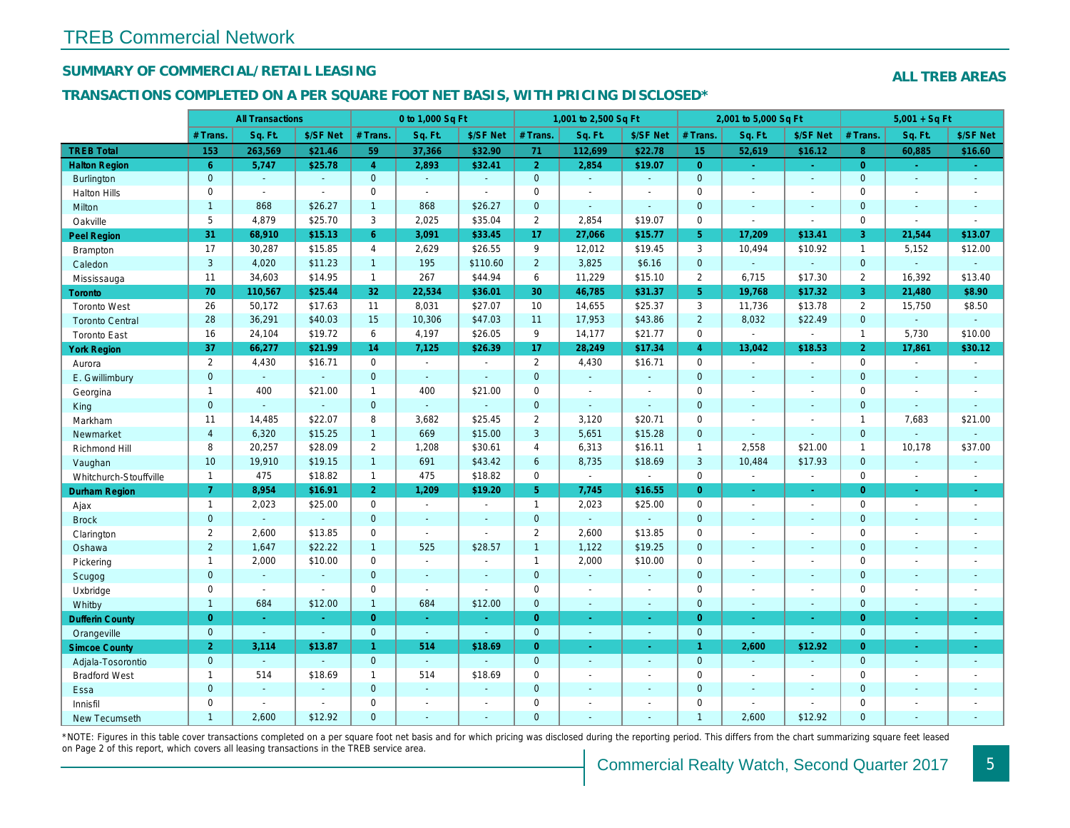# TREB Commercial Network

## SUMMARY OF COMMERCIAL/RETAIL LEASING

**ALL TREB AREAS**

## TRANSACTIONS COMPLETED ON A PER SQUARE FOOT NET BASIS, WITH PRICING DISCLOSED*

| | All Transactions | | | 0 to 1,000 Sq Ft | | | 1,001 to 2,500 Sq Ft | | | 2,001 to 5,000 Sq Ft | | | 5,001 + Sq Ft | | |
|---|---|---|---|---|---|---|---|---|---|---|---|---|---|---|---|
| | # Trans. | Sq. Ft. | $/SF Net | # Trans. | Sq. Ft. | $/SF Net | # Trans. | Sq. Ft. | $/SF Net | # Trans. | Sq. Ft. | $/SF Net | # Trans. | Sq. Ft. | $/SF Net |
| **TREB Total** | **153** | **263,569** | **$21.46** | **59** | **37,366** | **$32.90** | **71** | **112,699** | **$22.78** | **15** | **52,619** | **$16.12** | **8** | **60,885** | **$16.60** |
| **Halton Region** | **6** | **5,747** | **$25.78** | **4** | **2,893** | **$32.41** | **2** | **2,854** | **$19.07** | **0** | **-** | **-** | **0** | **-** | **-** |
| Burlington | 0 | - | - | 0 | - | - | 0 | - | - | 0 | - | - | 0 | - | - |
| Halton Hills | 0 | - | - | 0 | - | - | 0 | - | - | 0 | - | - | 0 | - | - |
| Milton | 1 | 868 | $26.27 | 1 | 868 | $26.27 | 0 | - | - | 0 | - | - | 0 | - | - |
| Oakville | 5 | 4,879 | $25.70 | 3 | 2,025 | $35.04 | 2 | 2,854 | $19.07 | 0 | - | - | 0 | - | - |
| **Peel Region** | **31** | **68,910** | **$15.13** | **6** | **3,091** | **$33.45** | **17** | **27,066** | **$15.77** | **5** | **17,209** | **$13.41** | **3** | **21,544** | **$13.07** |
| Brampton | 17 | 30,287 | $15.85 | 4 | 2,629 | $26.55 | 9 | 12,012 | $19.45 | 3 | 10,494 | $10.92 | 1 | 5,152 | $12.00 |
| Caledon | 3 | 4,020 | $11.23 | 1 | 195 | $110.60 | 2 | 3,825 | $6.16 | 0 | - | - | 0 | - | - |
| Mississauga | 11 | 34,603 | $14.95 | 1 | 267 | $44.94 | 6 | 11,229 | $15.10 | 2 | 6,715 | $17.30 | 2 | 16,392 | $13.40 |
| **Toronto** | **70** | **110,567** | **$25.44** | **32** | **22,534** | **$36.01** | **30** | **46,785** | **$31.37** | **5** | **19,768** | **$17.32** | **3** | **21,480** | **$8.90** |
| Toronto West | 26 | 50,172 | $17.63 | 11 | 8,031 | $27.07 | 10 | 14,655 | $25.37 | 3 | 11,736 | $13.78 | 2 | 15,750 | $8.50 |
| Toronto Central | 28 | 36,291 | $40.03 | 15 | 10,306 | $47.03 | 11 | 17,953 | $43.86 | 2 | 8,032 | $22.49 | 0 | - | - |
| Toronto East | 16 | 24,104 | $19.72 | 6 | 4,197 | $26.05 | 9 | 14,177 | $21.77 | 0 | - | - | 1 | 5,730 | $10.00 |
| **York Region** | **37** | **66,277** | **$21.99** | **14** | **7,125** | **$26.39** | **17** | **28,249** | **$17.34** | **4** | **13,042** | **$18.53** | **2** | **17,861** | **$30.12** |
| Aurora | 2 | 4,430 | $16.71 | 0 | - | - | 2 | 4,430 | $16.71 | 0 | - | - | 0 | - | - |
| E. Gwillimbury | 0 | - | - | 0 | - | - | 0 | - | - | 0 | - | - | 0 | - | - |
| Georgina | 1 | 400 | $21.00 | 1 | 400 | $21.00 | 0 | - | - | 0 | - | - | 0 | - | - |
| King | 0 | - | - | 0 | - | - | 0 | - | - | 0 | - | - | 0 | - | - |
| Markham | 11 | 14,485 | $22.07 | 8 | 3,682 | $25.45 | 2 | 3,120 | $20.71 | 0 | - | - | 1 | 7,683 | $21.00 |
| Newmarket | 4 | 6,320 | $15.25 | 1 | 669 | $15.00 | 3 | 5,651 | $15.28 | 0 | - | - | 0 | - | - |
| Richmond Hill | 8 | 20,257 | $28.09 | 2 | 1,208 | $30.61 | 4 | 6,313 | $16.11 | 1 | 2,558 | $21.00 | 1 | 10,178 | $37.00 |
| Vaughan | 10 | 19,910 | $19.15 | 1 | 691 | $43.42 | 6 | 8,735 | $18.69 | 3 | 10,484 | $17.93 | 0 | - | - |
| Whitchurch-Stouffville | 1 | 475 | $18.82 | 1 | 475 | $18.82 | 0 | - | - | 0 | - | - | 0 | - | - |
| **Durham Region** | **7** | **8,954** | **$16.91** | **2** | **1,209** | **$19.20** | **5** | **7,745** | **$16.55** | **0** | **-** | **-** | **0** | **-** | **-** |
| Ajax | 1 | 2,023 | $25.00 | 0 | - | - | 1 | 2,023 | $25.00 | 0 | - | - | 0 | - | - |
| Brock | 0 | - | - | 0 | - | - | 0 | - | - | 0 | - | - | 0 | - | - |
| Clarington | 2 | 2,600 | $13.85 | 0 | - | - | 2 | 2,600 | $13.85 | 0 | - | - | 0 | - | - |
| Oshawa | 2 | 1,647 | $22.22 | 1 | 525 | $28.57 | 1 | 1,122 | $19.25 | 0 | - | - | 0 | - | - |
| Pickering | 1 | 2,000 | $10.00 | 0 | - | - | 1 | 2,000 | $10.00 | 0 | - | - | 0 | - | - |
| Scugog | 0 | - | - | 0 | - | - | 0 | - | - | 0 | - | - | 0 | - | - |
| Uxbridge | 0 | - | - | 0 | - | - | 0 | - | - | 0 | - | - | 0 | - | - |
| Whitby | 1 | 684 | $12.00 | 1 | 684 | $12.00 | 0 | - | - | 0 | - | - | 0 | - | - |
| **Dufferin County** | **0** | **-** | **-** | **0** | **-** | **-** | **0** | **-** | **-** | **0** | **-** | **-** | **0** | **-** | **-** |
| Orangeville | 0 | - | - | 0 | - | - | 0 | - | - | 0 | - | - | 0 | - | - |
| **Simcoe County** | **2** | **3,114** | **$13.87** | **1** | **514** | **$18.69** | **0** | **-** | **-** | **1** | **2,600** | **$12.92** | **0** | **-** | **-** |
| Adjala-Tosorontio | 0 | - | - | 0 | - | - | 0 | - | - | 0 | - | - | 0 | - | - |
| Bradford West | 1 | 514 | $18.69 | 1 | 514 | $18.69 | 0 | - | - | 0 | - | - | 0 | - | - |
| Essa | 0 | - | - | 0 | - | - | 0 | - | - | 0 | - | - | 0 | - | - |
| Innisfil | 0 | - | - | 0 | - | - | 0 | - | - | 0 | - | - | 0 | - | - |
| New Tecumseth | 1 | 2,600 | $12.92 | 0 | - | - | 0 | - | - | 1 | 2,600 | $12.92 | 0 | - | - |

*NOTE: Figures in this table cover transactions completed on a per square foot net basis and for which pricing was disclosed during the reporting period. This differs from the chart summarizing square feet leased on Page 2 of this report, which covers all leasing transactions in the TREB service area.

Commercial Realty Watch, Second Quarter 2017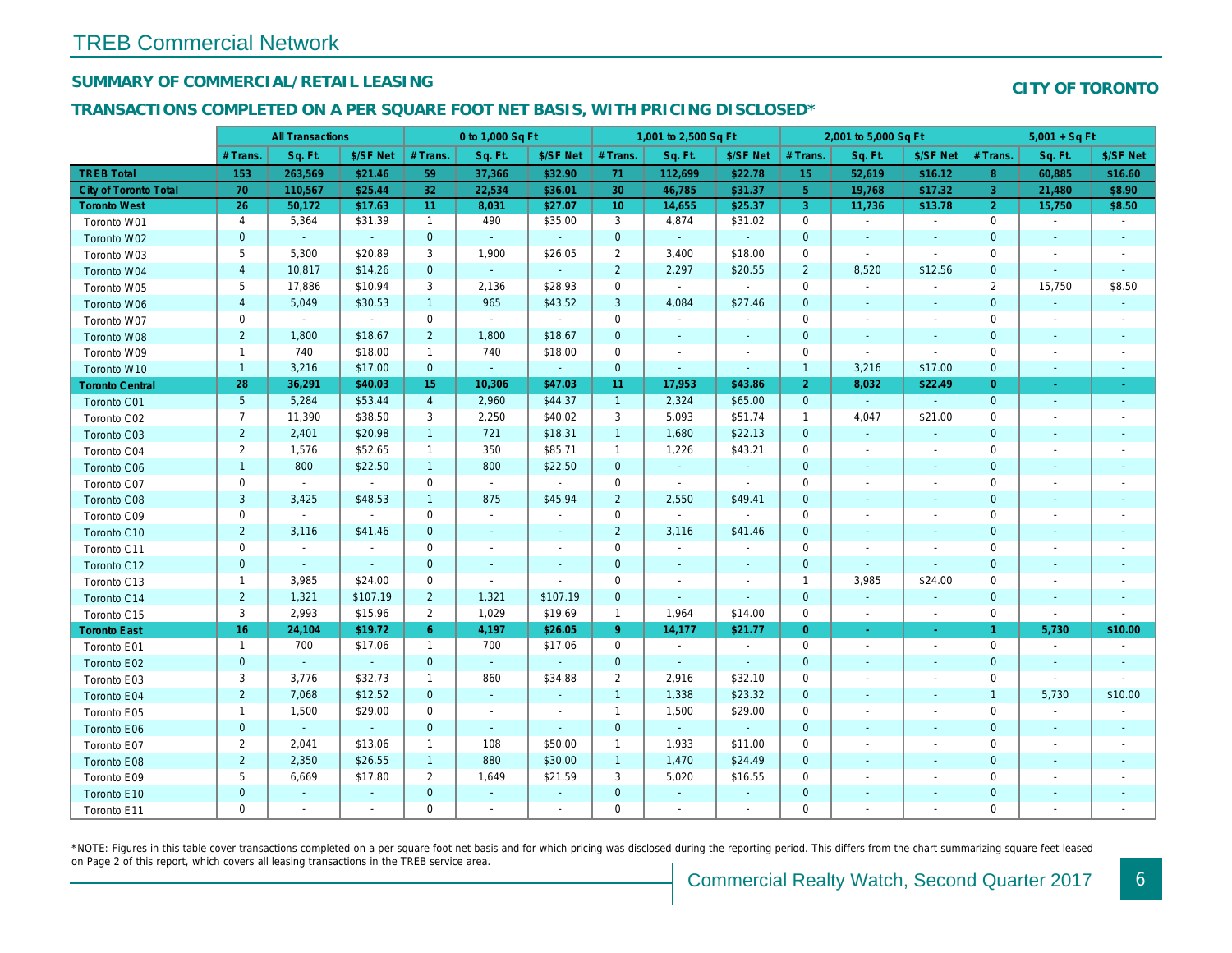# TREB Commercial Network

## SUMMARY OF COMMERCIAL/RETAIL LEASING

## CITY OF TORONTO

### TRANSACTIONS COMPLETED ON A PER SQUARE FOOT NET BASIS, WITH PRICING DISCLOSED*

| | All Transactions | | | 0 to 1,000 Sq Ft | | | 1,001 to 2,500 Sq Ft | | | 2,001 to 5,000 Sq Ft | | | 5,001 + Sq Ft | | |
|---|---|---|---|---|---|---|---|---|---|---|---|---|---|---|---|
| | # Trans. | Sq. Ft. | $/SF Net | # Trans. | Sq. Ft. | $/SF Net | # Trans. | Sq. Ft. | $/SF Net | # Trans. | Sq. Ft. | $/SF Net | # Trans. | Sq. Ft. | $/SF Net |
| **TREB Total** | **153** | **263,569** | **$21.46** | **59** | **37,366** | **$32.90** | **71** | **112,699** | **$22.78** | **15** | **52,619** | **$16.12** | **8** | **60,885** | **$16.60** |
| **City of Toronto Total** | **70** | **110,567** | **$25.44** | **32** | **22,534** | **$36.01** | **30** | **46,785** | **$31.37** | **5** | **19,768** | **$17.32** | **3** | **21,480** | **$8.90** |
| **Toronto West** | **26** | **50,172** | **$17.63** | **11** | **8,031** | **$27.07** | **10** | **14,655** | **$25.37** | **3** | **11,736** | **$13.78** | **2** | **15,750** | **$8.50** |
| Toronto W01 | 4 | 5,364 | $31.39 | 1 | 490 | $35.00 | 3 | 4,874 | $31.02 | 0 | - | - | 0 | - | - |
| Toronto W02 | 0 | - | - | 0 | - | - | 0 | - | - | 0 | - | - | 0 | - | - |
| Toronto W03 | 5 | 5,300 | $20.89 | 3 | 1,900 | $26.05 | 2 | 3,400 | $18.00 | 0 | - | - | 0 | - | - |
| Toronto W04 | 4 | 10,817 | $14.26 | 0 | - | - | 2 | 2,297 | $20.55 | 2 | 8,520 | $12.56 | 0 | - | - |
| Toronto W05 | 5 | 17,886 | $10.94 | 3 | 2,136 | $28.93 | 0 | - | - | 0 | - | - | 2 | 15,750 | $8.50 |
| Toronto W06 | 4 | 5,049 | $30.53 | 1 | 965 | $43.52 | 3 | 4,084 | $27.46 | 0 | - | - | 0 | - | - |
| Toronto W07 | 0 | - | - | 0 | - | - | 0 | - | - | 0 | - | - | 0 | - | - |
| Toronto W08 | 2 | 1,800 | $18.67 | 2 | 1,800 | $18.67 | 0 | - | - | 0 | - | - | 0 | - | - |
| Toronto W09 | 1 | 740 | $18.00 | 1 | 740 | $18.00 | 0 | - | - | 0 | - | - | 0 | - | - |
| Toronto W10 | 1 | 3,216 | $17.00 | 0 | - | - | 0 | - | - | 1 | 3,216 | $17.00 | 0 | - | - |
| **Toronto Central** | **28** | **36,291** | **$40.03** | **15** | **10,306** | **$47.03** | **11** | **17,953** | **$43.86** | **2** | **8,032** | **$22.49** | **0** | **-** | **-** |
| Toronto C01 | 5 | 5,284 | $53.44 | 4 | 2,960 | $44.37 | 1 | 2,324 | $65.00 | 0 | - | - | 0 | - | - |
| Toronto C02 | 7 | 11,390 | $38.50 | 3 | 2,250 | $40.02 | 3 | 5,093 | $51.74 | 1 | 4,047 | $21.00 | 0 | - | - |
| Toronto C03 | 2 | 2,401 | $20.98 | 1 | 721 | $18.31 | 1 | 1,680 | $22.13 | 0 | - | - | 0 | - | - |
| Toronto C04 | 2 | 1,576 | $52.65 | 1 | 350 | $85.71 | 1 | 1,226 | $43.21 | 0 | - | - | 0 | - | - |
| Toronto C06 | 1 | 800 | $22.50 | 1 | 800 | $22.50 | 0 | - | - | 0 | - | - | 0 | - | - |
| Toronto C07 | 0 | - | - | 0 | - | - | 0 | - | - | 0 | - | - | 0 | - | - |
| Toronto C08 | 3 | 3,425 | $48.53 | 1 | 875 | $45.94 | 2 | 2,550 | $49.41 | 0 | - | - | 0 | - | - |
| Toronto C09 | 0 | - | - | 0 | - | - | 0 | - | - | 0 | - | - | 0 | - | - |
| Toronto C10 | 2 | 3,116 | $41.46 | 0 | - | - | 2 | 3,116 | $41.46 | 0 | - | - | 0 | - | - |
| Toronto C11 | 0 | - | - | 0 | - | - | 0 | - | - | 0 | - | - | 0 | - | - |
| Toronto C12 | 0 | - | - | 0 | - | - | 0 | - | - | 0 | - | - | 0 | - | - |
| Toronto C13 | 1 | 3,985 | $24.00 | 0 | - | - | 0 | - | - | 1 | 3,985 | $24.00 | 0 | - | - |
| Toronto C14 | 2 | 1,321 | $107.19 | 2 | 1,321 | $107.19 | 0 | - | - | 0 | - | - | 0 | - | - |
| Toronto C15 | 3 | 2,993 | $15.96 | 2 | 1,029 | $19.69 | 1 | 1,964 | $14.00 | 0 | - | - | 0 | - | - |
| **Toronto East** | **16** | **24,104** | **$19.72** | **6** | **4,197** | **$26.05** | **9** | **14,177** | **$21.77** | **0** | **-** | **-** | **1** | **5,730** | **$10.00** |
| Toronto E01 | 1 | 700 | $17.06 | 1 | 700 | $17.06 | 0 | - | - | 0 | - | - | 0 | - | - |
| Toronto E02 | 0 | - | - | 0 | - | - | 0 | - | - | 0 | - | - | 0 | - | - |
| Toronto E03 | 3 | 3,776 | $32.73 | 1 | 860 | $34.88 | 2 | 2,916 | $32.10 | 0 | - | - | 0 | - | - |
| Toronto E04 | 2 | 7,068 | $12.52 | 0 | - | - | 1 | 1,338 | $23.32 | 0 | - | - | 1 | 5,730 | $10.00 |
| Toronto E05 | 1 | 1,500 | $29.00 | 0 | - | - | 1 | 1,500 | $29.00 | 0 | - | - | 0 | - | - |
| Toronto E06 | 0 | - | - | 0 | - | - | 0 | - | - | 0 | - | - | 0 | - | - |
| Toronto E07 | 2 | 2,041 | $13.06 | 1 | 108 | $50.00 | 1 | 1,933 | $11.00 | 0 | - | - | 0 | - | - |
| Toronto E08 | 2 | 2,350 | $26.55 | 1 | 880 | $30.00 | 1 | 1,470 | $24.49 | 0 | - | - | 0 | - | - |
| Toronto E09 | 5 | 6,669 | $17.80 | 2 | 1,649 | $21.59 | 3 | 5,020 | $16.55 | 0 | - | - | 0 | - | - |
| Toronto E10 | 0 | - | - | 0 | - | - | 0 | - | - | 0 | - | - | 0 | - | - |
| Toronto E11 | 0 | - | - | 0 | - | - | 0 | - | - | 0 | - | - | 0 | - | - |

*NOTE: Figures in this table cover transactions completed on a per square foot net basis and for which pricing was disclosed during the reporting period. This differs from the chart summarizing square feet leased on Page 2 of this report, which covers all leasing transactions in the TREB service area.

Commercial Realty Watch, Second Quarter 2017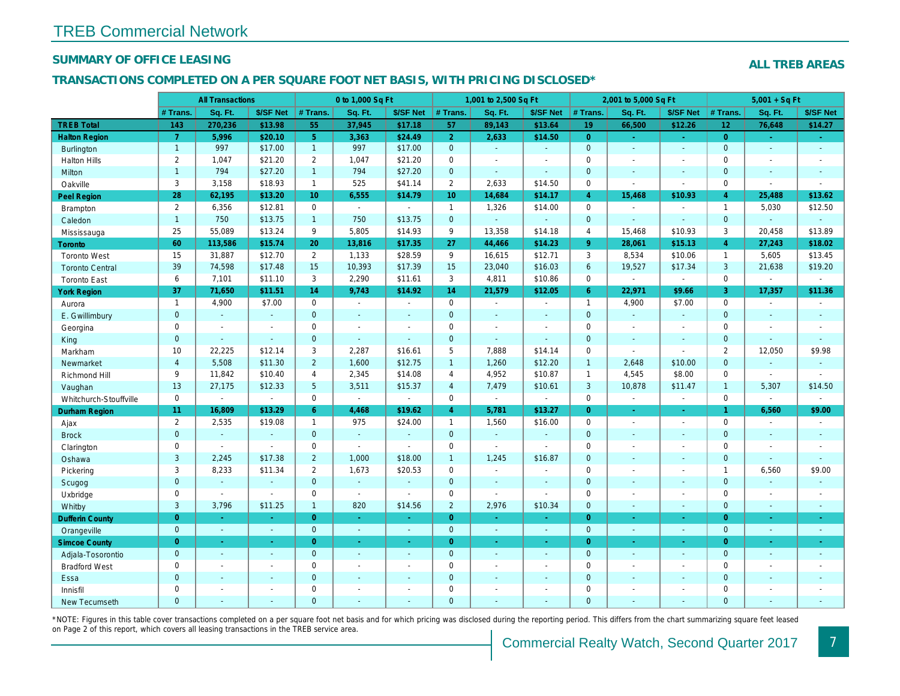# TREB Commercial Network

## SUMMARY OF OFFICE LEASING

**ALL TREB AREAS**

### TRANSACTIONS COMPLETED ON A PER SQUARE FOOT NET BASIS, WITH PRICING DISCLOSED*

| | All Transactions | | | 0 to 1,000 Sq Ft | | | 1,001 to 2,500 Sq Ft | | | 2,001 to 5,000 Sq Ft | | | 5,001 + Sq Ft | | |
|---|---|---|---|---|---|---|---|---|---|---|---|---|---|---|---|
| | # Trans. | Sq. Ft. | $/SF Net | # Trans. | Sq. Ft. | $/SF Net | # Trans. | Sq. Ft. | $/SF Net | # Trans. | Sq. Ft. | $/SF Net | # Trans. | Sq. Ft. | $/SF Net |
| **TREB Total** | **143** | **270,236** | **$13.98** | **55** | **37,945** | **$17.18** | **57** | **89,143** | **$13.64** | **19** | **66,500** | **$12.26** | **12** | **76,648** | **$14.27** |
| **Halton Region** | **7** | **5,996** | **$20.10** | **5** | **3,363** | **$24.49** | **2** | **2,633** | **$14.50** | **0** | **-** | **-** | **0** | **-** | **-** |
| Burlington | 1 | 997 | $17.00 | 1 | 997 | $17.00 | 0 | - | - | 0 | - | - | 0 | - | - |
| Halton Hills | 2 | 1,047 | $21.20 | 2 | 1,047 | $21.20 | 0 | - | - | 0 | - | - | 0 | - | - |
| Milton | 1 | 794 | $27.20 | 1 | 794 | $27.20 | 0 | - | - | 0 | - | - | 0 | - | - |
| Oakville | 3 | 3,158 | $18.93 | 1 | 525 | $41.14 | 2 | 2,633 | $14.50 | 0 | - | - | 0 | - | - |
| **Peel Region** | **28** | **62,195** | **$13.20** | **10** | **6,555** | **$14.79** | **10** | **14,684** | **$14.17** | **4** | **15,468** | **$10.93** | **4** | **25,488** | **$13.62** |
| Brampton | 2 | 6,356 | $12.81 | 0 | - | - | 1 | 1,326 | $14.00 | 0 | - | - | 1 | 5,030 | $12.50 |
| Caledon | 1 | 750 | $13.75 | 1 | 750 | $13.75 | 0 | - | - | 0 | - | - | 0 | - | - |
| Mississauga | 25 | 55,089 | $13.24 | 9 | 5,805 | $14.93 | 9 | 13,358 | $14.18 | 4 | 15,468 | $10.93 | 3 | 20,458 | $13.89 |
| **Toronto** | **60** | **113,586** | **$15.74** | **20** | **13,816** | **$17.35** | **27** | **44,466** | **$14.23** | **9** | **28,061** | **$15.13** | **4** | **27,243** | **$18.02** |
| Toronto West | 15 | 31,887 | $12.70 | 2 | 1,133 | $28.59 | 9 | 16,615 | $12.71 | 3 | 8,534 | $10.06 | 1 | 5,605 | $13.45 |
| Toronto Central | 39 | 74,598 | $17.48 | 15 | 10,393 | $17.39 | 15 | 23,040 | $16.03 | 6 | 19,527 | $17.34 | 3 | 21,638 | $19.20 |
| Toronto East | 6 | 7,101 | $11.10 | 3 | 2,290 | $11.61 | 3 | 4,811 | $10.86 | 0 | - | - | 0 | - | - |
| **York Region** | **37** | **71,650** | **$11.51** | **14** | **9,743** | **$14.92** | **14** | **21,579** | **$12.05** | **6** | **22,971** | **$9.66** | **3** | **17,357** | **$11.36** |
| Aurora | 1 | 4,900 | $7.00 | 0 | - | - | 0 | - | - | 1 | 4,900 | $7.00 | 0 | - | - |
| E. Gwillimbury | 0 | - | - | 0 | - | - | 0 | - | - | 0 | - | - | 0 | - | - |
| Georgina | 0 | - | - | 0 | - | - | 0 | - | - | 0 | - | - | 0 | - | - |
| King | 0 | - | - | 0 | - | - | 0 | - | - | 0 | - | - | 0 | - | - |
| Markham | 10 | 22,225 | $12.14 | 3 | 2,287 | $16.61 | 5 | 7,888 | $14.14 | 0 | - | - | 2 | 12,050 | $9.98 |
| Newmarket | 4 | 5,508 | $11.30 | 2 | 1,600 | $12.75 | 1 | 1,260 | $12.20 | 1 | 2,648 | $10.00 | 0 | - | - |
| Richmond Hill | 9 | 11,842 | $10.40 | 4 | 2,345 | $14.08 | 4 | 4,952 | $10.87 | 1 | 4,545 | $8.00 | 0 | - | - |
| Vaughan | 13 | 27,175 | $12.33 | 5 | 3,511 | $15.37 | 4 | 7,479 | $10.61 | 3 | 10,878 | $11.47 | 1 | 5,307 | $14.50 |
| Whitchurch-Stouffville | 0 | - | - | 0 | - | - | 0 | - | - | 0 | - | - | 0 | - | - |
| **Durham Region** | **11** | **16,809** | **$13.29** | **6** | **4,468** | **$19.62** | **4** | **5,781** | **$13.27** | **0** | **-** | **-** | **1** | **6,560** | **$9.00** |
| Ajax | 2 | 2,535 | $19.08 | 1 | 975 | $24.00 | 1 | 1,560 | $16.00 | 0 | - | - | 0 | - | - |
| Brock | 0 | - | - | 0 | - | - | 0 | - | - | 0 | - | - | 0 | - | - |
| Clarington | 0 | - | - | 0 | - | - | 0 | - | - | 0 | - | - | 0 | - | - |
| Oshawa | 3 | 2,245 | $17.38 | 2 | 1,000 | $18.00 | 1 | 1,245 | $16.87 | 0 | - | - | 0 | - | - |
| Pickering | 3 | 8,233 | $11.34 | 2 | 1,673 | $20.53 | 0 | - | - | 0 | - | - | 1 | 6,560 | $9.00 |
| Scugog | 0 | - | - | 0 | - | - | 0 | - | - | 0 | - | - | 0 | - | - |
| Uxbridge | 0 | - | - | 0 | - | - | 0 | - | - | 0 | - | - | 0 | - | - |
| Whitby | 3 | 3,796 | $11.25 | 1 | 820 | $14.56 | 2 | 2,976 | $10.34 | 0 | - | - | 0 | - | - |
| **Dufferin County** | **0** | **-** | **-** | **0** | **-** | **-** | **0** | **-** | **-** | **0** | **-** | **-** | **0** | **-** | **-** |
| Orangeville | 0 | - | - | 0 | - | - | 0 | - | - | 0 | - | - | 0 | - | - |
| **Simcoe County** | **0** | **-** | **-** | **0** | **-** | **-** | **0** | **-** | **-** | **0** | **-** | **-** | **0** | **-** | **-** |
| Adjala-Tosorontio | 0 | - | - | 0 | - | - | 0 | - | - | 0 | - | - | 0 | - | - |
| Bradford West | 0 | - | - | 0 | - | - | 0 | - | - | 0 | - | - | 0 | - | - |
| Essa | 0 | - | - | 0 | - | - | 0 | - | - | 0 | - | - | 0 | - | - |
| Innisfil | 0 | - | - | 0 | - | - | 0 | - | - | 0 | - | - | 0 | - | - |
| New Tecumseth | 0 | - | - | 0 | - | - | 0 | - | - | 0 | - | - | 0 | - | - |

*NOTE: Figures in this table cover transactions completed on a per square foot net basis and for which pricing was disclosed during the reporting period. This differs from the chart summarizing square feet leased on Page 2 of this report, which covers all leasing transactions in the TREB service area.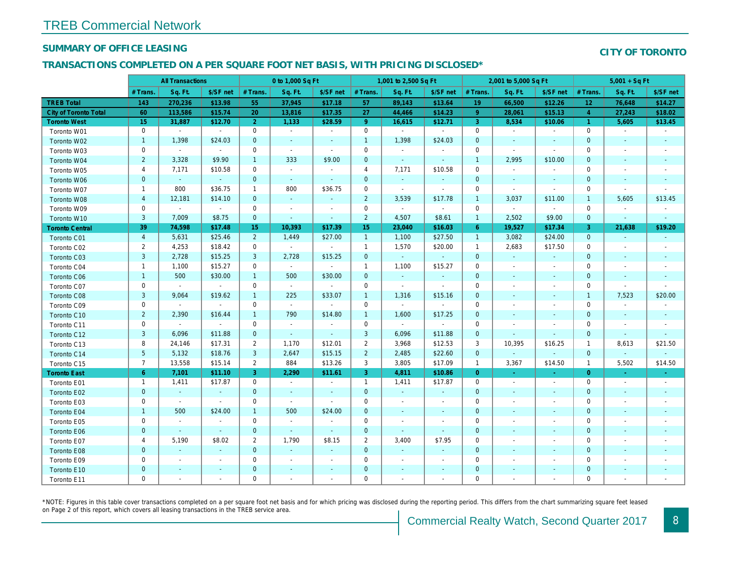## TREB Commercial Network

### SUMMARY OF OFFICE LEASING

### CITY OF TORONTO

### TRANSACTIONS COMPLETED ON A PER SQUARE FOOT NET BASIS, WITH PRICING DISCLOSED*

| | All Transactions | | | 0 to 1,000 Sq Ft | | | 1,001 to 2,500 Sq Ft | | | 2,001 to 5,000 Sq Ft | | | 5,001 + Sq Ft | | |
|---|---|---|---|---|---|---|---|---|---|---|---|---|---|---|---|
| | # Trans. | Sq. Ft. | $/SF net | # Trans. | Sq. Ft. | $/SF net | # Trans. | Sq. Ft. | $/SF net | # Trans. | Sq. Ft. | $/SF net | # Trans. | Sq. Ft. | $/SF net |
| **TREB Total** | **143** | **270,236** | **$13.98** | **55** | **37,945** | **$17.18** | **57** | **89,143** | **$13.64** | **19** | **66,500** | **$12.26** | **12** | **76,648** | **$14.27** |
| **City of Toronto Total** | **60** | **113,586** | **$15.74** | **20** | **13,816** | **$17.35** | **27** | **44,466** | **$14.23** | **9** | **28,061** | **$15.13** | **4** | **27,243** | **$18.02** |
| **Toronto West** | **15** | **31,887** | **$12.70** | **2** | **1,133** | **$28.59** | **9** | **16,615** | **$12.71** | **3** | **8,534** | **$10.06** | **1** | **5,605** | **$13.45** |
| Toronto W01 | 0 | - | - | 0 | - | - | 0 | - | - | 0 | - | - | 0 | - | - |
| Toronto W02 | 1 | 1,398 | $24.03 | 0 | - | - | 1 | 1,398 | $24.03 | 0 | - | - | 0 | - | - |
| Toronto W03 | 0 | - | - | 0 | - | - | 0 | - | - | 0 | - | - | 0 | - | - |
| Toronto W04 | 2 | 3,328 | $9.90 | 1 | 333 | $9.00 | 0 | - | - | 1 | 2,995 | $10.00 | 0 | - | - |
| Toronto W05 | 4 | 7,171 | $10.58 | 0 | - | - | 4 | 7,171 | $10.58 | 0 | - | - | 0 | - | - |
| Toronto W06 | 0 | - | - | 0 | - | - | 0 | - | - | 0 | - | - | 0 | - | - |
| Toronto W07 | 1 | 800 | $36.75 | 1 | 800 | $36.75 | 0 | - | - | 0 | - | - | 0 | - | - |
| Toronto W08 | 4 | 12,181 | $14.10 | 0 | - | - | 2 | 3,539 | $17.78 | 1 | 3,037 | $11.00 | 1 | 5,605 | $13.45 |
| Toronto W09 | 0 | - | - | 0 | - | - | 0 | - | - | 0 | - | - | 0 | - | - |
| Toronto W10 | 3 | 7,009 | $8.75 | 0 | - | - | 2 | 4,507 | $8.61 | 1 | 2,502 | $9.00 | 0 | - | - |
| **Toronto Central** | **39** | **74,598** | **$17.48** | **15** | **10,393** | **$17.39** | **15** | **23,040** | **$16.03** | **6** | **19,527** | **$17.34** | **3** | **21,638** | **$19.20** |
| Toronto C01 | 4 | 5,631 | $25.46 | 2 | 1,449 | $27.00 | 1 | 1,100 | $27.50 | 1 | 3,082 | $24.00 | 0 | - | - |
| Toronto C02 | 2 | 4,253 | $18.42 | 0 | - | - | 1 | 1,570 | $20.00 | 1 | 2,683 | $17.50 | 0 | - | - |
| Toronto C03 | 3 | 2,728 | $15.25 | 3 | 2,728 | $15.25 | 0 | - | - | 0 | - | - | 0 | - | - |
| Toronto C04 | 1 | 1,100 | $15.27 | 0 | - | - | 1 | 1,100 | $15.27 | 0 | - | - | 0 | - | - |
| Toronto C06 | 1 | 500 | $30.00 | 1 | 500 | $30.00 | 0 | - | - | 0 | - | - | 0 | - | - |
| Toronto C07 | 0 | - | - | 0 | - | - | 0 | - | - | 0 | - | - | 0 | - | - |
| Toronto C08 | 3 | 9,064 | $19.62 | 1 | 225 | $33.07 | 1 | 1,316 | $15.16 | 0 | - | - | 1 | 7,523 | $20.00 |
| Toronto C09 | 0 | - | - | 0 | - | - | 0 | - | - | 0 | - | - | 0 | - | - |
| Toronto C10 | 2 | 2,390 | $16.44 | 1 | 790 | $14.80 | 1 | 1,600 | $17.25 | 0 | - | - | 0 | - | - |
| Toronto C11 | 0 | - | - | 0 | - | - | 0 | - | - | 0 | - | - | 0 | - | - |
| Toronto C12 | 3 | 6,096 | $11.88 | 0 | - | - | 3 | 6,096 | $11.88 | 0 | - | - | 0 | - | - |
| Toronto C13 | 8 | 24,146 | $17.31 | 2 | 1,170 | $12.01 | 2 | 3,968 | $12.53 | 3 | 10,395 | $16.25 | 1 | 8,613 | $21.50 |
| Toronto C14 | 5 | 5,132 | $18.76 | 3 | 2,647 | $15.15 | 2 | 2,485 | $22.60 | 0 | - | - | 0 | - | - |
| Toronto C15 | 7 | 13,558 | $15.14 | 2 | 884 | $13.26 | 3 | 3,805 | $17.09 | 1 | 3,367 | $14.50 | 1 | 5,502 | $14.50 |
| **Toronto East** | **6** | **7,101** | **$11.10** | **3** | **2,290** | **$11.61** | **3** | **4,811** | **$10.86** | **0** | **-** | **-** | **0** | **-** | **-** |
| Toronto E01 | 1 | 1,411 | $17.87 | 0 | - | - | 1 | 1,411 | $17.87 | 0 | - | - | 0 | - | - |
| Toronto E02 | 0 | - | - | 0 | - | - | 0 | - | - | 0 | - | - | 0 | - | - |
| Toronto E03 | 0 | - | - | 0 | - | - | 0 | - | - | 0 | - | - | 0 | - | - |
| Toronto E04 | 1 | 500 | $24.00 | 1 | 500 | $24.00 | 0 | - | - | 0 | - | - | 0 | - | - |
| Toronto E05 | 0 | - | - | 0 | - | - | 0 | - | - | 0 | - | - | 0 | - | - |
| Toronto E06 | 0 | - | - | 0 | - | - | 0 | - | - | 0 | - | - | 0 | - | - |
| Toronto E07 | 4 | 5,190 | $8.02 | 2 | 1,790 | $8.15 | 2 | 3,400 | $7.95 | 0 | - | - | 0 | - | - |
| Toronto E08 | 0 | - | - | 0 | - | - | 0 | - | - | 0 | - | - | 0 | - | - |
| Toronto E09 | 0 | - | - | 0 | - | - | 0 | - | - | 0 | - | - | 0 | - | - |
| Toronto E10 | 0 | - | - | 0 | - | - | 0 | - | - | 0 | - | - | 0 | - | - |
| Toronto E11 | 0 | - | - | 0 | - | - | 0 | - | - | 0 | - | - | 0 | - | - |

*NOTE: Figures in this table cover transactions completed on a per square foot net basis and for which pricing was disclosed during the reporting period. This differs from the chart summarizing square feet leased on Page 2 of this report, which covers all leasing transactions in the TREB service area.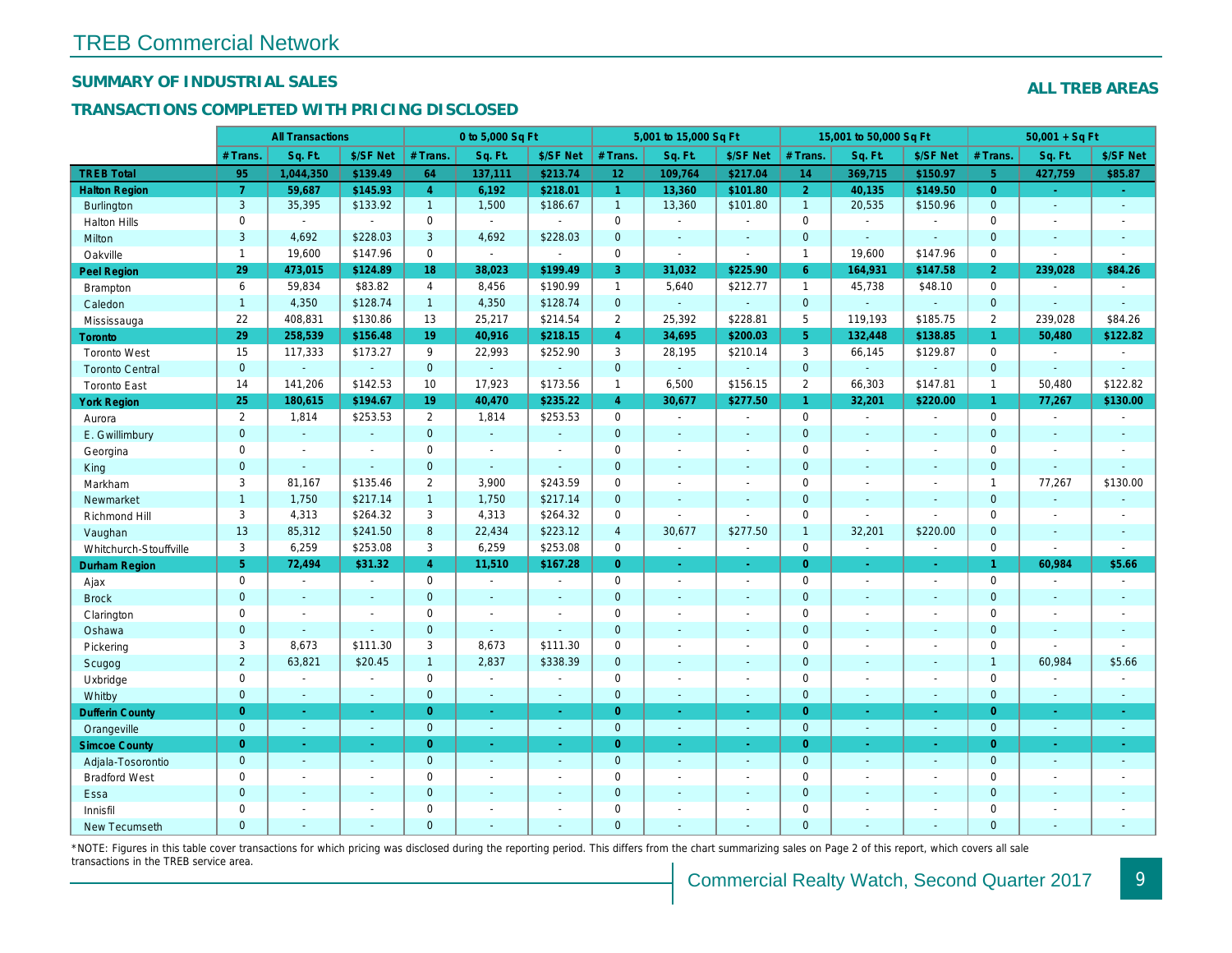# TREB Commercial Network

## SUMMARY OF INDUSTRIAL SALES

## TRANSACTIONS COMPLETED WITH PRICING DISCLOSED

**ALL TREB AREAS**

| | All Transactions | | | 0 to 5,000 Sq Ft | | | 5,001 to 15,000 Sq Ft | | | 15,001 to 50,000 Sq Ft | | | 50,001 + Sq Ft | | |
|---|---|---|---|---|---|---|---|---|---|---|---|---|---|---|---|
| | # Trans. | Sq. Ft. | $/SF Net | # Trans. | Sq. Ft. | $/SF Net | # Trans. | Sq. Ft. | $/SF Net | # Trans. | Sq. Ft. | $/SF Net | # Trans. | Sq. Ft. | $/SF Net |
| **TREB Total** | **95** | **1,044,350** | **$139.49** | **64** | **137,111** | **$213.74** | **12** | **109,764** | **$217.04** | **14** | **369,715** | **$150.97** | **5** | **427,759** | **$85.87** |
| **Halton Region** | **7** | **59,687** | **$145.93** | **4** | **6,192** | **$218.01** | **1** | **13,360** | **$101.80** | **2** | **40,135** | **$149.50** | **0** | **-** | **-** |
| Burlington | 3 | 35,395 | $133.92 | 1 | 1,500 | $186.67 | 1 | 13,360 | $101.80 | 1 | 20,535 | $150.96 | 0 | - | - |
| Halton Hills | 0 | - | - | 0 | - | - | 0 | - | - | 0 | - | - | 0 | - | - |
| Milton | 3 | 4,692 | $228.03 | 3 | 4,692 | $228.03 | 0 | - | - | 0 | - | - | 0 | - | - |
| Oakville | 1 | 19,600 | $147.96 | 0 | - | - | 0 | - | - | 1 | 19,600 | $147.96 | 0 | - | - |
| **Peel Region** | **29** | **473,015** | **$124.89** | **18** | **38,023** | **$199.49** | **3** | **31,032** | **$225.90** | **6** | **164,931** | **$147.58** | **2** | **239,028** | **$84.26** |
| Brampton | 6 | 59,834 | $83.82 | 4 | 8,456 | $190.99 | 1 | 5,640 | $212.77 | 1 | 45,738 | $48.10 | 0 | - | - |
| Caledon | 1 | 4,350 | $128.74 | 1 | 4,350 | $128.74 | 0 | - | - | 0 | - | - | 0 | - | - |
| Mississauga | 22 | 408,831 | $130.86 | 13 | 25,217 | $214.54 | 2 | 25,392 | $228.81 | 5 | 119,193 | $185.75 | 2 | 239,028 | $84.26 |
| **Toronto** | **29** | **258,539** | **$156.48** | **19** | **40,916** | **$218.15** | **4** | **34,695** | **$200.03** | **5** | **132,448** | **$138.85** | **1** | **50,480** | **$122.82** |
| Toronto West | 15 | 117,333 | $173.27 | 9 | 22,993 | $252.90 | 3 | 28,195 | $210.14 | 3 | 66,145 | $129.87 | 0 | - | - |
| Toronto Central | 0 | - | - | 0 | - | - | 0 | - | - | 0 | - | - | 0 | - | - |
| Toronto East | 14 | 141,206 | $142.53 | 10 | 17,923 | $173.56 | 1 | 6,500 | $156.15 | 2 | 66,303 | $147.81 | 1 | 50,480 | $122.82 |
| **York Region** | **25** | **180,615** | **$194.67** | **19** | **40,470** | **$235.22** | **4** | **30,677** | **$277.50** | **1** | **32,201** | **$220.00** | **1** | **77,267** | **$130.00** |
| Aurora | 2 | 1,814 | $253.53 | 2 | 1,814 | $253.53 | 0 | - | - | 0 | - | - | 0 | - | - |
| E. Gwillimbury | 0 | - | - | 0 | - | - | 0 | - | - | 0 | - | - | 0 | - | - |
| Georgina | 0 | - | - | 0 | - | - | 0 | - | - | 0 | - | - | 0 | - | - |
| King | 0 | - | - | 0 | - | - | 0 | - | - | 0 | - | - | 0 | - | - |
| Markham | 3 | 81,167 | $135.46 | 2 | 3,900 | $243.59 | 0 | - | - | 0 | - | - | 1 | 77,267 | $130.00 |
| Newmarket | 1 | 1,750 | $217.14 | 1 | 1,750 | $217.14 | 0 | - | - | 0 | - | - | 0 | - | - |
| Richmond Hill | 3 | 4,313 | $264.32 | 3 | 4,313 | $264.32 | 0 | - | - | 0 | - | - | 0 | - | - |
| Vaughan | 13 | 85,312 | $241.50 | 8 | 22,434 | $223.12 | 4 | 30,677 | $277.50 | 1 | 32,201 | $220.00 | 0 | - | - |
| Whitchurch-Stouffville | 3 | 6,259 | $253.08 | 3 | 6,259 | $253.08 | 0 | - | - | 0 | - | - | 0 | - | - |
| **Durham Region** | **5** | **72,494** | **$31.32** | **4** | **11,510** | **$167.28** | **0** | **-** | **-** | **0** | **-** | **-** | **1** | **60,984** | **$5.66** |
| Ajax | 0 | - | - | 0 | - | - | 0 | - | - | 0 | - | - | 0 | - | - |
| Brock | 0 | - | - | 0 | - | - | 0 | - | - | 0 | - | - | 0 | - | - |
| Clarington | 0 | - | - | 0 | - | - | 0 | - | - | 0 | - | - | 0 | - | - |
| Oshawa | 0 | - | - | 0 | - | - | 0 | - | - | 0 | - | - | 0 | - | - |
| Pickering | 3 | 8,673 | $111.30 | 3 | 8,673 | $111.30 | 0 | - | - | 0 | - | - | 0 | - | - |
| Scugog | 2 | 63,821 | $20.45 | 1 | 2,837 | $338.39 | 0 | - | - | 0 | - | - | 1 | 60,984 | $5.66 |
| Uxbridge | 0 | - | - | 0 | - | - | 0 | - | - | 0 | - | - | 0 | - | - |
| Whitby | 0 | - | - | 0 | - | - | 0 | - | - | 0 | - | - | 0 | - | - |
| **Dufferin County** | **0** | **-** | **-** | **0** | **-** | **-** | **0** | **-** | **-** | **0** | **-** | **-** | **0** | **-** | **-** |
| Orangeville | 0 | - | - | 0 | - | - | 0 | - | - | 0 | - | - | 0 | - | - |
| **Simcoe County** | **0** | **-** | **-** | **0** | **-** | **-** | **0** | **-** | **-** | **0** | **-** | **-** | **0** | **-** | **-** |
| Adjala-Tosorontio | 0 | - | - | 0 | - | - | 0 | - | - | 0 | - | - | 0 | - | - |
| Bradford West | 0 | - | - | 0 | - | - | 0 | - | - | 0 | - | - | 0 | - | - |
| Essa | 0 | - | - | 0 | - | - | 0 | - | - | 0 | - | - | 0 | - | - |
| Innisfil | 0 | - | - | 0 | - | - | 0 | - | - | 0 | - | - | 0 | - | - |
| New Tecumseth | 0 | - | - | 0 | - | - | 0 | - | - | 0 | - | - | 0 | - | - |

*NOTE: Figures in this table cover transactions for which pricing was disclosed during the reporting period. This differs from the chart summarizing sales on Page 2 of this report, which covers all sale transactions in the TREB service area.

Commercial Realty Watch, Second Quarter 2017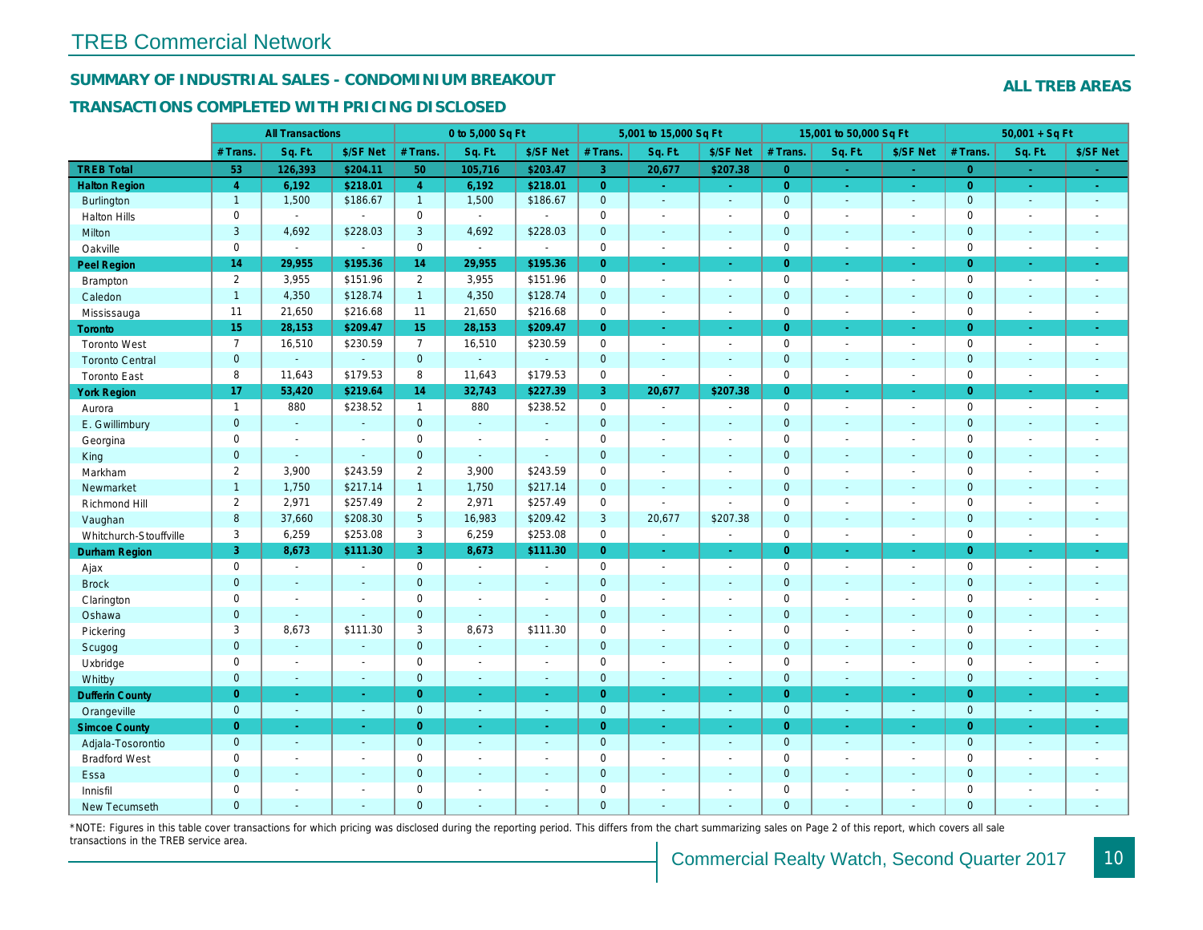# TREB Commercial Network

## SUMMARY OF INDUSTRIAL SALES - CONDOMINIUM BREAKOUT

## TRANSACTIONS COMPLETED WITH PRICING DISCLOSED

**ALL TREB AREAS**

| | All Transactions | | | 0 to 5,000 Sq Ft | | | 5,001 to 15,000 Sq Ft | | | 15,001 to 50,000 Sq Ft | | | 50,001 + Sq Ft | | |
|---|---|---|---|---|---|---|---|---|---|---|---|---|---|---|---|
| | # Trans. | Sq. Ft. | $/SF Net | # Trans. | Sq. Ft. | $/SF Net | # Trans. | Sq. Ft. | $/SF Net | # Trans. | Sq. Ft. | $/SF Net | # Trans. | Sq. Ft. | $/SF Net |
| **TREB Total** | **53** | **126,393** | **$204.11** | **50** | **105,716** | **$203.47** | **3** | **20,677** | **$207.38** | **0** | **-** | **-** | **0** | **-** | **-** |
| **Halton Region** | **4** | **6,192** | **$218.01** | **4** | **6,192** | **$218.01** | **0** | **-** | **-** | **0** | **-** | **-** | **0** | **-** | **-** |
| Burlington | 1 | 1,500 | $186.67 | 1 | 1,500 | $186.67 | 0 | - | - | 0 | - | - | 0 | - | - |
| Halton Hills | 0 | - | - | 0 | - | - | 0 | - | - | 0 | - | - | 0 | - | - |
| Milton | 3 | 4,692 | $228.03 | 3 | 4,692 | $228.03 | 0 | - | - | 0 | - | - | 0 | - | - |
| Oakville | 0 | - | - | 0 | - | - | 0 | - | - | 0 | - | - | 0 | - | - |
| **Peel Region** | **14** | **29,955** | **$195.36** | **14** | **29,955** | **$195.36** | **0** | **-** | **-** | **0** | **-** | **-** | **0** | **-** | **-** |
| Brampton | 2 | 3,955 | $151.96 | 2 | 3,955 | $151.96 | 0 | - | - | 0 | - | - | 0 | - | - |
| Caledon | 1 | 4,350 | $128.74 | 1 | 4,350 | $128.74 | 0 | - | - | 0 | - | - | 0 | - | - |
| Mississauga | 11 | 21,650 | $216.68 | 11 | 21,650 | $216.68 | 0 | - | - | 0 | - | - | 0 | - | - |
| **Toronto** | **15** | **28,153** | **$209.47** | **15** | **28,153** | **$209.47** | **0** | **-** | **-** | **0** | **-** | **-** | **0** | **-** | **-** |
| Toronto West | 7 | 16,510 | $230.59 | 7 | 16,510 | $230.59 | 0 | - | - | 0 | - | - | 0 | - | - |
| Toronto Central | 0 | - | - | 0 | - | - | 0 | - | - | 0 | - | - | 0 | - | - |
| Toronto East | 8 | 11,643 | $179.53 | 8 | 11,643 | $179.53 | 0 | - | - | 0 | - | - | 0 | - | - |
| **York Region** | **17** | **53,420** | **$219.64** | **14** | **32,743** | **$227.39** | **3** | **20,677** | **$207.38** | **0** | **-** | **-** | **0** | **-** | **-** |
| Aurora | 1 | 880 | $238.52 | 1 | 880 | $238.52 | 0 | - | - | 0 | - | - | 0 | - | - |
| E. Gwillimbury | 0 | - | - | 0 | - | - | 0 | - | - | 0 | - | - | 0 | - | - |
| Georgina | 0 | - | - | 0 | - | - | 0 | - | - | 0 | - | - | 0 | - | - |
| King | 0 | - | - | 0 | - | - | 0 | - | - | 0 | - | - | 0 | - | - |
| Markham | 2 | 3,900 | $243.59 | 2 | 3,900 | $243.59 | 0 | - | - | 0 | - | - | 0 | - | - |
| Newmarket | 1 | 1,750 | $217.14 | 1 | 1,750 | $217.14 | 0 | - | - | 0 | - | - | 0 | - | - |
| Richmond Hill | 2 | 2,971 | $257.49 | 2 | 2,971 | $257.49 | 0 | - | - | 0 | - | - | 0 | - | - |
| Vaughan | 8 | 37,660 | $208.30 | 5 | 16,983 | $209.42 | 3 | 20,677 | $207.38 | 0 | - | - | 0 | - | - |
| Whitchurch-Stouffville | 3 | 6,259 | $253.08 | 3 | 6,259 | $253.08 | 0 | - | - | 0 | - | - | 0 | - | - |
| **Durham Region** | **3** | **8,673** | **$111.30** | **3** | **8,673** | **$111.30** | **0** | **-** | **-** | **0** | **-** | **-** | **0** | **-** | **-** |
| Ajax | 0 | - | - | 0 | - | - | 0 | - | - | 0 | - | - | 0 | - | - |
| Brock | 0 | - | - | 0 | - | - | 0 | - | - | 0 | - | - | 0 | - | - |
| Clarington | 0 | - | - | 0 | - | - | 0 | - | - | 0 | - | - | 0 | - | - |
| Oshawa | 0 | - | - | 0 | - | - | 0 | - | - | 0 | - | - | 0 | - | - |
| Pickering | 3 | 8,673 | $111.30 | 3 | 8,673 | $111.30 | 0 | - | - | 0 | - | - | 0 | - | - |
| Scugog | 0 | - | - | 0 | - | - | 0 | - | - | 0 | - | - | 0 | - | - |
| Uxbridge | 0 | - | - | 0 | - | - | 0 | - | - | 0 | - | - | 0 | - | - |
| Whitby | 0 | - | - | 0 | - | - | 0 | - | - | 0 | - | - | 0 | - | - |
| **Dufferin County** | **0** | **-** | **-** | **0** | **-** | **-** | **0** | **-** | **-** | **0** | **-** | **-** | **0** | **-** | **-** |
| Orangeville | 0 | - | - | 0 | - | - | 0 | - | - | 0 | - | - | 0 | - | - |
| **Simcoe County** | **0** | **-** | **-** | **0** | **-** | **-** | **0** | **-** | **-** | **0** | **-** | **-** | **0** | **-** | **-** |
| Adjala-Tosorontio | 0 | - | - | 0 | - | - | 0 | - | - | 0 | - | - | 0 | - | - |
| Bradford West | 0 | - | - | 0 | - | - | 0 | - | - | 0 | - | - | 0 | - | - |
| Essa | 0 | - | - | 0 | - | - | 0 | - | - | 0 | - | - | 0 | - | - |
| Innisfil | 0 | - | - | 0 | - | - | 0 | - | - | 0 | - | - | 0 | - | - |
| New Tecumseth | 0 | - | - | 0 | - | - | 0 | - | - | 0 | - | - | 0 | - | - |

*NOTE: Figures in this table cover transactions for which pricing was disclosed during the reporting period. This differs from the chart summarizing sales on Page 2 of this report, which covers all sale transactions in the TREB service area.

Commercial Realty Watch, Second Quarter 2017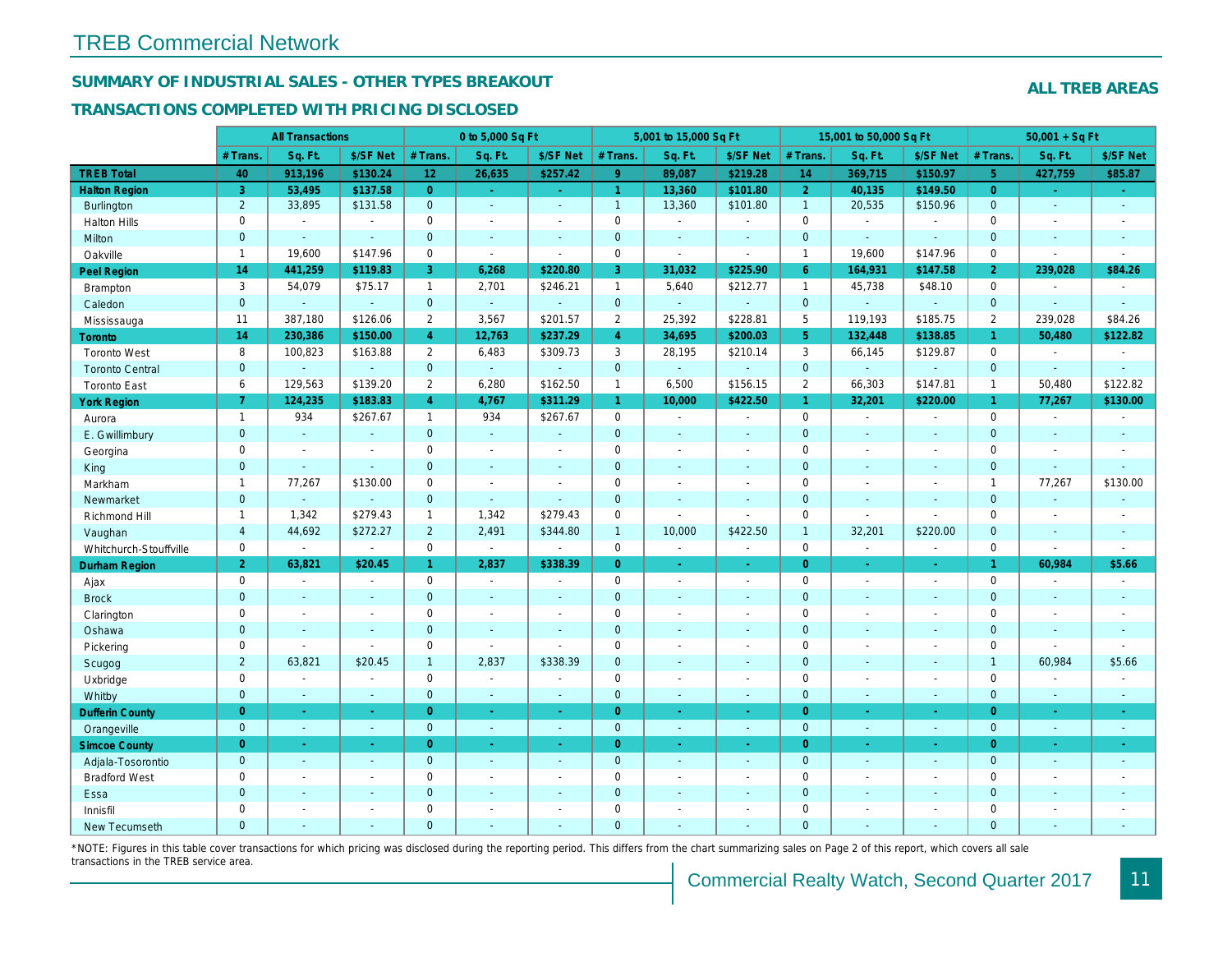TREB Commercial Network

## SUMMARY OF INDUSTRIAL SALES - OTHER TYPES BREAKOUT

## TRANSACTIONS COMPLETED WITH PRICING DISCLOSED

**ALL TREB AREAS**

| | All Transactions | | | 0 to 5,000 Sq Ft | | | 5,001 to 15,000 Sq Ft | | | 15,001 to 50,000 Sq Ft | | | 50,001 + Sq Ft | | |
|---|---|---|---|---|---|---|---|---|---|---|---|---|---|---|---|
| | # Trans. | Sq. Ft. | $/SF Net | # Trans. | Sq. Ft. | $/SF Net | # Trans. | Sq. Ft. | $/SF Net | # Trans. | Sq. Ft. | $/SF Net | # Trans. | Sq. Ft. | $/SF Net |
| **TREB Total** | **40** | **913,196** | **$130.24** | **12** | **26,635** | **$257.42** | **9** | **89,087** | **$219.28** | **14** | **369,715** | **$150.97** | **5** | **427,759** | **$85.87** |
| **Halton Region** | **3** | **53,495** | **$137.58** | **0** | **-** | **-** | **1** | **13,360** | **$101.80** | **2** | **40,135** | **$149.50** | **0** | **-** | **-** |
| Burlington | 2 | 33,895 | $131.58 | 0 | - | - | 1 | 13,360 | $101.80 | 1 | 20,535 | $150.96 | 0 | - | - |
| Halton Hills | 0 | - | - | 0 | - | - | 0 | - | - | 0 | - | - | 0 | - | - |
| Milton | 0 | - | - | 0 | - | - | 0 | - | - | 0 | - | - | 0 | - | - |
| Oakville | 1 | 19,600 | $147.96 | 0 | - | - | 0 | - | - | 1 | 19,600 | $147.96 | 0 | - | - |
| **Peel Region** | **14** | **441,259** | **$119.83** | **3** | **6,268** | **$220.80** | **3** | **31,032** | **$225.90** | **6** | **164,931** | **$147.58** | **2** | **239,028** | **$84.26** |
| Brampton | 3 | 54,079 | $75.17 | 1 | 2,701 | $246.21 | 1 | 5,640 | $212.77 | 1 | 45,738 | $48.10 | 0 | - | - |
| Caledon | 0 | - | - | 0 | - | - | 0 | - | - | 0 | - | - | 0 | - | - |
| Mississauga | 11 | 387,180 | $126.06 | 2 | 3,567 | $201.57 | 2 | 25,392 | $228.81 | 5 | 119,193 | $185.75 | 2 | 239,028 | $84.26 |
| **Toronto** | **14** | **230,386** | **$150.00** | **4** | **12,763** | **$237.29** | **4** | **34,695** | **$200.03** | **5** | **132,448** | **$138.85** | **1** | **50,480** | **$122.82** |
| Toronto West | 8 | 100,823 | $163.88 | 2 | 6,483 | $309.73 | 3 | 28,195 | $210.14 | 3 | 66,145 | $129.87 | 0 | - | - |
| Toronto Central | 0 | - | - | 0 | - | - | 0 | - | - | 0 | - | - | 0 | - | - |
| Toronto East | 6 | 129,563 | $139.20 | 2 | 6,280 | $162.50 | 1 | 6,500 | $156.15 | 2 | 66,303 | $147.81 | 1 | 50,480 | $122.82 |
| **York Region** | **7** | **124,235** | **$183.83** | **4** | **4,767** | **$311.29** | **1** | **10,000** | **$422.50** | **1** | **32,201** | **$220.00** | **1** | **77,267** | **$130.00** |
| Aurora | 1 | 934 | $267.67 | 1 | 934 | $267.67 | 0 | - | - | 0 | - | - | 0 | - | - |
| E. Gwillimbury | 0 | - | - | 0 | - | - | 0 | - | - | 0 | - | - | 0 | - | - |
| Georgina | 0 | - | - | 0 | - | - | 0 | - | - | 0 | - | - | 0 | - | - |
| King | 0 | - | - | 0 | - | - | 0 | - | - | 0 | - | - | 0 | - | - |
| Markham | 1 | 77,267 | $130.00 | 0 | - | - | 0 | - | - | 0 | - | - | 1 | 77,267 | $130.00 |
| Newmarket | 0 | - | - | 0 | - | - | 0 | - | - | 0 | - | - | 0 | - | - |
| Richmond Hill | 1 | 1,342 | $279.43 | 1 | 1,342 | $279.43 | 0 | - | - | 0 | - | - | 0 | - | - |
| Vaughan | 4 | 44,692 | $272.27 | 2 | 2,491 | $344.80 | 1 | 10,000 | $422.50 | 1 | 32,201 | $220.00 | 0 | - | - |
| Whitchurch-Stouffville | 0 | - | - | 0 | - | - | 0 | - | - | 0 | - | - | 0 | - | - |
| **Durham Region** | **2** | **63,821** | **$20.45** | **1** | **2,837** | **$338.39** | **0** | **-** | **-** | **0** | **-** | **-** | **1** | **60,984** | **$5.66** |
| Ajax | 0 | - | - | 0 | - | - | 0 | - | - | 0 | - | - | 0 | - | - |
| Brock | 0 | - | - | 0 | - | - | 0 | - | - | 0 | - | - | 0 | - | - |
| Clarington | 0 | - | - | 0 | - | - | 0 | - | - | 0 | - | - | 0 | - | - |
| Oshawa | 0 | - | - | 0 | - | - | 0 | - | - | 0 | - | - | 0 | - | - |
| Pickering | 0 | - | - | 0 | - | - | 0 | - | - | 0 | - | - | 0 | - | - |
| Scugog | 2 | 63,821 | $20.45 | 1 | 2,837 | $338.39 | 0 | - | - | 0 | - | - | 1 | 60,984 | $5.66 |
| Uxbridge | 0 | - | - | 0 | - | - | 0 | - | - | 0 | - | - | 0 | - | - |
| Whitby | 0 | - | - | 0 | - | - | 0 | - | - | 0 | - | - | 0 | - | - |
| **Dufferin County** | **0** | **-** | **-** | **0** | **-** | **-** | **0** | **-** | **-** | **0** | **-** | **-** | **0** | **-** | **-** |
| Orangeville | 0 | - | - | 0 | - | - | 0 | - | - | 0 | - | - | 0 | - | - |
| **Simcoe County** | **0** | **-** | **-** | **0** | **-** | **-** | **0** | **-** | **-** | **0** | **-** | **-** | **0** | **-** | **-** |
| Adjala-Tosorontio | 0 | - | - | 0 | - | - | 0 | - | - | 0 | - | - | 0 | - | - |
| Bradford West | 0 | - | - | 0 | - | - | 0 | - | - | 0 | - | - | 0 | - | - |
| Essa | 0 | - | - | 0 | - | - | 0 | - | - | 0 | - | - | 0 | - | - |
| Innisfil | 0 | - | - | 0 | - | - | 0 | - | - | 0 | - | - | 0 | - | - |
| New Tecumseth | 0 | - | - | 0 | - | - | 0 | - | - | 0 | - | - | 0 | - | - |

*NOTE: Figures in this table cover transactions for which pricing was disclosed during the reporting period. This differs from the chart summarizing sales on Page 2 of this report, which covers all sale transactions in the TREB service area.

Commercial Realty Watch, Second Quarter 2017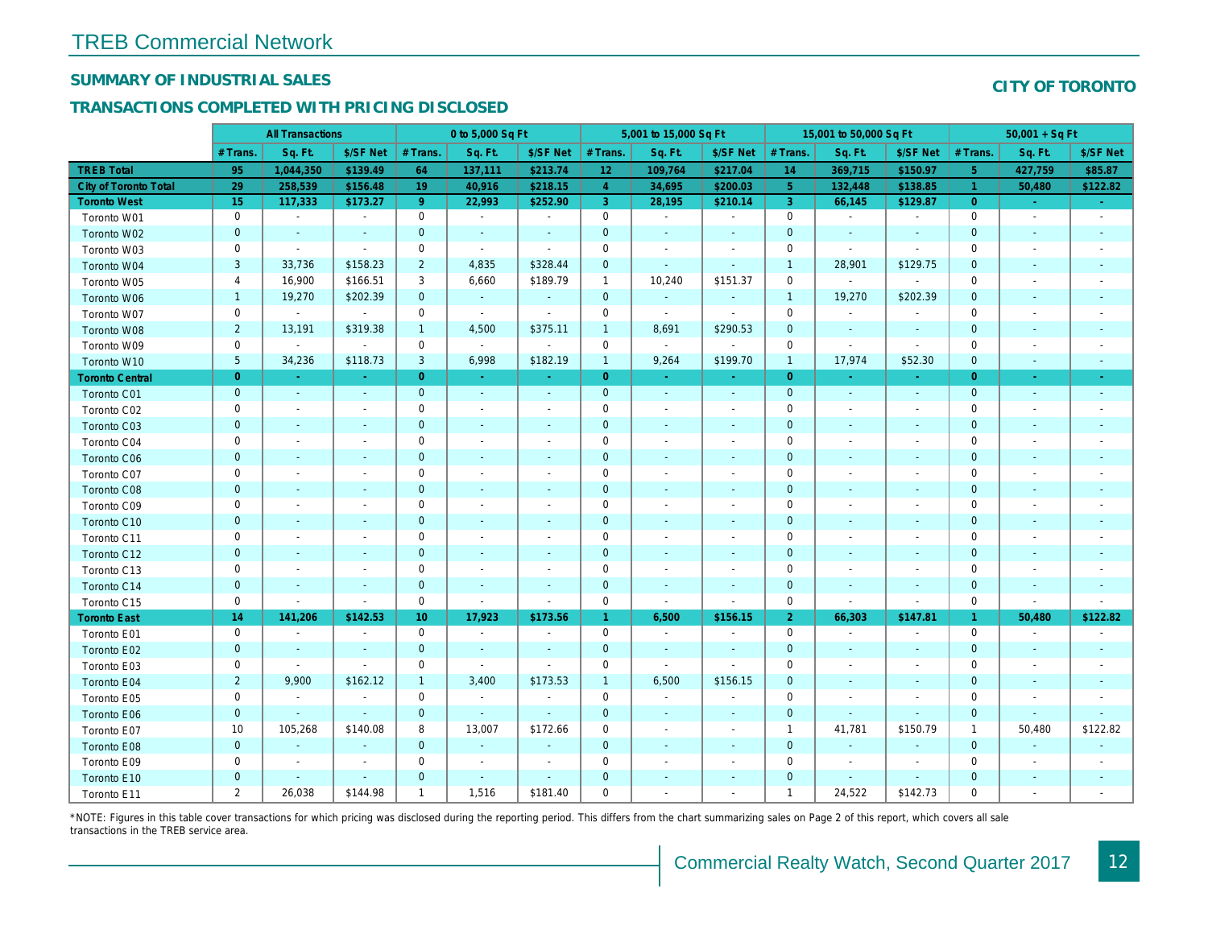# TREB Commercial Network

## SUMMARY OF INDUSTRIAL SALES

## TRANSACTIONS COMPLETED WITH PRICING DISCLOSED

## CITY OF TORONTO

| | All Transactions | | | 0 to 5,000 Sq Ft | | | 5,001 to 15,000 Sq Ft | | | 15,001 to 50,000 Sq Ft | | | 50,001 + Sq Ft | | |
|---|---|---|---|---|---|---|---|---|---|---|---|---|---|---|---|
| | # Trans. | Sq. Ft. | $/SF Net | # Trans. | Sq. Ft. | $/SF Net | # Trans. | Sq. Ft. | $/SF Net | # Trans. | Sq. Ft. | $/SF Net | # Trans. | Sq. Ft. | $/SF Net |
| **TREB Total** | **95** | **1,044,350** | **$139.49** | **64** | **137,111** | **$213.74** | **12** | **109,764** | **$217.04** | **14** | **369,715** | **$150.97** | **5** | **427,759** | **$85.87** |
| **City of Toronto Total** | **29** | **258,539** | **$156.48** | **19** | **40,916** | **$218.15** | **4** | **34,695** | **$200.03** | **5** | **132,448** | **$138.85** | **1** | **50,480** | **$122.82** |
| **Toronto West** | **15** | **117,333** | **$173.27** | **9** | **22,993** | **$252.90** | **3** | **28,195** | **$210.14** | **3** | **66,145** | **$129.87** | **0** | **-** | **-** |
| Toronto W01 | 0 | - | - | 0 | - | - | 0 | - | - | 0 | - | - | 0 | - | - |
| Toronto W02 | 0 | - | - | 0 | - | - | 0 | - | - | 0 | - | - | 0 | - | - |
| Toronto W03 | 0 | - | - | 0 | - | - | 0 | - | - | 0 | - | - | 0 | - | - |
| Toronto W04 | 3 | 33,736 | $158.23 | 2 | 4,835 | $328.44 | 0 | - | - | 1 | 28,901 | $129.75 | 0 | - | - |
| Toronto W05 | 4 | 16,900 | $166.51 | 3 | 6,660 | $189.79 | 1 | 10,240 | $151.37 | 0 | - | - | 0 | - | - |
| Toronto W06 | 1 | 19,270 | $202.39 | 0 | - | - | 0 | - | - | 1 | 19,270 | $202.39 | 0 | - | - |
| Toronto W07 | 0 | - | - | 0 | - | - | 0 | - | - | 0 | - | - | 0 | - | - |
| Toronto W08 | 2 | 13,191 | $319.38 | 1 | 4,500 | $375.11 | 1 | 8,691 | $290.53 | 0 | - | - | 0 | - | - |
| Toronto W09 | 0 | - | - | 0 | - | - | 0 | - | - | 0 | - | - | 0 | - | - |
| Toronto W10 | 5 | 34,236 | $118.73 | 3 | 6,998 | $182.19 | 1 | 9,264 | $199.70 | 1 | 17,974 | $52.30 | 0 | - | - |
| **Toronto Central** | **0** | **-** | **-** | **0** | **-** | **-** | **0** | **-** | **-** | **0** | **-** | **-** | **0** | **-** | **-** |
| Toronto C01 | 0 | - | - | 0 | - | - | 0 | - | - | 0 | - | - | 0 | - | - |
| Toronto C02 | 0 | - | - | 0 | - | - | 0 | - | - | 0 | - | - | 0 | - | - |
| Toronto C03 | 0 | - | - | 0 | - | - | 0 | - | - | 0 | - | - | 0 | - | - |
| Toronto C04 | 0 | - | - | 0 | - | - | 0 | - | - | 0 | - | - | 0 | - | - |
| Toronto C06 | 0 | - | - | 0 | - | - | 0 | - | - | 0 | - | - | 0 | - | - |
| Toronto C07 | 0 | - | - | 0 | - | - | 0 | - | - | 0 | - | - | 0 | - | - |
| Toronto C08 | 0 | - | - | 0 | - | - | 0 | - | - | 0 | - | - | 0 | - | - |
| Toronto C09 | 0 | - | - | 0 | - | - | 0 | - | - | 0 | - | - | 0 | - | - |
| Toronto C10 | 0 | - | - | 0 | - | - | 0 | - | - | 0 | - | - | 0 | - | - |
| Toronto C11 | 0 | - | - | 0 | - | - | 0 | - | - | 0 | - | - | 0 | - | - |
| Toronto C12 | 0 | - | - | 0 | - | - | 0 | - | - | 0 | - | - | 0 | - | - |
| Toronto C13 | 0 | - | - | 0 | - | - | 0 | - | - | 0 | - | - | 0 | - | - |
| Toronto C14 | 0 | - | - | 0 | - | - | 0 | - | - | 0 | - | - | 0 | - | - |
| Toronto C15 | 0 | - | - | 0 | - | - | 0 | - | - | 0 | - | - | 0 | - | - |
| **Toronto East** | **14** | **141,206** | **$142.53** | **10** | **17,923** | **$173.56** | **1** | **6,500** | **$156.15** | **2** | **66,303** | **$147.81** | **1** | **50,480** | **$122.82** |
| Toronto E01 | 0 | - | - | 0 | - | - | 0 | - | - | 0 | - | - | 0 | - | - |
| Toronto E02 | 0 | - | - | 0 | - | - | 0 | - | - | 0 | - | - | 0 | - | - |
| Toronto E03 | 0 | - | - | 0 | - | - | 0 | - | - | 0 | - | - | 0 | - | - |
| Toronto E04 | 2 | 9,900 | $162.12 | 1 | 3,400 | $173.53 | 1 | 6,500 | $156.15 | 0 | - | - | 0 | - | - |
| Toronto E05 | 0 | - | - | 0 | - | - | 0 | - | - | 0 | - | - | 0 | - | - |
| Toronto E06 | 0 | - | - | 0 | - | - | 0 | - | - | 0 | - | - | 0 | - | - |
| Toronto E07 | 10 | 105,268 | $140.08 | 8 | 13,007 | $172.66 | 0 | - | - | 1 | 41,781 | $150.79 | 1 | 50,480 | $122.82 |
| Toronto E08 | 0 | - | - | 0 | - | - | 0 | - | - | 0 | - | - | 0 | - | - |
| Toronto E09 | 0 | - | - | 0 | - | - | 0 | - | - | 0 | - | - | 0 | - | - |
| Toronto E10 | 0 | - | - | 0 | - | - | 0 | - | - | 0 | - | - | 0 | - | - |
| Toronto E11 | 2 | 26,038 | $144.98 | 1 | 1,516 | $181.40 | 0 | - | - | 1 | 24,522 | $142.73 | 0 | - | - |

*NOTE: Figures in this table cover transactions for which pricing was disclosed during the reporting period. This differs from the chart summarizing sales on Page 2 of this report, which covers all sale transactions in the TREB service area.

Commercial Realty Watch, Second Quarter 2017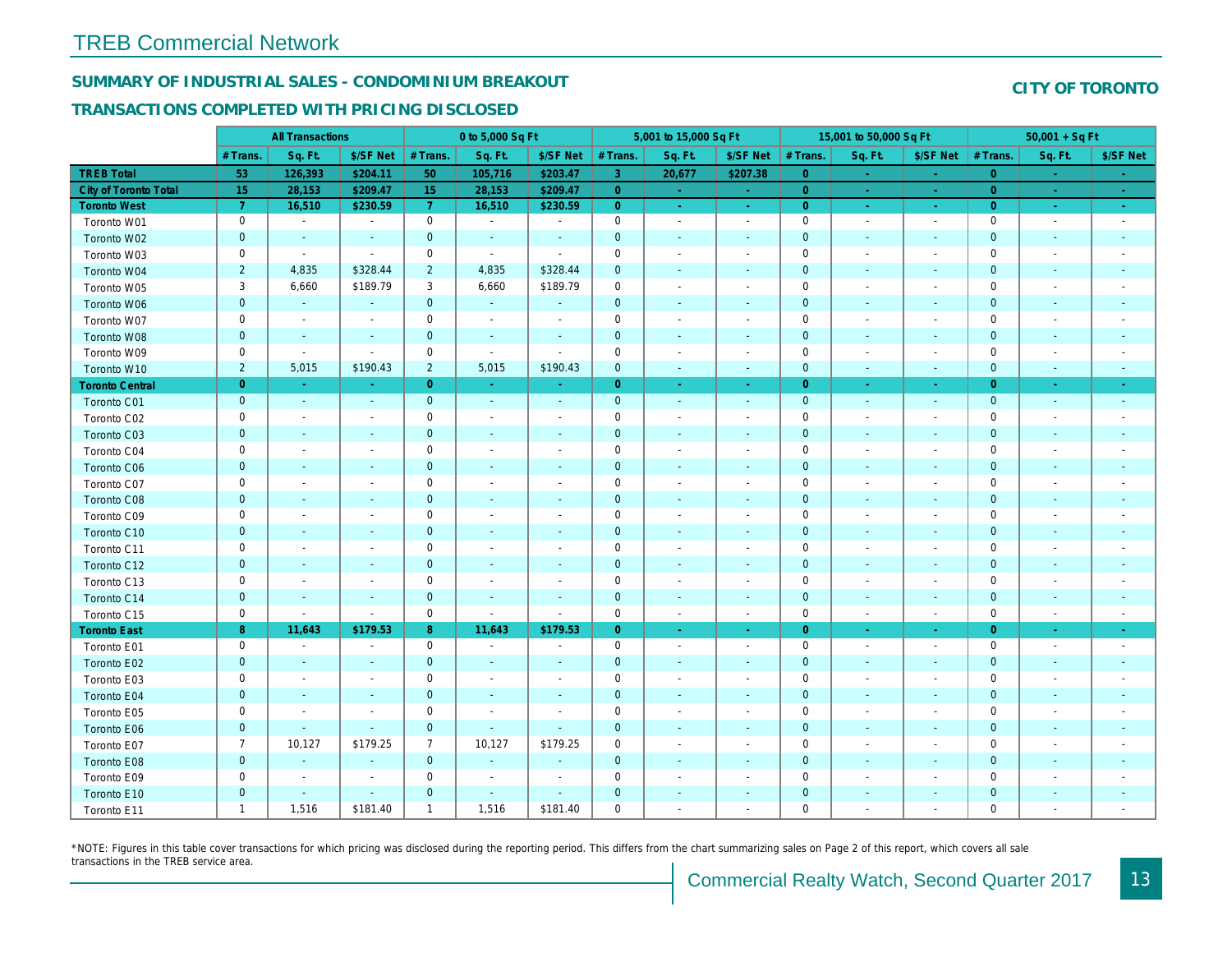# TREB Commercial Network

## SUMMARY OF INDUSTRIAL SALES - CONDOMINIUM BREAKOUT

**CITY OF TORONTO**

## TRANSACTIONS COMPLETED WITH PRICING DISCLOSED

| | All Transactions | | | 0 to 5,000 Sq Ft | | | 5,001 to 15,000 Sq Ft | | | 15,001 to 50,000 Sq Ft | | | 50,001 + Sq Ft | | |
|---|---|---|---|---|---|---|---|---|---|---|---|---|---|---|---|
| | # Trans. | Sq. Ft. | $/SF Net | # Trans. | Sq. Ft. | $/SF Net | # Trans. | Sq. Ft. | $/SF Net | # Trans. | Sq. Ft. | $/SF Net | # Trans. | Sq. Ft. | $/SF Net |
| **TREB Total** | **53** | **126,393** | **$204.11** | **50** | **105,716** | **$203.47** | **3** | **20,677** | **$207.38** | **0** | **-** | **-** | **0** | **-** | **-** |
| **City of Toronto Total** | **15** | **28,153** | **$209.47** | **15** | **28,153** | **$209.47** | **0** | **-** | **-** | **0** | **-** | **-** | **0** | **-** | **-** |
| **Toronto West** | **7** | **16,510** | **$230.59** | **7** | **16,510** | **$230.59** | **0** | **-** | **-** | **0** | **-** | **-** | **0** | **-** | **-** |
| Toronto W01 | 0 | - | - | 0 | - | - | 0 | - | - | 0 | - | - | 0 | - | - |
| Toronto W02 | 0 | - | - | 0 | - | - | 0 | - | - | 0 | - | - | 0 | - | - |
| Toronto W03 | 0 | - | - | 0 | - | - | 0 | - | - | 0 | - | - | 0 | - | - |
| Toronto W04 | 2 | 4,835 | $328.44 | 2 | 4,835 | $328.44 | 0 | - | - | 0 | - | - | 0 | - | - |
| Toronto W05 | 3 | 6,660 | $189.79 | 3 | 6,660 | $189.79 | 0 | - | - | 0 | - | - | 0 | - | - |
| Toronto W06 | 0 | - | - | 0 | - | - | 0 | - | - | 0 | - | - | 0 | - | - |
| Toronto W07 | 0 | - | - | 0 | - | - | 0 | - | - | 0 | - | - | 0 | - | - |
| Toronto W08 | 0 | - | - | 0 | - | - | 0 | - | - | 0 | - | - | 0 | - | - |
| Toronto W09 | 0 | - | - | 0 | - | - | 0 | - | - | 0 | - | - | 0 | - | - |
| Toronto W10 | 2 | 5,015 | $190.43 | 2 | 5,015 | $190.43 | 0 | - | - | 0 | - | - | 0 | - | - |
| **Toronto Central** | **0** | **-** | **-** | **0** | **-** | **-** | **0** | **-** | **-** | **0** | **-** | **-** | **0** | **-** | **-** |
| Toronto C01 | 0 | - | - | 0 | - | - | 0 | - | - | 0 | - | - | 0 | - | - |
| Toronto C02 | 0 | - | - | 0 | - | - | 0 | - | - | 0 | - | - | 0 | - | - |
| Toronto C03 | 0 | - | - | 0 | - | - | 0 | - | - | 0 | - | - | 0 | - | - |
| Toronto C04 | 0 | - | - | 0 | - | - | 0 | - | - | 0 | - | - | 0 | - | - |
| Toronto C06 | 0 | - | - | 0 | - | - | 0 | - | - | 0 | - | - | 0 | - | - |
| Toronto C07 | 0 | - | - | 0 | - | - | 0 | - | - | 0 | - | - | 0 | - | - |
| Toronto C08 | 0 | - | - | 0 | - | - | 0 | - | - | 0 | - | - | 0 | - | - |
| Toronto C09 | 0 | - | - | 0 | - | - | 0 | - | - | 0 | - | - | 0 | - | - |
| Toronto C10 | 0 | - | - | 0 | - | - | 0 | - | - | 0 | - | - | 0 | - | - |
| Toronto C11 | 0 | - | - | 0 | - | - | 0 | - | - | 0 | - | - | 0 | - | - |
| Toronto C12 | 0 | - | - | 0 | - | - | 0 | - | - | 0 | - | - | 0 | - | - |
| Toronto C13 | 0 | - | - | 0 | - | - | 0 | - | - | 0 | - | - | 0 | - | - |
| Toronto C14 | 0 | - | - | 0 | - | - | 0 | - | - | 0 | - | - | 0 | - | - |
| Toronto C15 | 0 | - | - | 0 | - | - | 0 | - | - | 0 | - | - | 0 | - | - |
| **Toronto East** | **8** | **11,643** | **$179.53** | **8** | **11,643** | **$179.53** | **0** | **-** | **-** | **0** | **-** | **-** | **0** | **-** | **-** |
| Toronto E01 | 0 | - | - | 0 | - | - | 0 | - | - | 0 | - | - | 0 | - | - |
| Toronto E02 | 0 | - | - | 0 | - | - | 0 | - | - | 0 | - | - | 0 | - | - |
| Toronto E03 | 0 | - | - | 0 | - | - | 0 | - | - | 0 | - | - | 0 | - | - |
| Toronto E04 | 0 | - | - | 0 | - | - | 0 | - | - | 0 | - | - | 0 | - | - |
| Toronto E05 | 0 | - | - | 0 | - | - | 0 | - | - | 0 | - | - | 0 | - | - |
| Toronto E06 | 0 | - | - | 0 | - | - | 0 | - | - | 0 | - | - | 0 | - | - |
| Toronto E07 | 7 | 10,127 | $179.25 | 7 | 10,127 | $179.25 | 0 | - | - | 0 | - | - | 0 | - | - |
| Toronto E08 | 0 | - | - | 0 | - | - | 0 | - | - | 0 | - | - | 0 | - | - |
| Toronto E09 | 0 | - | - | 0 | - | - | 0 | - | - | 0 | - | - | 0 | - | - |
| Toronto E10 | 0 | - | - | 0 | - | - | 0 | - | - | 0 | - | - | 0 | - | - |
| Toronto E11 | 1 | 1,516 | $181.40 | 1 | 1,516 | $181.40 | 0 | - | - | 0 | - | - | 0 | - | - |

*NOTE: Figures in this table cover transactions for which pricing was disclosed during the reporting period. This differs from the chart summarizing sales on Page 2 of this report, which covers all sale transactions in the TREB service area.

Commercial Realty Watch, Second Quarter 2017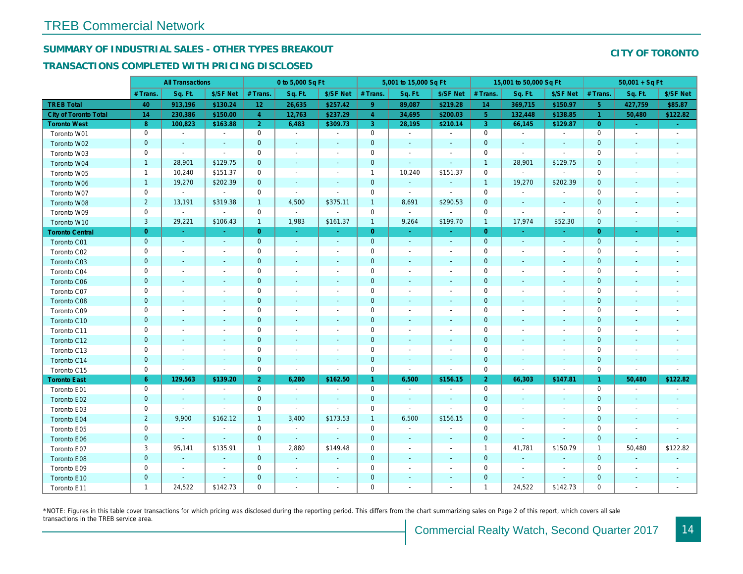# TREB Commercial Network

## SUMMARY OF INDUSTRIAL SALES - OTHER TYPES BREAKOUT

## TRANSACTIONS COMPLETED WITH PRICING DISCLOSED

## CITY OF TORONTO

| | All Transactions | | | 0 to 5,000 Sq Ft | | | 5,001 to 15,000 Sq Ft | | | 15,001 to 50,000 Sq Ft | | | 50,001 + Sq Ft | | |
|---|---|---|---|---|---|---|---|---|---|---|---|---|---|---|---|
| | # Trans. | Sq. Ft. | $/SF Net | # Trans. | Sq. Ft. | $/SF Net | # Trans. | Sq. Ft. | $/SF Net | # Trans. | Sq. Ft. | $/SF Net | # Trans. | Sq. Ft. | $/SF Net |
| **TREB Total** | **40** | **913,196** | **$130.24** | **12** | **26,635** | **$257.42** | **9** | **89,087** | **$219.28** | **14** | **369,715** | **$150.97** | **5** | **427,759** | **$85.87** |
| **City of Toronto Total** | **14** | **230,386** | **$150.00** | **4** | **12,763** | **$237.29** | **4** | **34,695** | **$200.03** | **5** | **132,448** | **$138.85** | **1** | **50,480** | **$122.82** |
| **Toronto West** | **8** | **100,823** | **$163.88** | **2** | **6,483** | **$309.73** | **3** | **28,195** | **$210.14** | **3** | **66,145** | **$129.87** | **0** | **-** | **-** |
| Toronto W01 | 0 | - | - | 0 | - | - | 0 | - | - | 0 | - | - | 0 | - | - |
| Toronto W02 | 0 | - | - | 0 | - | - | 0 | - | - | 0 | - | - | 0 | - | - |
| Toronto W03 | 0 | - | - | 0 | - | - | 0 | - | - | 0 | - | - | 0 | - | - |
| Toronto W04 | 1 | 28,901 | $129.75 | 0 | - | - | 0 | - | - | 1 | 28,901 | $129.75 | 0 | - | - |
| Toronto W05 | 1 | 10,240 | $151.37 | 0 | - | - | 1 | 10,240 | $151.37 | 0 | - | - | 0 | - | - |
| Toronto W06 | 1 | 19,270 | $202.39 | 0 | - | - | 0 | - | - | 1 | 19,270 | $202.39 | 0 | - | - |
| Toronto W07 | 0 | - | - | 0 | - | - | 0 | - | - | 0 | - | - | 0 | - | - |
| Toronto W08 | 2 | 13,191 | $319.38 | 1 | 4,500 | $375.11 | 1 | 8,691 | $290.53 | 0 | - | - | 0 | - | - |
| Toronto W09 | 0 | - | - | 0 | - | - | 0 | - | - | 0 | - | - | 0 | - | - |
| Toronto W10 | 3 | 29,221 | $106.43 | 1 | 1,983 | $161.37 | 1 | 9,264 | $199.70 | 1 | 17,974 | $52.30 | 0 | - | - |
| **Toronto Central** | **0** | **-** | **-** | **0** | **-** | **-** | **0** | **-** | **-** | **0** | **-** | **-** | **0** | **-** | **-** |
| Toronto C01 | 0 | - | - | 0 | - | - | 0 | - | - | 0 | - | - | 0 | - | - |
| Toronto C02 | 0 | - | - | 0 | - | - | 0 | - | - | 0 | - | - | 0 | - | - |
| Toronto C03 | 0 | - | - | 0 | - | - | 0 | - | - | 0 | - | - | 0 | - | - |
| Toronto C04 | 0 | - | - | 0 | - | - | 0 | - | - | 0 | - | - | 0 | - | - |
| Toronto C06 | 0 | - | - | 0 | - | - | 0 | - | - | 0 | - | - | 0 | - | - |
| Toronto C07 | 0 | - | - | 0 | - | - | 0 | - | - | 0 | - | - | 0 | - | - |
| Toronto C08 | 0 | - | - | 0 | - | - | 0 | - | - | 0 | - | - | 0 | - | - |
| Toronto C09 | 0 | - | - | 0 | - | - | 0 | - | - | 0 | - | - | 0 | - | - |
| Toronto C10 | 0 | - | - | 0 | - | - | 0 | - | - | 0 | - | - | 0 | - | - |
| Toronto C11 | 0 | - | - | 0 | - | - | 0 | - | - | 0 | - | - | 0 | - | - |
| Toronto C12 | 0 | - | - | 0 | - | - | 0 | - | - | 0 | - | - | 0 | - | - |
| Toronto C13 | 0 | - | - | 0 | - | - | 0 | - | - | 0 | - | - | 0 | - | - |
| Toronto C14 | 0 | - | - | 0 | - | - | 0 | - | - | 0 | - | - | 0 | - | - |
| Toronto C15 | 0 | - | - | 0 | - | - | 0 | - | - | 0 | - | - | 0 | - | - |
| **Toronto East** | **6** | **129,563** | **$139.20** | **2** | **6,280** | **$162.50** | **1** | **6,500** | **$156.15** | **2** | **66,303** | **$147.81** | **1** | **50,480** | **$122.82** |
| Toronto E01 | 0 | - | - | 0 | - | - | 0 | - | - | 0 | - | - | 0 | - | - |
| Toronto E02 | 0 | - | - | 0 | - | - | 0 | - | - | 0 | - | - | 0 | - | - |
| Toronto E03 | 0 | - | - | 0 | - | - | 0 | - | - | 0 | - | - | 0 | - | - |
| Toronto E04 | 2 | 9,900 | $162.12 | 1 | 3,400 | $173.53 | 1 | 6,500 | $156.15 | 0 | - | - | 0 | - | - |
| Toronto E05 | 0 | - | - | 0 | - | - | 0 | - | - | 0 | - | - | 0 | - | - |
| Toronto E06 | 0 | - | - | 0 | - | - | 0 | - | - | 0 | - | - | 0 | - | - |
| Toronto E07 | 3 | 95,141 | $135.91 | 1 | 2,880 | $149.48 | 0 | - | - | 1 | 41,781 | $150.79 | 1 | 50,480 | $122.82 |
| Toronto E08 | 0 | - | - | 0 | - | - | 0 | - | - | 0 | - | - | 0 | - | - |
| Toronto E09 | 0 | - | - | 0 | - | - | 0 | - | - | 0 | - | - | 0 | - | - |
| Toronto E10 | 0 | - | - | 0 | - | - | 0 | - | - | 0 | - | - | 0 | - | - |
| Toronto E11 | 1 | 24,522 | $142.73 | 0 | - | - | 0 | - | - | 1 | 24,522 | $142.73 | 0 | - | - |

*NOTE: Figures in this table cover transactions for which pricing was disclosed during the reporting period. This differs from the chart summarizing sales on Page 2 of this report, which covers all sale transactions in the TREB service area.

Commercial Realty Watch, Second Quarter 2017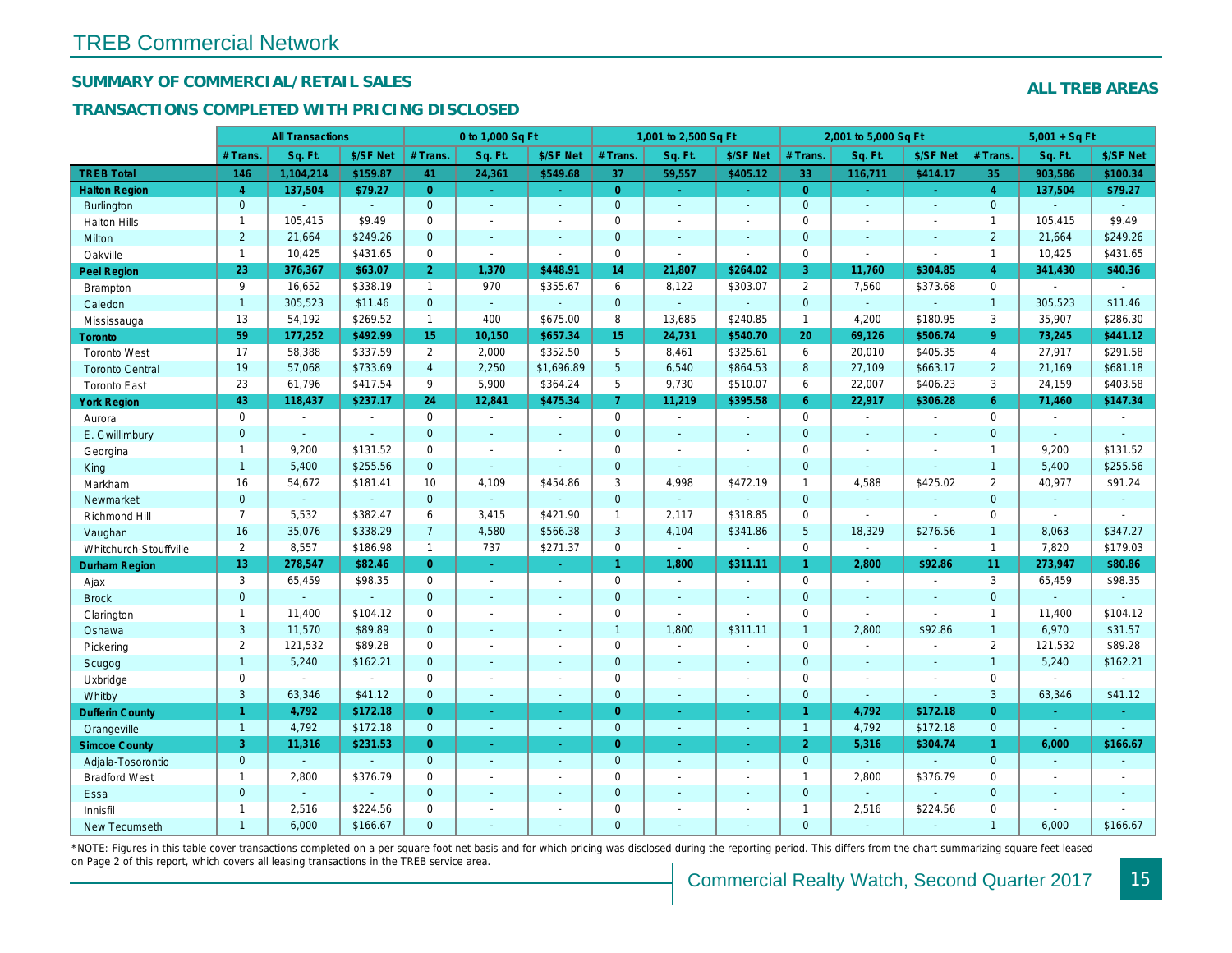# TREB Commercial Network

## SUMMARY OF COMMERCIAL/RETAIL SALES

### TRANSACTIONS COMPLETED WITH PRICING DISCLOSED

**ALL TREB AREAS**

| | All Transactions | | | 0 to 1,000 Sq Ft | | | 1,001 to 2,500 Sq Ft | | | 2,001 to 5,000 Sq Ft | | | 5,001 + Sq Ft | | |
|---|---|---|---|---|---|---|---|---|---|---|---|---|---|---|---|
| | # Trans. | Sq. Ft. | $/SF Net | # Trans. | Sq. Ft. | $/SF Net | # Trans. | Sq. Ft. | $/SF Net | # Trans. | Sq. Ft. | $/SF Net | # Trans. | Sq. Ft. | $/SF Net |
| **TREB Total** | **146** | **1,104,214** | **$159.87** | **41** | **24,361** | **$549.68** | **37** | **59,557** | **$405.12** | **33** | **116,711** | **$414.17** | **35** | **903,586** | **$100.34** |
| **Halton Region** | **4** | **137,504** | **$79.27** | **0** | **-** | **-** | **0** | **-** | **-** | **0** | **-** | **-** | **4** | **137,504** | **$79.27** |
| Burlington | 0 | - | - | 0 | - | - | 0 | - | - | 0 | - | - | 0 | - | - |
| Halton Hills | 1 | 105,415 | $9.49 | 0 | - | - | 0 | - | - | 0 | - | - | 1 | 105,415 | $9.49 |
| Milton | 2 | 21,664 | $249.26 | 0 | - | - | 0 | - | - | 0 | - | - | 2 | 21,664 | $249.26 |
| Oakville | 1 | 10,425 | $431.65 | 0 | - | - | 0 | - | - | 0 | - | - | 1 | 10,425 | $431.65 |
| **Peel Region** | **23** | **376,367** | **$63.07** | **2** | **1,370** | **$448.91** | **14** | **21,807** | **$264.02** | **3** | **11,760** | **$304.85** | **4** | **341,430** | **$40.36** |
| Brampton | 9 | 16,652 | $338.19 | 1 | 970 | $355.67 | 6 | 8,122 | $303.07 | 2 | 7,560 | $373.68 | 0 | - | - |
| Caledon | 1 | 305,523 | $11.46 | 0 | - | - | 0 | - | - | 0 | - | - | 1 | 305,523 | $11.46 |
| Mississauga | 13 | 54,192 | $269.52 | 1 | 400 | $675.00 | 8 | 13,685 | $240.85 | 1 | 4,200 | $180.95 | 3 | 35,907 | $286.30 |
| **Toronto** | **59** | **177,252** | **$492.99** | **15** | **10,150** | **$657.34** | **15** | **24,731** | **$540.70** | **20** | **69,126** | **$506.74** | **9** | **73,245** | **$441.12** |
| Toronto West | 17 | 58,388 | $337.59 | 2 | 2,000 | $352.50 | 5 | 8,461 | $325.61 | 6 | 20,010 | $405.35 | 4 | 27,917 | $291.58 |
| Toronto Central | 19 | 57,068 | $733.69 | 4 | 2,250 | $1,696.89 | 5 | 6,540 | $864.53 | 8 | 27,109 | $663.17 | 2 | 21,169 | $681.18 |
| Toronto East | 23 | 61,796 | $417.54 | 9 | 5,900 | $364.24 | 5 | 9,730 | $510.07 | 6 | 22,007 | $406.23 | 3 | 24,159 | $403.58 |
| **York Region** | **43** | **118,437** | **$237.17** | **24** | **12,841** | **$475.34** | **7** | **11,219** | **$395.58** | **6** | **22,917** | **$306.28** | **6** | **71,460** | **$147.34** |
| Aurora | 0 | - | - | 0 | - | - | 0 | - | - | 0 | - | - | 0 | - | - |
| E. Gwillimbury | 0 | - | - | 0 | - | - | 0 | - | - | 0 | - | - | 0 | - | - |
| Georgina | 1 | 9,200 | $131.52 | 0 | - | - | 0 | - | - | 0 | - | - | 1 | 9,200 | $131.52 |
| King | 1 | 5,400 | $255.56 | 0 | - | - | 0 | - | - | 0 | - | - | 1 | 5,400 | $255.56 |
| Markham | 16 | 54,672 | $181.41 | 10 | 4,109 | $454.86 | 3 | 4,998 | $472.19 | 1 | 4,588 | $425.02 | 2 | 40,977 | $91.24 |
| Newmarket | 0 | - | - | 0 | - | - | 0 | - | - | 0 | - | - | 0 | - | - |
| Richmond Hill | 7 | 5,532 | $382.47 | 6 | 3,415 | $421.90 | 1 | 2,117 | $318.85 | 0 | - | - | 0 | - | - |
| Vaughan | 16 | 35,076 | $338.29 | 7 | 4,580 | $566.38 | 3 | 4,104 | $341.86 | 5 | 18,329 | $276.56 | 1 | 8,063 | $347.27 |
| Whitchurch-Stouffville | 2 | 8,557 | $186.98 | 1 | 737 | $271.37 | 0 | - | - | 0 | - | - | 1 | 7,820 | $179.03 |
| **Durham Region** | **13** | **278,547** | **$82.46** | **0** | **-** | **-** | **1** | **1,800** | **$311.11** | **1** | **2,800** | **$92.86** | **11** | **273,947** | **$80.86** |
| Ajax | 3 | 65,459 | $98.35 | 0 | - | - | 0 | - | - | 0 | - | - | 3 | 65,459 | $98.35 |
| Brock | 0 | - | - | 0 | - | - | 0 | - | - | 0 | - | - | 0 | - | - |
| Clarington | 1 | 11,400 | $104.12 | 0 | - | - | 0 | - | - | 0 | - | - | 1 | 11,400 | $104.12 |
| Oshawa | 3 | 11,570 | $89.89 | 0 | - | - | 1 | 1,800 | $311.11 | 1 | 2,800 | $92.86 | 1 | 6,970 | $31.57 |
| Pickering | 2 | 121,532 | $89.28 | 0 | - | - | 0 | - | - | 0 | - | - | 2 | 121,532 | $89.28 |
| Scugog | 1 | 5,240 | $162.21 | 0 | - | - | 0 | - | - | 0 | - | - | 1 | 5,240 | $162.21 |
| Uxbridge | 0 | - | - | 0 | - | - | 0 | - | - | 0 | - | - | 0 | - | - |
| Whitby | 3 | 63,346 | $41.12 | 0 | - | - | 0 | - | - | 0 | - | - | 3 | 63,346 | $41.12 |
| **Dufferin County** | **1** | **4,792** | **$172.18** | **0** | **-** | **-** | **0** | **-** | **-** | **1** | **4,792** | **$172.18** | **0** | **-** | **-** |
| Orangeville | 1 | 4,792 | $172.18 | 0 | - | - | 0 | - | - | 1 | 4,792 | $172.18 | 0 | - | - |
| **Simcoe County** | **3** | **11,316** | **$231.53** | **0** | **-** | **-** | **0** | **-** | **-** | **2** | **5,316** | **$304.74** | **1** | **6,000** | **$166.67** |
| Adjala-Tosorontio | 0 | - | - | 0 | - | - | 0 | - | - | 0 | - | - | 0 | - | - |
| Bradford West | 1 | 2,800 | $376.79 | 0 | - | - | 0 | - | - | 1 | 2,800 | $376.79 | 0 | - | - |
| Essa | 0 | - | - | 0 | - | - | 0 | - | - | 0 | - | - | 0 | - | - |
| Innisfil | 1 | 2,516 | $224.56 | 0 | - | - | 0 | - | - | 1 | 2,516 | $224.56 | 0 | - | - |
| New Tecumseth | 1 | 6,000 | $166.67 | 0 | - | - | 0 | - | - | 0 | - | - | 1 | 6,000 | $166.67 |

*NOTE: Figures in this table cover transactions completed on a per square foot net basis and for which pricing was disclosed during the reporting period. This differs from the chart summarizing square feet leased on Page 2 of this report, which covers all leasing transactions in the TREB service area.

Commercial Realty Watch, Second Quarter 2017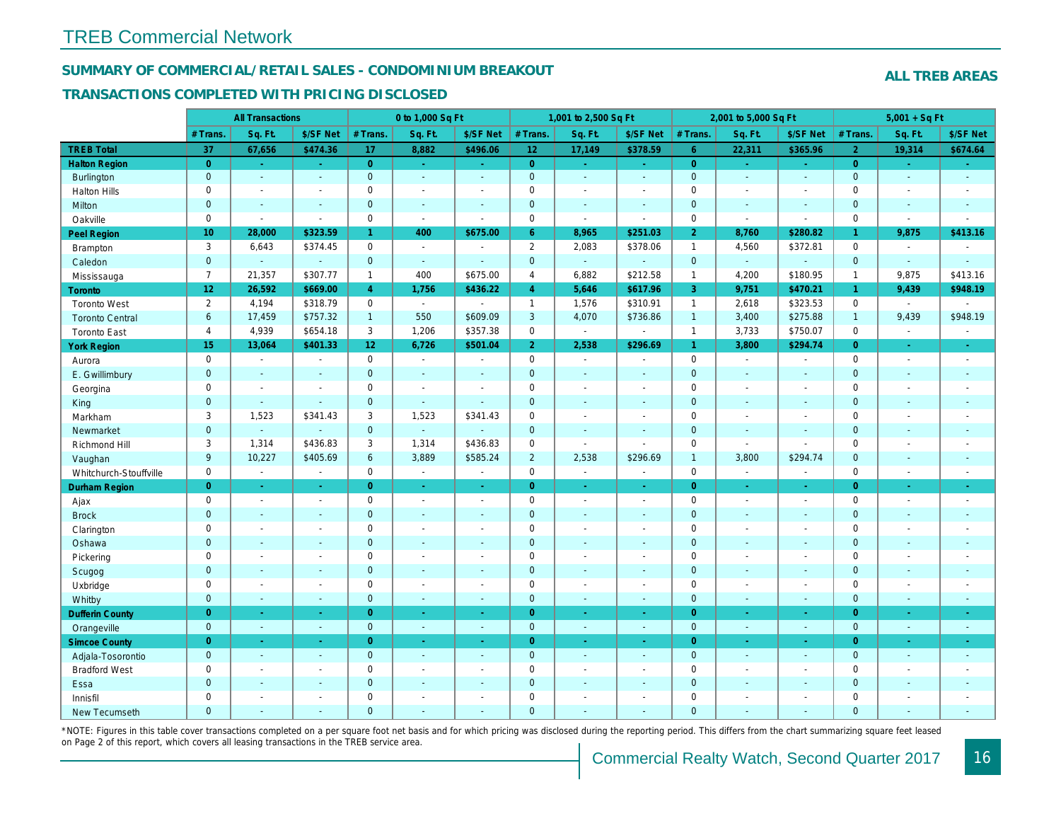# TREB Commercial Network

## SUMMARY OF COMMERCIAL/RETAIL SALES - CONDOMINIUM BREAKOUT

**ALL TREB AREAS**

### TRANSACTIONS COMPLETED WITH PRICING DISCLOSED

| | All Transactions | | | 0 to 1,000 Sq Ft | | | 1,001 to 2,500 Sq Ft | | | 2,001 to 5,000 Sq Ft | | | 5,001 + Sq Ft | | |
|---|---|---|---|---|---|---|---|---|---|---|---|---|---|---|---|
| | # Trans. | Sq. Ft. | $/SF Net | # Trans. | Sq. Ft. | $/SF Net | # Trans. | Sq. Ft. | $/SF Net | # Trans. | Sq. Ft. | $/SF Net | # Trans. | Sq. Ft. | $/SF Net |
| **TREB Total** | **37** | **67,656** | **$474.36** | **17** | **8,882** | **$496.06** | **12** | **17,149** | **$378.59** | **6** | **22,311** | **$365.96** | **2** | **19,314** | **$674.64** |
| **Halton Region** | **0** | **-** | **-** | **0** | **-** | **-** | **0** | **-** | **-** | **0** | **-** | **-** | **0** | **-** | **-** |
| Burlington | 0 | - | - | 0 | - | - | 0 | - | - | 0 | - | - | 0 | - | - |
| Halton Hills | 0 | - | - | 0 | - | - | 0 | - | - | 0 | - | - | 0 | - | - |
| Milton | 0 | - | - | 0 | - | - | 0 | - | - | 0 | - | - | 0 | - | - |
| Oakville | 0 | - | - | 0 | - | - | 0 | - | - | 0 | - | - | 0 | - | - |
| **Peel Region** | **10** | **28,000** | **$323.59** | **1** | **400** | **$675.00** | **6** | **8,965** | **$251.03** | **2** | **8,760** | **$280.82** | **1** | **9,875** | **$413.16** |
| Brampton | 3 | 6,643 | $374.45 | 0 | - | - | 2 | 2,083 | $378.06 | 1 | 4,560 | $372.81 | 0 | - | - |
| Caledon | 0 | - | - | 0 | - | - | 0 | - | - | 0 | - | - | 0 | - | - |
| Mississauga | 7 | 21,357 | $307.77 | 1 | 400 | $675.00 | 4 | 6,882 | $212.58 | 1 | 4,200 | $180.95 | 1 | 9,875 | $413.16 |
| **Toronto** | **12** | **26,592** | **$669.00** | **4** | **1,756** | **$436.22** | **4** | **5,646** | **$617.96** | **3** | **9,751** | **$470.21** | **1** | **9,439** | **$948.19** |
| Toronto West | 2 | 4,194 | $318.79 | 0 | - | - | 1 | 1,576 | $310.91 | 1 | 2,618 | $323.53 | 0 | - | - |
| Toronto Central | 6 | 17,459 | $757.32 | 1 | 550 | $609.09 | 3 | 4,070 | $736.86 | 1 | 3,400 | $275.88 | 1 | 9,439 | $948.19 |
| Toronto East | 4 | 4,939 | $654.18 | 3 | 1,206 | $357.38 | 0 | - | - | 1 | 3,733 | $750.07 | 0 | - | - |
| **York Region** | **15** | **13,064** | **$401.33** | **12** | **6,726** | **$501.04** | **2** | **2,538** | **$296.69** | **1** | **3,800** | **$294.74** | **0** | **-** | **-** |
| Aurora | 0 | - | - | 0 | - | - | 0 | - | - | 0 | - | - | 0 | - | - |
| E. Gwillimbury | 0 | - | - | 0 | - | - | 0 | - | - | 0 | - | - | 0 | - | - |
| Georgina | 0 | - | - | 0 | - | - | 0 | - | - | 0 | - | - | 0 | - | - |
| King | 0 | - | - | 0 | - | - | 0 | - | - | 0 | - | - | 0 | - | - |
| Markham | 3 | 1,523 | $341.43 | 3 | 1,523 | $341.43 | 0 | - | - | 0 | - | - | 0 | - | - |
| Newmarket | 0 | - | - | 0 | - | - | 0 | - | - | 0 | - | - | 0 | - | - |
| Richmond Hill | 3 | 1,314 | $436.83 | 3 | 1,314 | $436.83 | 0 | - | - | 0 | - | - | 0 | - | - |
| Vaughan | 9 | 10,227 | $405.69 | 6 | 3,889 | $585.24 | 2 | 2,538 | $296.69 | 1 | 3,800 | $294.74 | 0 | - | - |
| Whitchurch-Stouffville | 0 | - | - | 0 | - | - | 0 | - | - | 0 | - | - | 0 | - | - |
| **Durham Region** | **0** | **-** | **-** | **0** | **-** | **-** | **0** | **-** | **-** | **0** | **-** | **-** | **0** | **-** | **-** |
| Ajax | 0 | - | - | 0 | - | - | 0 | - | - | 0 | - | - | 0 | - | - |
| Brock | 0 | - | - | 0 | - | - | 0 | - | - | 0 | - | - | 0 | - | - |
| Clarington | 0 | - | - | 0 | - | - | 0 | - | - | 0 | - | - | 0 | - | - |
| Oshawa | 0 | - | - | 0 | - | - | 0 | - | - | 0 | - | - | 0 | - | - |
| Pickering | 0 | - | - | 0 | - | - | 0 | - | - | 0 | - | - | 0 | - | - |
| Scugog | 0 | - | - | 0 | - | - | 0 | - | - | 0 | - | - | 0 | - | - |
| Uxbridge | 0 | - | - | 0 | - | - | 0 | - | - | 0 | - | - | 0 | - | - |
| Whitby | 0 | - | - | 0 | - | - | 0 | - | - | 0 | - | - | 0 | - | - |
| **Dufferin County** | **0** | **-** | **-** | **0** | **-** | **-** | **0** | **-** | **-** | **0** | **-** | **-** | **0** | **-** | **-** |
| Orangeville | 0 | - | - | 0 | - | - | 0 | - | - | 0 | - | - | 0 | - | - |
| **Simcoe County** | **0** | **-** | **-** | **0** | **-** | **-** | **0** | **-** | **-** | **0** | **-** | **-** | **0** | **-** | **-** |
| Adjala-Tosorontio | 0 | - | - | 0 | - | - | 0 | - | - | 0 | - | - | 0 | - | - |
| Bradford West | 0 | - | - | 0 | - | - | 0 | - | - | 0 | - | - | 0 | - | - |
| Essa | 0 | - | - | 0 | - | - | 0 | - | - | 0 | - | - | 0 | - | - |
| Innisfil | 0 | - | - | 0 | - | - | 0 | - | - | 0 | - | - | 0 | - | - |
| New Tecumseth | 0 | - | - | 0 | - | - | 0 | - | - | 0 | - | - | 0 | - | - |

*NOTE: Figures in this table cover transactions completed on a per square foot net basis and for which pricing was disclosed during the reporting period. This differs from the chart summarizing square feet leased on Page 2 of this report, which covers all leasing transactions in the TREB service area.

Commercial Realty Watch, Second Quarter 2017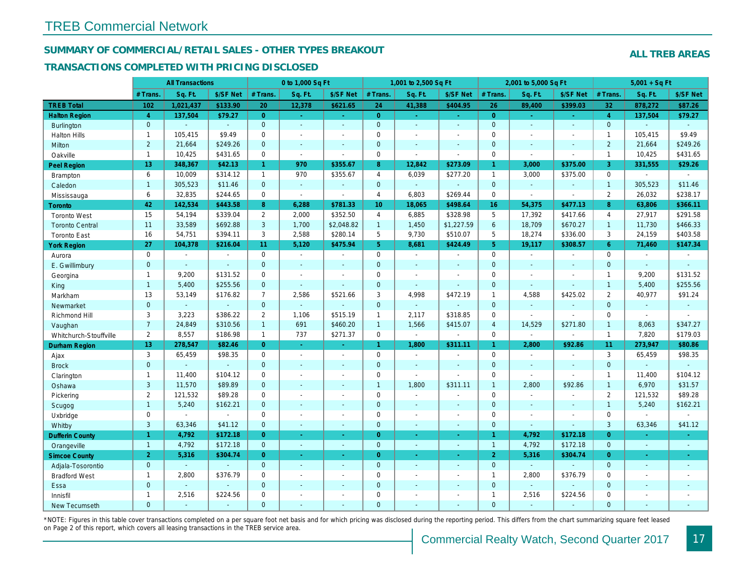# TREB Commercial Network

## SUMMARY OF COMMERCIAL/RETAIL SALES - OTHER TYPES BREAKOUT

**ALL TREB AREAS**

### TRANSACTIONS COMPLETED WITH PRICING DISCLOSED

| | All Transactions | | | 0 to 1,000 Sq Ft | | | 1,001 to 2,500 Sq Ft | | | 2,001 to 5,000 Sq Ft | | | 5,001 + Sq Ft | | |
|---|---|---|---|---|---|---|---|---|---|---|---|---|---|---|---|
| | # Trans. | Sq. Ft. | $/SF Net | # Trans. | Sq. Ft. | $/SF Net | # Trans. | Sq. Ft. | $/SF Net | # Trans. | Sq. Ft. | $/SF Net | # Trans. | Sq. Ft. | $/SF Net |
| **TREB Total** | **102** | **1,021,437** | **$133.90** | **20** | **12,378** | **$621.65** | **24** | **41,388** | **$404.95** | **26** | **89,400** | **$399.03** | **32** | **878,272** | **$87.26** |
| **Halton Region** | **4** | **137,504** | **$79.27** | **0** | **-** | **-** | **0** | **-** | **-** | **0** | **-** | **-** | **4** | **137,504** | **$79.27** |
| Burlington | 0 | - | - | 0 | - | - | 0 | - | - | 0 | - | - | 0 | - | - |
| Halton Hills | 1 | 105,415 | $9.49 | 0 | - | - | 0 | - | - | 0 | - | - | 1 | 105,415 | $9.49 |
| Milton | 2 | 21,664 | $249.26 | 0 | - | - | 0 | - | - | 0 | - | - | 2 | 21,664 | $249.26 |
| Oakville | 1 | 10,425 | $431.65 | 0 | - | - | 0 | - | - | 0 | - | - | 1 | 10,425 | $431.65 |
| **Peel Region** | **13** | **348,367** | **$42.13** | **1** | **970** | **$355.67** | **8** | **12,842** | **$273.09** | **1** | **3,000** | **$375.00** | **3** | **331,555** | **$29.26** |
| Brampton | 6 | 10,009 | $314.12 | 1 | 970 | $355.67 | 4 | 6,039 | $277.20 | 1 | 3,000 | $375.00 | 0 | - | - |
| Caledon | 1 | 305,523 | $11.46 | 0 | - | - | 0 | - | - | 0 | - | - | 1 | 305,523 | $11.46 |
| Mississauga | 6 | 32,835 | $244.65 | 0 | - | - | 4 | 6,803 | $269.44 | 0 | - | - | 2 | 26,032 | $238.17 |
| **Toronto** | **42** | **142,534** | **$443.58** | **8** | **6,288** | **$781.33** | **10** | **18,065** | **$498.64** | **16** | **54,375** | **$477.13** | **8** | **63,806** | **$366.11** |
| Toronto West | 15 | 54,194 | $339.04 | 2 | 2,000 | $352.50 | 4 | 6,885 | $328.98 | 5 | 17,392 | $417.66 | 4 | 27,917 | $291.58 |
| Toronto Central | 11 | 33,589 | $692.88 | 3 | 1,700 | $2,048.82 | 1 | 1,450 | $1,227.59 | 6 | 18,709 | $670.27 | 1 | 11,730 | $466.33 |
| Toronto East | 16 | 54,751 | $394.11 | 3 | 2,588 | $280.14 | 5 | 9,730 | $510.07 | 5 | 18,274 | $336.00 | 3 | 24,159 | $403.58 |
| **York Region** | **27** | **104,378** | **$216.04** | **11** | **5,120** | **$475.94** | **5** | **8,681** | **$424.49** | **5** | **19,117** | **$308.57** | **6** | **71,460** | **$147.34** |
| Aurora | 0 | - | - | 0 | - | - | 0 | - | - | 0 | - | - | 0 | - | - |
| E. Gwillimbury | 0 | - | - | 0 | - | - | 0 | - | - | 0 | - | - | 0 | - | - |
| Georgina | 1 | 9,200 | $131.52 | 0 | - | - | 0 | - | - | 0 | - | - | 1 | 9,200 | $131.52 |
| King | 1 | 5,400 | $255.56 | 0 | - | - | 0 | - | - | 0 | - | - | 1 | 5,400 | $255.56 |
| Markham | 13 | 53,149 | $176.82 | 7 | 2,586 | $521.66 | 3 | 4,998 | $472.19 | 1 | 4,588 | $425.02 | 2 | 40,977 | $91.24 |
| Newmarket | 0 | - | - | 0 | - | - | 0 | - | - | 0 | - | - | 0 | - | - |
| Richmond Hill | 3 | 3,223 | $386.22 | 2 | 1,106 | $515.19 | 1 | 2,117 | $318.85 | 0 | - | - | 0 | - | - |
| Vaughan | 7 | 24,849 | $310.56 | 1 | 691 | $460.20 | 1 | 1,566 | $415.07 | 4 | 14,529 | $271.80 | 1 | 8,063 | $347.27 |
| Whitchurch-Stouffville | 2 | 8,557 | $186.98 | 1 | 737 | $271.37 | 0 | - | - | 0 | - | - | 1 | 7,820 | $179.03 |
| **Durham Region** | **13** | **278,547** | **$82.46** | **0** | **-** | **-** | **1** | **1,800** | **$311.11** | **1** | **2,800** | **$92.86** | **11** | **273,947** | **$80.86** |
| Ajax | 3 | 65,459 | $98.35 | 0 | - | - | 0 | - | - | 0 | - | - | 3 | 65,459 | $98.35 |
| Brock | 0 | - | - | 0 | - | - | 0 | - | - | 0 | - | - | 0 | - | - |
| Clarington | 1 | 11,400 | $104.12 | 0 | - | - | 0 | - | - | 0 | - | - | 1 | 11,400 | $104.12 |
| Oshawa | 3 | 11,570 | $89.89 | 0 | - | - | 1 | 1,800 | $311.11 | 1 | 2,800 | $92.86 | 1 | 6,970 | $31.57 |
| Pickering | 2 | 121,532 | $89.28 | 0 | - | - | 0 | - | - | 0 | - | - | 2 | 121,532 | $89.28 |
| Scugog | 1 | 5,240 | $162.21 | 0 | - | - | 0 | - | - | 0 | - | - | 1 | 5,240 | $162.21 |
| Uxbridge | 0 | - | - | 0 | - | - | 0 | - | - | 0 | - | - | 0 | - | - |
| Whitby | 3 | 63,346 | $41.12 | 0 | - | - | 0 | - | - | 0 | - | - | 3 | 63,346 | $41.12 |
| **Dufferin County** | **1** | **4,792** | **$172.18** | **0** | **-** | **-** | **0** | **-** | **-** | **1** | **4,792** | **$172.18** | **0** | **-** | **-** |
| Orangeville | 1 | 4,792 | $172.18 | 0 | - | - | 0 | - | - | 1 | 4,792 | $172.18 | 0 | - | - |
| **Simcoe County** | **2** | **5,316** | **$304.74** | **0** | **-** | **-** | **0** | **-** | **-** | **2** | **5,316** | **$304.74** | **0** | **-** | **-** |
| Adjala-Tosorontio | 0 | - | - | 0 | - | - | 0 | - | - | 0 | - | - | 0 | - | - |
| Bradford West | 1 | 2,800 | $376.79 | 0 | - | - | 0 | - | - | 1 | 2,800 | $376.79 | 0 | - | - |
| Essa | 0 | - | - | 0 | - | - | 0 | - | - | 0 | - | - | 0 | - | - |
| Innisfil | 1 | 2,516 | $224.56 | 0 | - | - | 0 | - | - | 1 | 2,516 | $224.56 | 0 | - | - |
| New Tecumseth | 0 | - | - | 0 | - | - | 0 | - | - | 0 | - | - | 0 | - | - |

*NOTE: Figures in this table cover transactions completed on a per square foot net basis and for which pricing was disclosed during the reporting period. This differs from the chart summarizing square feet leased on Page 2 of this report, which covers all leasing transactions in the TREB service area.

Commercial Realty Watch, Second Quarter 2017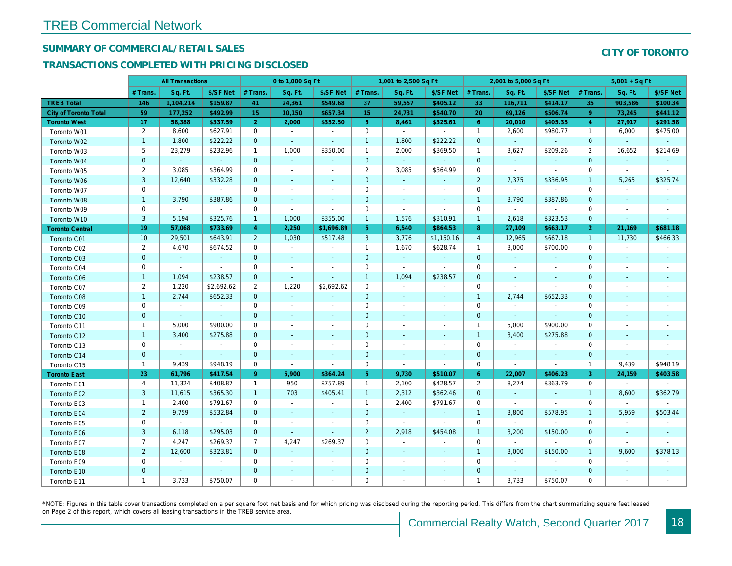# TREB Commercial Network

## SUMMARY OF COMMERCIAL/RETAIL SALES

## TRANSACTIONS COMPLETED WITH PRICING DISCLOSED

**CITY OF TORONTO**

| | All Transactions | | | 0 to 1,000 Sq Ft | | | 1,001 to 2,500 Sq Ft | | | 2,001 to 5,000 Sq Ft | | | 5,001 + Sq Ft | | |
|---|---|---|---|---|---|---|---|---|---|---|---|---|---|---|---|
| | # Trans. | Sq. Ft. | $/SF Net | # Trans. | Sq. Ft. | $/SF Net | # Trans. | Sq. Ft. | $/SF Net | # Trans. | Sq. Ft. | $/SF Net | # Trans. | Sq. Ft. | $/SF Net |
| **TREB Total** | **146** | **1,104,214** | **$159.87** | **41** | **24,361** | **$549.68** | **37** | **59,557** | **$405.12** | **33** | **116,711** | **$414.17** | **35** | **903,586** | **$100.34** |
| **City of Toronto Total** | **59** | **177,252** | **$492.99** | **15** | **10,150** | **$657.34** | **15** | **24,731** | **$540.70** | **20** | **69,126** | **$506.74** | **9** | **73,245** | **$441.12** |
| **Toronto West** | **17** | **58,388** | **$337.59** | **2** | **2,000** | **$352.50** | **5** | **8,461** | **$325.61** | **6** | **20,010** | **$405.35** | **4** | **27,917** | **$291.58** |
| Toronto W01 | 2 | 8,600 | $627.91 | 0 | - | - | 0 | - | - | 1 | 2,600 | $980.77 | 1 | 6,000 | $475.00 |
| Toronto W02 | 1 | 1,800 | $222.22 | 0 | - | - | 1 | 1,800 | $222.22 | 0 | - | - | 0 | - | - |
| Toronto W03 | 5 | 23,279 | $232.96 | 1 | 1,000 | $350.00 | 1 | 2,000 | $369.50 | 1 | 3,627 | $209.26 | 2 | 16,652 | $214.69 |
| Toronto W04 | 0 | - | - | 0 | - | - | 0 | - | - | 0 | - | - | 0 | - | - |
| Toronto W05 | 2 | 3,085 | $364.99 | 0 | - | - | 2 | 3,085 | $364.99 | 0 | - | - | 0 | - | - |
| Toronto W06 | 3 | 12,640 | $332.28 | 0 | - | - | 0 | - | - | 2 | 7,375 | $336.95 | 1 | 5,265 | $325.74 |
| Toronto W07 | 0 | - | - | 0 | - | - | 0 | - | - | 0 | - | - | 0 | - | - |
| Toronto W08 | 1 | 3,790 | $387.86 | 0 | - | - | 0 | - | - | 1 | 3,790 | $387.86 | 0 | - | - |
| Toronto W09 | 0 | - | - | 0 | - | - | 0 | - | - | 0 | - | - | 0 | - | - |
| Toronto W10 | 3 | 5,194 | $325.76 | 1 | 1,000 | $355.00 | 1 | 1,576 | $310.91 | 1 | 2,618 | $323.53 | 0 | - | - |
| **Toronto Central** | **19** | **57,068** | **$733.69** | **4** | **2,250** | **$1,696.89** | **5** | **6,540** | **$864.53** | **8** | **27,109** | **$663.17** | **2** | **21,169** | **$681.18** |
| Toronto C01 | 10 | 29,501 | $643.91 | 2 | 1,030 | $517.48 | 3 | 3,776 | $1,150.16 | 4 | 12,965 | $667.18 | 1 | 11,730 | $466.33 |
| Toronto C02 | 2 | 4,670 | $674.52 | 0 | - | - | 1 | 1,670 | $628.74 | 1 | 3,000 | $700.00 | 0 | - | - |
| Toronto C03 | 0 | - | - | 0 | - | - | 0 | - | - | 0 | - | - | 0 | - | - |
| Toronto C04 | 0 | - | - | 0 | - | - | 0 | - | - | 0 | - | - | 0 | - | - |
| Toronto C06 | 1 | 1,094 | $238.57 | 0 | - | - | 1 | 1,094 | $238.57 | 0 | - | - | 0 | - | - |
| Toronto C07 | 2 | 1,220 | $2,692.62 | 2 | 1,220 | $2,692.62 | 0 | - | - | 0 | - | - | 0 | - | - |
| Toronto C08 | 1 | 2,744 | $652.33 | 0 | - | - | 0 | - | - | 1 | 2,744 | $652.33 | 0 | - | - |
| Toronto C09 | 0 | - | - | 0 | - | - | 0 | - | - | 0 | - | - | 0 | - | - |
| Toronto C10 | 0 | - | - | 0 | - | - | 0 | - | - | 0 | - | - | 0 | - | - |
| Toronto C11 | 1 | 5,000 | $900.00 | 0 | - | - | 0 | - | - | 1 | 5,000 | $900.00 | 0 | - | - |
| Toronto C12 | 1 | 3,400 | $275.88 | 0 | - | - | 0 | - | - | 1 | 3,400 | $275.88 | 0 | - | - |
| Toronto C13 | 0 | - | - | 0 | - | - | 0 | - | - | 0 | - | - | 0 | - | - |
| Toronto C14 | 0 | - | - | 0 | - | - | 0 | - | - | 0 | - | - | 0 | - | - |
| Toronto C15 | 1 | 9,439 | $948.19 | 0 | - | - | 0 | - | - | 0 | - | - | 1 | 9,439 | $948.19 |
| **Toronto East** | **23** | **61,796** | **$417.54** | **9** | **5,900** | **$364.24** | **5** | **9,730** | **$510.07** | **6** | **22,007** | **$406.23** | **3** | **24,159** | **$403.58** |
| Toronto E01 | 4 | 11,324 | $408.87 | 1 | 950 | $757.89 | 1 | 2,100 | $428.57 | 2 | 8,274 | $363.79 | 0 | - | - |
| Toronto E02 | 3 | 11,615 | $365.30 | 1 | 703 | $405.41 | 1 | 2,312 | $362.46 | 0 | - | - | 1 | 8,600 | $362.79 |
| Toronto E03 | 1 | 2,400 | $791.67 | 0 | - | - | 1 | 2,400 | $791.67 | 0 | - | - | 0 | - | - |
| Toronto E04 | 2 | 9,759 | $532.84 | 0 | - | - | 0 | - | - | 1 | 3,800 | $578.95 | 1 | 5,959 | $503.44 |
| Toronto E05 | 0 | - | - | 0 | - | - | 0 | - | - | 0 | - | - | 0 | - | - |
| Toronto E06 | 3 | 6,118 | $295.03 | 0 | - | - | 2 | 2,918 | $454.08 | 1 | 3,200 | $150.00 | 0 | - | - |
| Toronto E07 | 7 | 4,247 | $269.37 | 7 | 4,247 | $269.37 | 0 | - | - | 0 | - | - | 0 | - | - |
| Toronto E08 | 2 | 12,600 | $323.81 | 0 | - | - | 0 | - | - | 1 | 3,000 | $150.00 | 1 | 9,600 | $378.13 |
| Toronto E09 | 0 | - | - | 0 | - | - | 0 | - | - | 0 | - | - | 0 | - | - |
| Toronto E10 | 0 | - | - | 0 | - | - | 0 | - | - | 0 | - | - | 0 | - | - |
| Toronto E11 | 1 | 3,733 | $750.07 | 0 | - | - | 0 | - | - | 1 | 3,733 | $750.07 | 0 | - | - |

*NOTE: Figures in this table cover transactions completed on a per square foot net basis and for which pricing was disclosed during the reporting period. This differs from the chart summarizing square feet leased on Page 2 of this report, which covers all leasing transactions in the TREB service area.

Commercial Realty Watch, Second Quarter 2017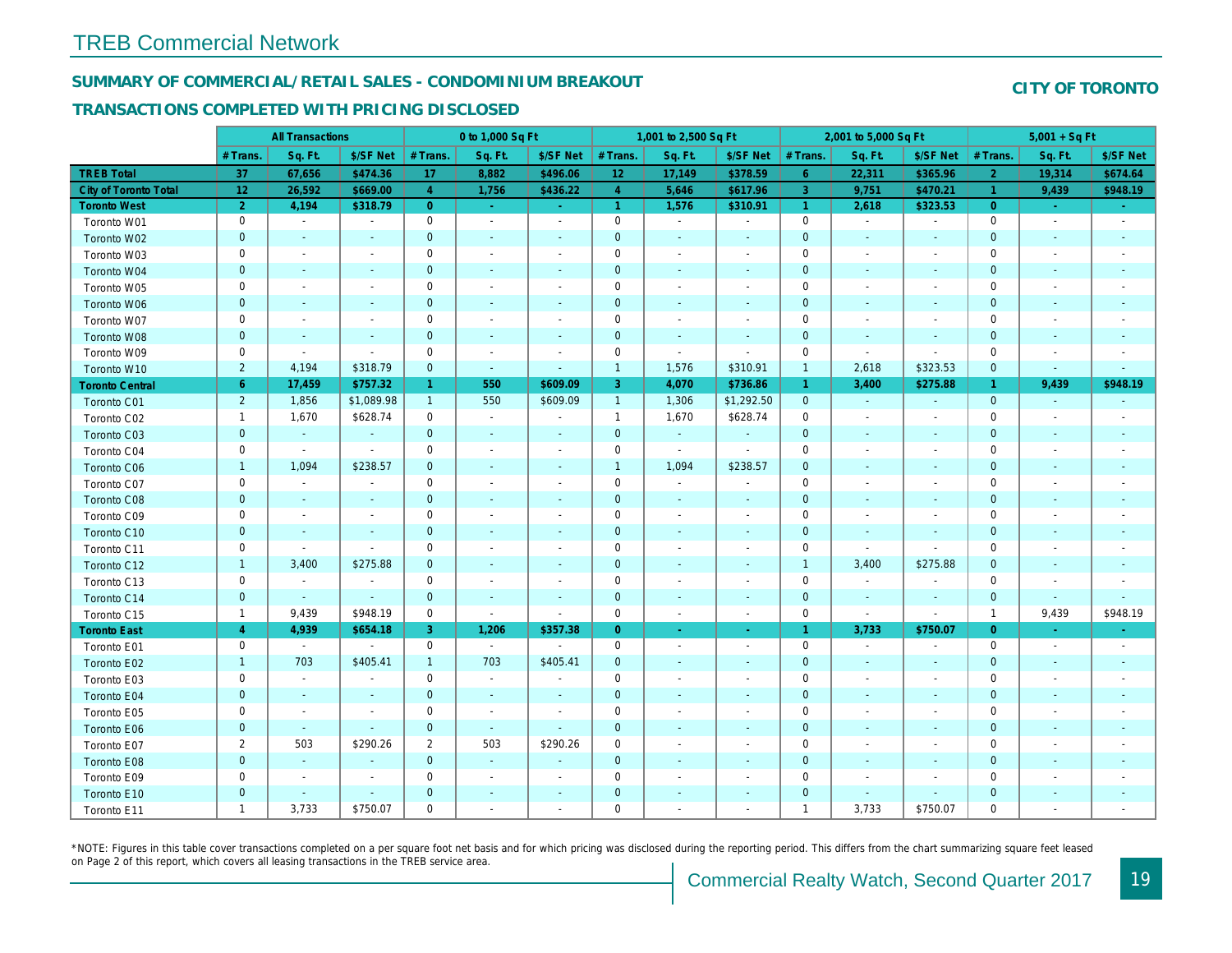# TREB Commercial Network

## SUMMARY OF COMMERCIAL/RETAIL SALES - CONDOMINIUM BREAKOUT

## TRANSACTIONS COMPLETED WITH PRICING DISCLOSED

**CITY OF TORONTO**

| | All Transactions | | | 0 to 1,000 Sq Ft | | | 1,001 to 2,500 Sq Ft | | | 2,001 to 5,000 Sq Ft | | | 5,001 + Sq Ft | | |
|---|---|---|---|---|---|---|---|---|---|---|---|---|---|---|---|
| | # Trans. | Sq. Ft. | $/SF Net | # Trans. | Sq. Ft. | $/SF Net | # Trans. | Sq. Ft. | $/SF Net | # Trans. | Sq. Ft. | $/SF Net | # Trans. | Sq. Ft. | $/SF Net |
| **TREB Total** | **37** | **67,656** | **$474.36** | **17** | **8,882** | **$496.06** | **12** | **17,149** | **$378.59** | **6** | **22,311** | **$365.96** | **2** | **19,314** | **$674.64** |
| **City of Toronto Total** | **12** | **26,592** | **$669.00** | **4** | **1,756** | **$436.22** | **4** | **5,646** | **$617.96** | **3** | **9,751** | **$470.21** | **1** | **9,439** | **$948.19** |
| **Toronto West** | **2** | **4,194** | **$318.79** | **0** | **-** | **-** | **1** | **1,576** | **$310.91** | **1** | **2,618** | **$323.53** | **0** | **-** | **-** |
| Toronto W01 | 0 | - | - | 0 | - | - | 0 | - | - | 0 | - | - | 0 | - | - |
| Toronto W02 | 0 | - | - | 0 | - | - | 0 | - | - | 0 | - | - | 0 | - | - |
| Toronto W03 | 0 | - | - | 0 | - | - | 0 | - | - | 0 | - | - | 0 | - | - |
| Toronto W04 | 0 | - | - | 0 | - | - | 0 | - | - | 0 | - | - | 0 | - | - |
| Toronto W05 | 0 | - | - | 0 | - | - | 0 | - | - | 0 | - | - | 0 | - | - |
| Toronto W06 | 0 | - | - | 0 | - | - | 0 | - | - | 0 | - | - | 0 | - | - |
| Toronto W07 | 0 | - | - | 0 | - | - | 0 | - | - | 0 | - | - | 0 | - | - |
| Toronto W08 | 0 | - | - | 0 | - | - | 0 | - | - | 0 | - | - | 0 | - | - |
| Toronto W09 | 0 | - | - | 0 | - | - | 0 | - | - | 0 | - | - | 0 | - | - |
| Toronto W10 | 2 | 4,194 | $318.79 | 0 | - | - | 1 | 1,576 | $310.91 | 1 | 2,618 | $323.53 | 0 | - | - |
| **Toronto Central** | **6** | **17,459** | **$757.32** | **1** | **550** | **$609.09** | **3** | **4,070** | **$736.86** | **1** | **3,400** | **$275.88** | **1** | **9,439** | **$948.19** |
| Toronto C01 | 2 | 1,856 | $1,089.98 | 1 | 550 | $609.09 | 1 | 1,306 | $1,292.50 | 0 | - | - | 0 | - | - |
| Toronto C02 | 1 | 1,670 | $628.74 | 0 | - | - | 1 | 1,670 | $628.74 | 0 | - | - | 0 | - | - |
| Toronto C03 | 0 | - | - | 0 | - | - | 0 | - | - | 0 | - | - | 0 | - | - |
| Toronto C04 | 0 | - | - | 0 | - | - | 0 | - | - | 0 | - | - | 0 | - | - |
| Toronto C06 | 1 | 1,094 | $238.57 | 0 | - | - | 1 | 1,094 | $238.57 | 0 | - | - | 0 | - | - |
| Toronto C07 | 0 | - | - | 0 | - | - | 0 | - | - | 0 | - | - | 0 | - | - |
| Toronto C08 | 0 | - | - | 0 | - | - | 0 | - | - | 0 | - | - | 0 | - | - |
| Toronto C09 | 0 | - | - | 0 | - | - | 0 | - | - | 0 | - | - | 0 | - | - |
| Toronto C10 | 0 | - | - | 0 | - | - | 0 | - | - | 0 | - | - | 0 | - | - |
| Toronto C11 | 0 | - | - | 0 | - | - | 0 | - | - | 0 | - | - | 0 | - | - |
| Toronto C12 | 1 | 3,400 | $275.88 | 0 | - | - | 0 | - | - | 1 | 3,400 | $275.88 | 0 | - | - |
| Toronto C13 | 0 | - | - | 0 | - | - | 0 | - | - | 0 | - | - | 0 | - | - |
| Toronto C14 | 0 | - | - | 0 | - | - | 0 | - | - | 0 | - | - | 0 | - | - |
| Toronto C15 | 1 | 9,439 | $948.19 | 0 | - | - | 0 | - | - | 0 | - | - | 1 | 9,439 | $948.19 |
| **Toronto East** | **4** | **4,939** | **$654.18** | **3** | **1,206** | **$357.38** | **0** | **-** | **-** | **1** | **3,733** | **$750.07** | **0** | **-** | **-** |
| Toronto E01 | 0 | - | - | 0 | - | - | 0 | - | - | 0 | - | - | 0 | - | - |
| Toronto E02 | 1 | 703 | $405.41 | 1 | 703 | $405.41 | 0 | - | - | 0 | - | - | 0 | - | - |
| Toronto E03 | 0 | - | - | 0 | - | - | 0 | - | - | 0 | - | - | 0 | - | - |
| Toronto E04 | 0 | - | - | 0 | - | - | 0 | - | - | 0 | - | - | 0 | - | - |
| Toronto E05 | 0 | - | - | 0 | - | - | 0 | - | - | 0 | - | - | 0 | - | - |
| Toronto E06 | 0 | - | - | 0 | - | - | 0 | - | - | 0 | - | - | 0 | - | - |
| Toronto E07 | 2 | 503 | $290.26 | 2 | 503 | $290.26 | 0 | - | - | 0 | - | - | 0 | - | - |
| Toronto E08 | 0 | - | - | 0 | - | - | 0 | - | - | 0 | - | - | 0 | - | - |
| Toronto E09 | 0 | - | - | 0 | - | - | 0 | - | - | 0 | - | - | 0 | - | - |
| Toronto E10 | 0 | - | - | 0 | - | - | 0 | - | - | 0 | - | - | 0 | - | - |
| Toronto E11 | 1 | 3,733 | $750.07 | 0 | - | - | 0 | - | - | 1 | 3,733 | $750.07 | 0 | - | - |

*NOTE: Figures in this table cover transactions completed on a per square foot net basis and for which pricing was disclosed during the reporting period. This differs from the chart summarizing square feet leased on Page 2 of this report, which covers all leasing transactions in the TREB service area.

Commercial Realty Watch, Second Quarter 2017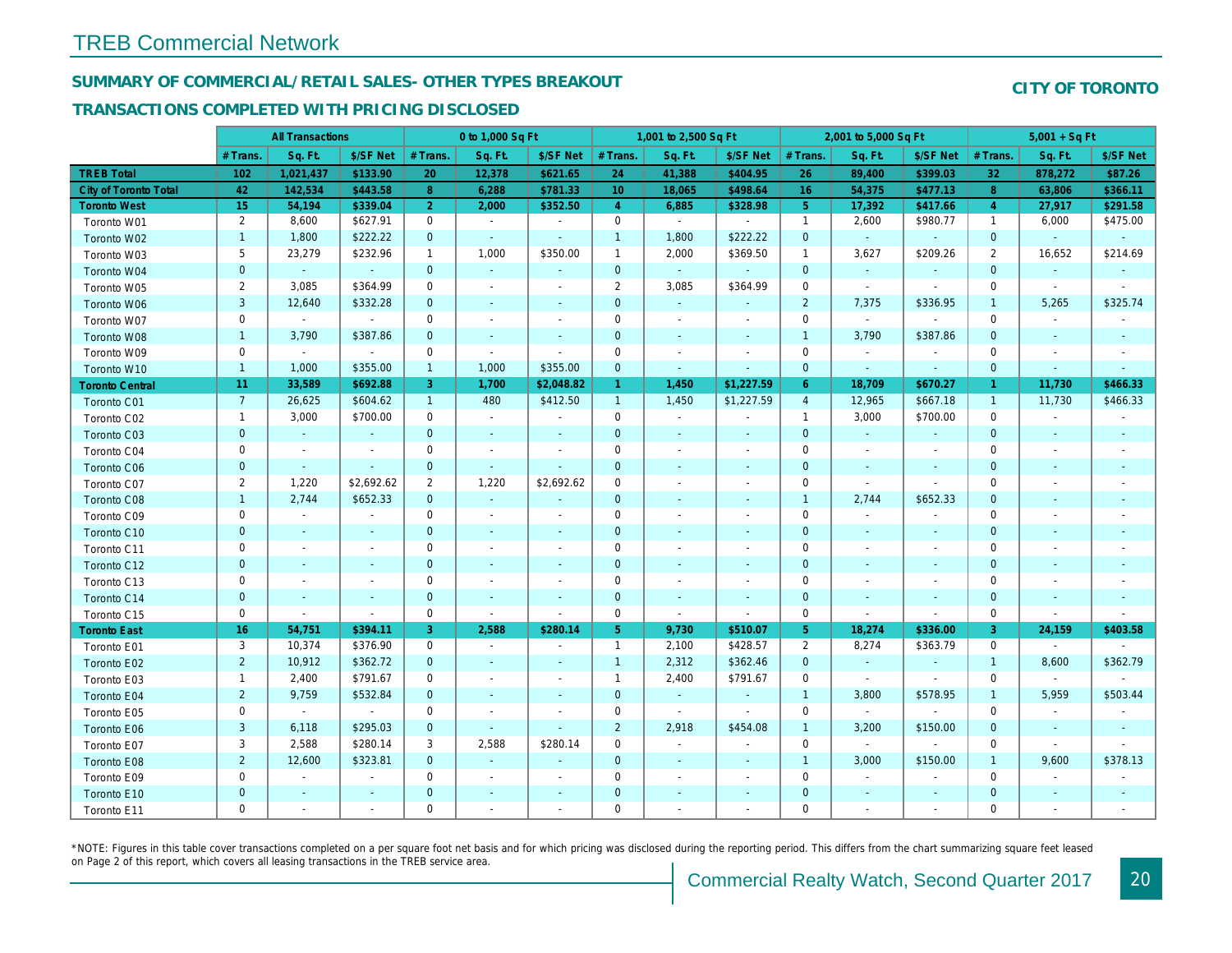# TREB Commercial Network

## SUMMARY OF COMMERCIAL/RETAIL SALES- OTHER TYPES BREAKOUT

## TRANSACTIONS COMPLETED WITH PRICING DISCLOSED

**CITY OF TORONTO**

| | All Transactions | | | 0 to 1,000 Sq Ft | | | 1,001 to 2,500 Sq Ft | | | 2,001 to 5,000 Sq Ft | | | 5,001 + Sq Ft | | |
|---|---|---|---|---|---|---|---|---|---|---|---|---|---|---|---|
| | # Trans. | Sq. Ft. | $/SF Net | # Trans. | Sq. Ft. | $/SF Net | # Trans. | Sq. Ft. | $/SF Net | # Trans. | Sq. Ft. | $/SF Net | # Trans. | Sq. Ft. | $/SF Net |
| **TREB Total** | **102** | **1,021,437** | **$133.90** | **20** | **12,378** | **$621.65** | **24** | **41,388** | **$404.95** | **26** | **89,400** | **$399.03** | **32** | **878,272** | **$87.26** |
| **City of Toronto Total** | **42** | **142,534** | **$443.58** | **8** | **6,288** | **$781.33** | **10** | **18,065** | **$498.64** | **16** | **54,375** | **$477.13** | **8** | **63,806** | **$366.11** |
| **Toronto West** | **15** | **54,194** | **$339.04** | **2** | **2,000** | **$352.50** | **4** | **6,885** | **$328.98** | **5** | **17,392** | **$417.66** | **4** | **27,917** | **$291.58** |
| Toronto W01 | 2 | 8,600 | $627.91 | 0 | - | - | 0 | - | - | 1 | 2,600 | $980.77 | 1 | 6,000 | $475.00 |
| Toronto W02 | 1 | 1,800 | $222.22 | 0 | - | - | 1 | 1,800 | $222.22 | 0 | - | - | 0 | - | - |
| Toronto W03 | 5 | 23,279 | $232.96 | 1 | 1,000 | $350.00 | 1 | 2,000 | $369.50 | 1 | 3,627 | $209.26 | 2 | 16,652 | $214.69 |
| Toronto W04 | 0 | - | - | 0 | - | - | 0 | - | - | 0 | - | - | 0 | - | - |
| Toronto W05 | 2 | 3,085 | $364.99 | 0 | - | - | 2 | 3,085 | $364.99 | 0 | - | - | 0 | - | - |
| Toronto W06 | 3 | 12,640 | $332.28 | 0 | - | - | 0 | - | - | 2 | 7,375 | $336.95 | 1 | 5,265 | $325.74 |
| Toronto W07 | 0 | - | - | 0 | - | - | 0 | - | - | 0 | - | - | 0 | - | - |
| Toronto W08 | 1 | 3,790 | $387.86 | 0 | - | - | 0 | - | - | 1 | 3,790 | $387.86 | 0 | - | - |
| Toronto W09 | 0 | - | - | 0 | - | - | 0 | - | - | 0 | - | - | 0 | - | - |
| Toronto W10 | 1 | 1,000 | $355.00 | 1 | 1,000 | $355.00 | 0 | - | - | 0 | - | - | 0 | - | - |
| **Toronto Central** | **11** | **33,589** | **$692.88** | **3** | **1,700** | **$2,048.82** | **1** | **1,450** | **$1,227.59** | **6** | **18,709** | **$670.27** | **1** | **11,730** | **$466.33** |
| Toronto C01 | 7 | 26,625 | $604.62 | 1 | 480 | $412.50 | 1 | 1,450 | $1,227.59 | 4 | 12,965 | $667.18 | 1 | 11,730 | $466.33 |
| Toronto C02 | 1 | 3,000 | $700.00 | 0 | - | - | 0 | - | - | 1 | 3,000 | $700.00 | 0 | - | - |
| Toronto C03 | 0 | - | - | 0 | - | - | 0 | - | - | 0 | - | - | 0 | - | - |
| Toronto C04 | 0 | - | - | 0 | - | - | 0 | - | - | 0 | - | - | 0 | - | - |
| Toronto C06 | 0 | - | - | 0 | - | - | 0 | - | - | 0 | - | - | 0 | - | - |
| Toronto C07 | 2 | 1,220 | $2,692.62 | 2 | 1,220 | $2,692.62 | 0 | - | - | 0 | - | - | 0 | - | - |
| Toronto C08 | 1 | 2,744 | $652.33 | 0 | - | - | 0 | - | - | 1 | 2,744 | $652.33 | 0 | - | - |
| Toronto C09 | 0 | - | - | 0 | - | - | 0 | - | - | 0 | - | - | 0 | - | - |
| Toronto C10 | 0 | - | - | 0 | - | - | 0 | - | - | 0 | - | - | 0 | - | - |
| Toronto C11 | 0 | - | - | 0 | - | - | 0 | - | - | 0 | - | - | 0 | - | - |
| Toronto C12 | 0 | - | - | 0 | - | - | 0 | - | - | 0 | - | - | 0 | - | - |
| Toronto C13 | 0 | - | - | 0 | - | - | 0 | - | - | 0 | - | - | 0 | - | - |
| Toronto C14 | 0 | - | - | 0 | - | - | 0 | - | - | 0 | - | - | 0 | - | - |
| Toronto C15 | 0 | - | - | 0 | - | - | 0 | - | - | 0 | - | - | 0 | - | - |
| **Toronto East** | **16** | **54,751** | **$394.11** | **3** | **2,588** | **$280.14** | **5** | **9,730** | **$510.07** | **5** | **18,274** | **$336.00** | **3** | **24,159** | **$403.58** |
| Toronto E01 | 3 | 10,374 | $376.90 | 0 | - | - | 1 | 2,100 | $428.57 | 2 | 8,274 | $363.79 | 0 | - | - |
| Toronto E02 | 2 | 10,912 | $362.72 | 0 | - | - | 1 | 2,312 | $362.46 | 0 | - | - | 1 | 8,600 | $362.79 |
| Toronto E03 | 1 | 2,400 | $791.67 | 0 | - | - | 1 | 2,400 | $791.67 | 0 | - | - | 0 | - | - |
| Toronto E04 | 2 | 9,759 | $532.84 | 0 | - | - | 0 | - | - | 1 | 3,800 | $578.95 | 1 | 5,959 | $503.44 |
| Toronto E05 | 0 | - | - | 0 | - | - | 0 | - | - | 0 | - | - | 0 | - | - |
| Toronto E06 | 3 | 6,118 | $295.03 | 0 | - | - | 2 | 2,918 | $454.08 | 1 | 3,200 | $150.00 | 0 | - | - |
| Toronto E07 | 3 | 2,588 | $280.14 | 3 | 2,588 | $280.14 | 0 | - | - | 0 | - | - | 0 | - | - |
| Toronto E08 | 2 | 12,600 | $323.81 | 0 | - | - | 0 | - | - | 1 | 3,000 | $150.00 | 1 | 9,600 | $378.13 |
| Toronto E09 | 0 | - | - | 0 | - | - | 0 | - | - | 0 | - | - | 0 | - | - |
| Toronto E10 | 0 | - | - | 0 | - | - | 0 | - | - | 0 | - | - | 0 | - | - |
| Toronto E11 | 0 | - | - | 0 | - | - | 0 | - | - | 0 | - | - | 0 | - | - |

*NOTE: Figures in this table cover transactions completed on a per square foot net basis and for which pricing was disclosed during the reporting period. This differs from the chart summarizing square feet leased on Page 2 of this report, which covers all leasing transactions in the TREB service area.

Commercial Realty Watch, Second Quarter 2017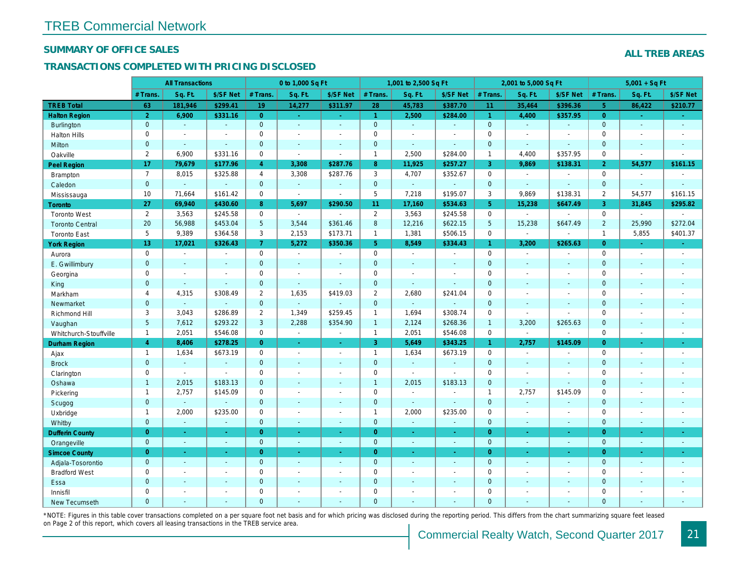# TREB Commercial Network

## SUMMARY OF OFFICE SALES

## TRANSACTIONS COMPLETED WITH PRICING DISCLOSED

**ALL TREB AREAS**

| | All Transactions | | | 0 to 1,000 Sq Ft | | | 1,001 to 2,500 Sq Ft | | | 2,001 to 5,000 Sq Ft | | | 5,001 + Sq Ft | | |
|---|---|---|---|---|---|---|---|---|---|---|---|---|---|---|---|
| | # Trans. | Sq. Ft. | $/SF Net | # Trans. | Sq. Ft. | $/SF Net | # Trans. | Sq. Ft. | $/SF Net | # Trans. | Sq. Ft. | $/SF Net | # Trans. | Sq. Ft. | $/SF Net |
| **TREB Total** | **63** | **181,946** | **$299.41** | **19** | **14,277** | **$311.97** | **28** | **45,783** | **$387.70** | **11** | **35,464** | **$396.36** | **5** | **86,422** | **$210.77** |
| **Halton Region** | **2** | **6,900** | **$331.16** | **0** | **-** | **-** | **1** | **2,500** | **$284.00** | **1** | **4,400** | **$357.95** | **0** | **-** | **-** |
| Burlington | 0 | - | - | 0 | - | - | 0 | - | - | 0 | - | - | 0 | - | - |
| Halton Hills | 0 | - | - | 0 | - | - | 0 | - | - | 0 | - | - | 0 | - | - |
| Milton | 0 | - | - | 0 | - | - | 0 | - | - | 0 | - | - | 0 | - | - |
| Oakville | 2 | 6,900 | $331.16 | 0 | - | - | 1 | 2,500 | $284.00 | 1 | 4,400 | $357.95 | 0 | - | - |
| **Peel Region** | **17** | **79,679** | **$177.96** | **4** | **3,308** | **$287.76** | **8** | **11,925** | **$257.27** | **3** | **9,869** | **$138.31** | **2** | **54,577** | **$161.15** |
| Brampton | 7 | 8,015 | $325.88 | 4 | 3,308 | $287.76 | 3 | 4,707 | $352.67 | 0 | - | - | 0 | - | - |
| Caledon | 0 | - | - | 0 | - | - | 0 | - | - | 0 | - | - | 0 | - | - |
| Mississauga | 10 | 71,664 | $161.42 | 0 | - | - | 5 | 7,218 | $195.07 | 3 | 9,869 | $138.31 | 2 | 54,577 | $161.15 |
| **Toronto** | **27** | **69,940** | **$430.60** | **8** | **5,697** | **$290.50** | **11** | **17,160** | **$534.63** | **5** | **15,238** | **$647.49** | **3** | **31,845** | **$295.82** |
| Toronto West | 2 | 3,563 | $245.58 | 0 | - | - | 2 | 3,563 | $245.58 | 0 | - | - | 0 | - | - |
| Toronto Central | 20 | 56,988 | $453.04 | 5 | 3,544 | $361.46 | 8 | 12,216 | $622.15 | 5 | 15,238 | $647.49 | 2 | 25,990 | $272.04 |
| Toronto East | 5 | 9,389 | $364.58 | 3 | 2,153 | $173.71 | 1 | 1,381 | $506.15 | 0 | - | - | 1 | 5,855 | $401.37 |
| **York Region** | **13** | **17,021** | **$326.43** | **7** | **5,272** | **$350.36** | **5** | **8,549** | **$334.43** | **1** | **3,200** | **$265.63** | **0** | **-** | **-** |
| Aurora | 0 | - | - | 0 | - | - | 0 | - | - | 0 | - | - | 0 | - | - |
| E. Gwillimbury | 0 | - | - | 0 | - | - | 0 | - | - | 0 | - | - | 0 | - | - |
| Georgina | 0 | - | - | 0 | - | - | 0 | - | - | 0 | - | - | 0 | - | - |
| King | 0 | - | - | 0 | - | - | 0 | - | - | 0 | - | - | 0 | - | - |
| Markham | 4 | 4,315 | $308.49 | 2 | 1,635 | $419.03 | 2 | 2,680 | $241.04 | 0 | - | - | 0 | - | - |
| Newmarket | 0 | - | - | 0 | - | - | 0 | - | - | 0 | - | - | 0 | - | - |
| Richmond Hill | 3 | 3,043 | $286.89 | 2 | 1,349 | $259.45 | 1 | 1,694 | $308.74 | 0 | - | - | 0 | - | - |
| Vaughan | 5 | 7,612 | $293.22 | 3 | 2,288 | $354.90 | 1 | 2,124 | $268.36 | 1 | 3,200 | $265.63 | 0 | - | - |
| Whitchurch-Stouffville | 1 | 2,051 | $546.08 | 0 | - | - | 1 | 2,051 | $546.08 | 0 | - | - | 0 | - | - |
| **Durham Region** | **4** | **8,406** | **$278.25** | **0** | **-** | **-** | **3** | **5,649** | **$343.25** | **1** | **2,757** | **$145.09** | **0** | **-** | **-** |
| Ajax | 1 | 1,634 | $673.19 | 0 | - | - | 1 | 1,634 | $673.19 | 0 | - | - | 0 | - | - |
| Brock | 0 | - | - | 0 | - | - | 0 | - | - | 0 | - | - | 0 | - | - |
| Clarington | 0 | - | - | 0 | - | - | 0 | - | - | 0 | - | - | 0 | - | - |
| Oshawa | 1 | 2,015 | $183.13 | 0 | - | - | 1 | 2,015 | $183.13 | 0 | - | - | 0 | - | - |
| Pickering | 1 | 2,757 | $145.09 | 0 | - | - | 0 | - | - | 1 | 2,757 | $145.09 | 0 | - | - |
| Scugog | 0 | - | - | 0 | - | - | 0 | - | - | 0 | - | - | 0 | - | - |
| Uxbridge | 1 | 2,000 | $235.00 | 0 | - | - | 1 | 2,000 | $235.00 | 0 | - | - | 0 | - | - |
| Whitby | 0 | - | - | 0 | - | - | 0 | - | - | 0 | - | - | 0 | - | - |
| **Dufferin County** | **0** | **-** | **-** | **0** | **-** | **-** | **0** | **-** | **-** | **0** | **-** | **-** | **0** | **-** | **-** |
| Orangeville | 0 | - | - | 0 | - | - | 0 | - | - | 0 | - | - | 0 | - | - |
| **Simcoe County** | **0** | **-** | **-** | **0** | **-** | **-** | **0** | **-** | **-** | **0** | **-** | **-** | **0** | **-** | **-** |
| Adjala-Tosorontio | 0 | - | - | 0 | - | - | 0 | - | - | 0 | - | - | 0 | - | - |
| Bradford West | 0 | - | - | 0 | - | - | 0 | - | - | 0 | - | - | 0 | - | - |
| Essa | 0 | - | - | 0 | - | - | 0 | - | - | 0 | - | - | 0 | - | - |
| Innisfil | 0 | - | - | 0 | - | - | 0 | - | - | 0 | - | - | 0 | - | - |
| New Tecumseth | 0 | - | - | 0 | - | - | 0 | - | - | 0 | - | - | 0 | - | - |

*NOTE: Figures in this table cover transactions completed on a per square foot net basis and for which pricing was disclosed during the reporting period. This differs from the chart summarizing square feet leased on Page 2 of this report, which covers all leasing transactions in the TREB service area.

Commercial Realty Watch, Second Quarter 2017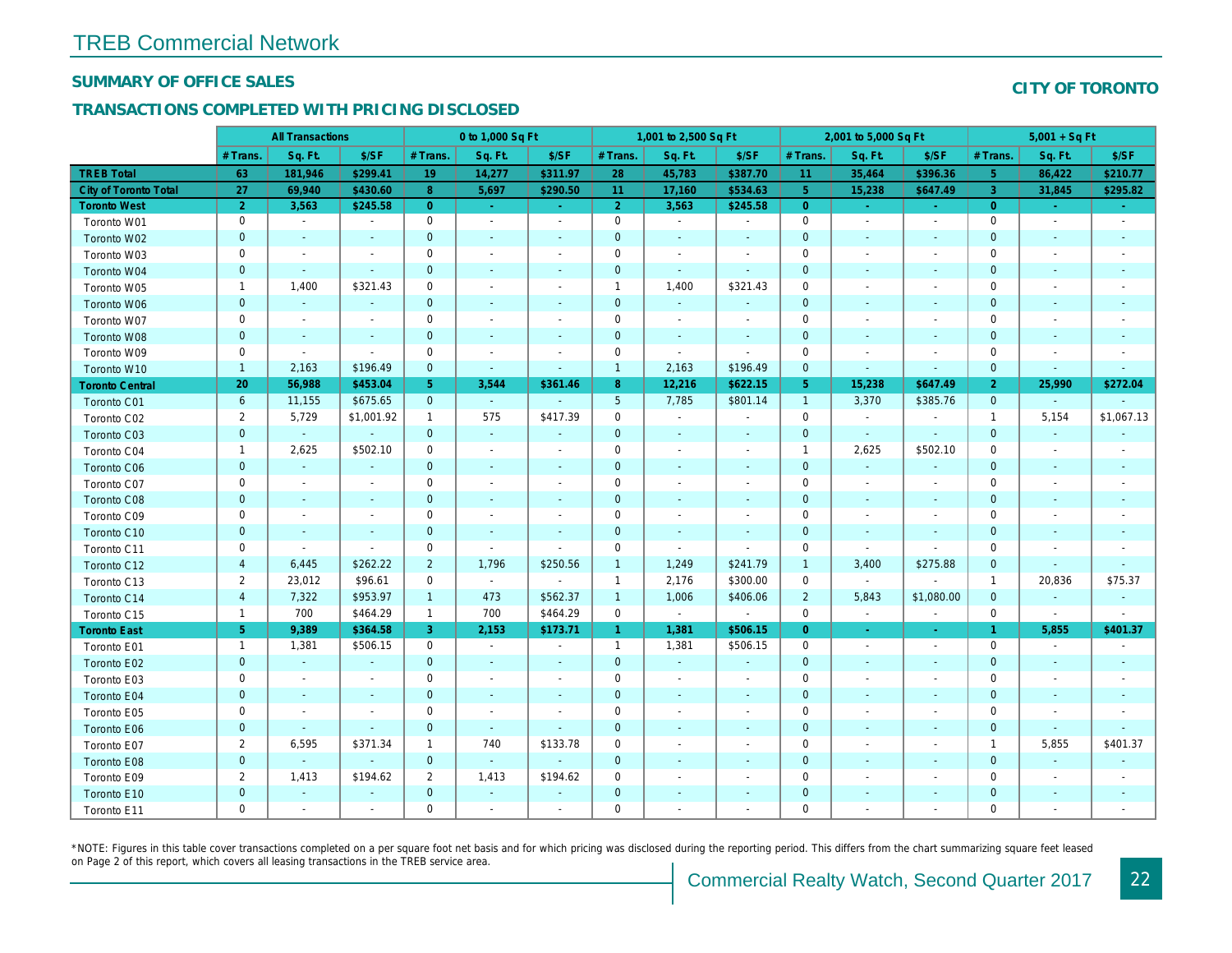# TREB Commercial Network

## SUMMARY OF OFFICE SALES

## TRANSACTIONS COMPLETED WITH PRICING DISCLOSED

**CITY OF TORONTO**

| | All Transactions | | | 0 to 1,000 Sq Ft | | | 1,001 to 2,500 Sq Ft | | | 2,001 to 5,000 Sq Ft | | | 5,001 + Sq Ft | | |
|---|---|---|---|---|---|---|---|---|---|---|---|---|---|---|---|
| | # Trans. | Sq. Ft. | $/SF | # Trans. | Sq. Ft. | $/SF | # Trans. | Sq. Ft. | $/SF | # Trans. | Sq. Ft. | $/SF | # Trans. | Sq. Ft. | $/SF |
| **TREB Total** | 63 | 181,946 | $299.41 | 19 | 14,277 | $311.97 | 28 | 45,783 | $387.70 | 11 | 35,464 | $396.36 | 5 | 86,422 | $210.77 |
| **City of Toronto Total** | 27 | 69,940 | $430.60 | 8 | 5,697 | $290.50 | 11 | 17,160 | $534.63 | 5 | 15,238 | $647.49 | 3 | 31,845 | $295.82 |
| **Toronto West** | 2 | 3,563 | $245.58 | 0 | - | - | 2 | 3,563 | $245.58 | 0 | - | - | 0 | - | - |
| Toronto W01 | 0 | - | - | 0 | - | - | 0 | - | - | 0 | - | - | 0 | - | - |
| Toronto W02 | 0 | - | - | 0 | - | - | 0 | - | - | 0 | - | - | 0 | - | - |
| Toronto W03 | 0 | - | - | 0 | - | - | 0 | - | - | 0 | - | - | 0 | - | - |
| Toronto W04 | 0 | - | - | 0 | - | - | 0 | - | - | 0 | - | - | 0 | - | - |
| Toronto W05 | 1 | 1,400 | $321.43 | 0 | - | - | 1 | 1,400 | $321.43 | 0 | - | - | 0 | - | - |
| Toronto W06 | 0 | - | - | 0 | - | - | 0 | - | - | 0 | - | - | 0 | - | - |
| Toronto W07 | 0 | - | - | 0 | - | - | 0 | - | - | 0 | - | - | 0 | - | - |
| Toronto W08 | 0 | - | - | 0 | - | - | 0 | - | - | 0 | - | - | 0 | - | - |
| Toronto W09 | 0 | - | - | 0 | - | - | 0 | - | - | 0 | - | - | 0 | - | - |
| Toronto W10 | 1 | 2,163 | $196.49 | 0 | - | - | 1 | 2,163 | $196.49 | 0 | - | - | 0 | - | - |
| **Toronto Central** | 20 | 56,988 | $453.04 | 5 | 3,544 | $361.46 | 8 | 12,216 | $622.15 | 5 | 15,238 | $647.49 | 2 | 25,990 | $272.04 |
| Toronto C01 | 6 | 11,155 | $675.65 | 0 | - | - | 5 | 7,785 | $801.14 | 1 | 3,370 | $385.76 | 0 | - | - |
| Toronto C02 | 2 | 5,729 | $1,001.92 | 1 | 575 | $417.39 | 0 | - | - | 0 | - | - | 1 | 5,154 | $1,067.13 |
| Toronto C03 | 0 | - | - | 0 | - | - | 0 | - | - | 0 | - | - | 0 | - | - |
| Toronto C04 | 1 | 2,625 | $502.10 | 0 | - | - | 0 | - | - | 1 | 2,625 | $502.10 | 0 | - | - |
| Toronto C06 | 0 | - | - | 0 | - | - | 0 | - | - | 0 | - | - | 0 | - | - |
| Toronto C07 | 0 | - | - | 0 | - | - | 0 | - | - | 0 | - | - | 0 | - | - |
| Toronto C08 | 0 | - | - | 0 | - | - | 0 | - | - | 0 | - | - | 0 | - | - |
| Toronto C09 | 0 | - | - | 0 | - | - | 0 | - | - | 0 | - | - | 0 | - | - |
| Toronto C10 | 0 | - | - | 0 | - | - | 0 | - | - | 0 | - | - | 0 | - | - |
| Toronto C11 | 0 | - | - | 0 | - | - | 0 | - | - | 0 | - | - | 0 | - | - |
| Toronto C12 | 4 | 6,445 | $262.22 | 2 | 1,796 | $250.56 | 1 | 1,249 | $241.79 | 1 | 3,400 | $275.88 | 0 | - | - |
| Toronto C13 | 2 | 23,012 | $96.61 | 0 | - | - | 1 | 2,176 | $300.00 | 0 | - | - | 1 | 20,836 | $75.37 |
| Toronto C14 | 4 | 7,322 | $953.97 | 1 | 473 | $562.37 | 1 | 1,006 | $406.06 | 2 | 5,843 | $1,080.00 | 0 | - | - |
| Toronto C15 | 1 | 700 | $464.29 | 1 | 700 | $464.29 | 0 | - | - | 0 | - | - | 0 | - | - |
| **Toronto East** | 5 | 9,389 | $364.58 | 3 | 2,153 | $173.71 | 1 | 1,381 | $506.15 | 0 | - | - | 1 | 5,855 | $401.37 |
| Toronto E01 | 1 | 1,381 | $506.15 | 0 | - | - | 1 | 1,381 | $506.15 | 0 | - | - | 0 | - | - |
| Toronto E02 | 0 | - | - | 0 | - | - | 0 | - | - | 0 | - | - | 0 | - | - |
| Toronto E03 | 0 | - | - | 0 | - | - | 0 | - | - | 0 | - | - | 0 | - | - |
| Toronto E04 | 0 | - | - | 0 | - | - | 0 | - | - | 0 | - | - | 0 | - | - |
| Toronto E05 | 0 | - | - | 0 | - | - | 0 | - | - | 0 | - | - | 0 | - | - |
| Toronto E06 | 0 | - | - | 0 | - | - | 0 | - | - | 0 | - | - | 0 | - | - |
| Toronto E07 | 2 | 6,595 | $371.34 | 1 | 740 | $133.78 | 0 | - | - | 0 | - | - | 1 | 5,855 | $401.37 |
| Toronto E08 | 0 | - | - | 0 | - | - | 0 | - | - | 0 | - | - | 0 | - | - |
| Toronto E09 | 2 | 1,413 | $194.62 | 2 | 1,413 | $194.62 | 0 | - | - | 0 | - | - | 0 | - | - |
| Toronto E10 | 0 | - | - | 0 | - | - | 0 | - | - | 0 | - | - | 0 | - | - |
| Toronto E11 | 0 | - | - | 0 | - | - | 0 | - | - | 0 | - | - | 0 | - | - |

*NOTE: Figures in this table cover transactions completed on a per square foot net basis and for which pricing was disclosed during the reporting period. This differs from the chart summarizing square feet leased on Page 2 of this report, which covers all leasing transactions in the TREB service area.

Commercial Realty Watch, Second Quarter 2017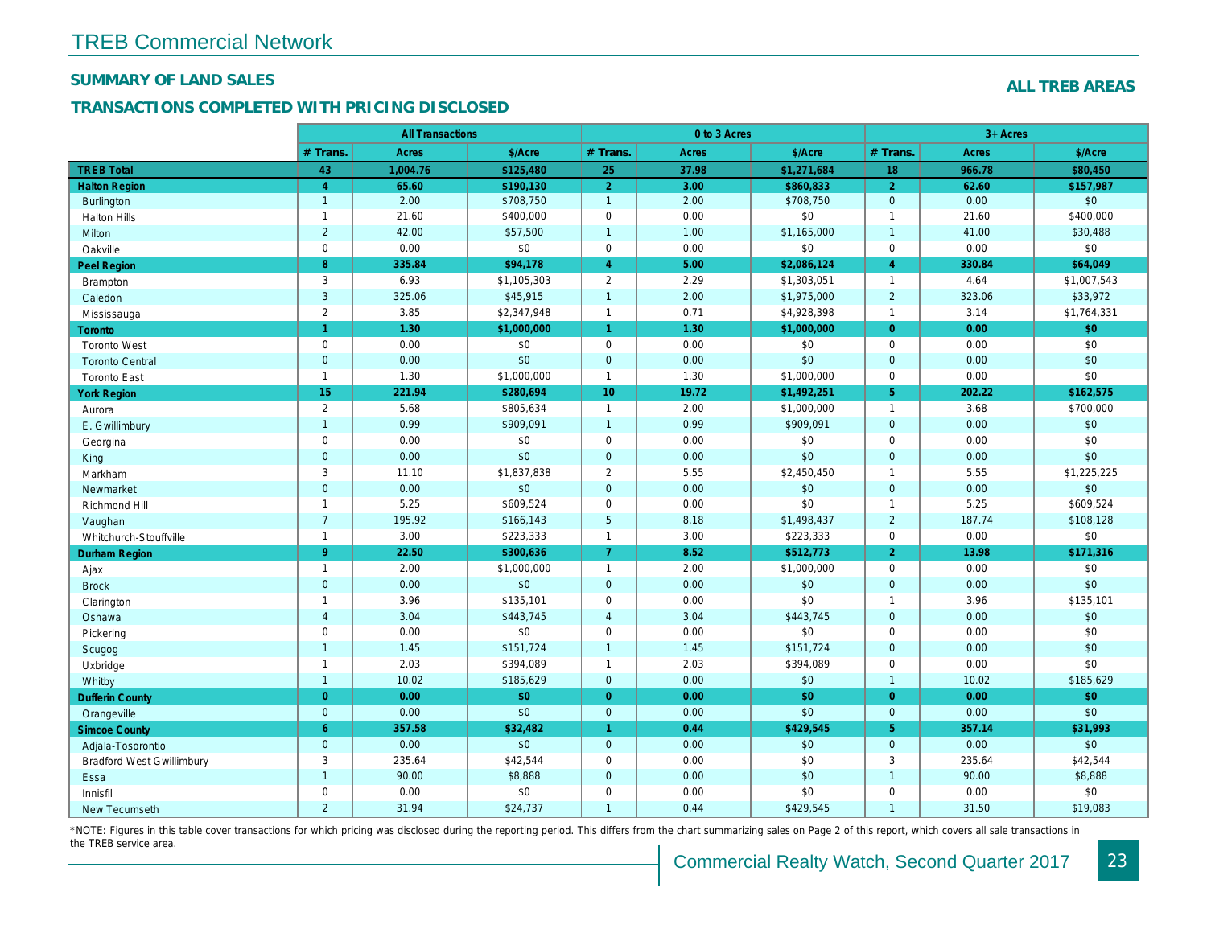## TREB Commercial Network

### SUMMARY OF LAND SALES

### TRANSACTIONS COMPLETED WITH PRICING DISCLOSED

**ALL TREB AREAS**

| | All Transactions | | | 0 to 3 Acres | | | 3+ Acres | | |
|---|---|---|---|---|---|---|---|---|---|
| | # Trans. | Acres | $/Acre | # Trans. | Acres | $/Acre | # Trans. | Acres | $/Acre |
| **TREB Total** | **43** | **1,004.76** | **$125,480** | **25** | **37.98** | **$1,271,684** | **18** | **966.78** | **$80,450** |
| **Halton Region** | **4** | **65.60** | **$190,130** | **2** | **3.00** | **$860,833** | **2** | **62.60** | **$157,987** |
| Burlington | 1 | 2.00 | $708,750 | 1 | 2.00 | $708,750 | 0 | 0.00 | $0 |
| Halton Hills | 1 | 21.60 | $400,000 | 0 | 0.00 | $0 | 1 | 21.60 | $400,000 |
| Milton | 2 | 42.00 | $57,500 | 1 | 1.00 | $1,165,000 | 1 | 41.00 | $30,488 |
| Oakville | 0 | 0.00 | $0 | 0 | 0.00 | $0 | 0 | 0.00 | $0 |
| **Peel Region** | **8** | **335.84** | **$94,178** | **4** | **5.00** | **$2,086,124** | **4** | **330.84** | **$64,049** |
| Brampton | 3 | 6.93 | $1,105,303 | 2 | 2.29 | $1,303,051 | 1 | 4.64 | $1,007,543 |
| Caledon | 3 | 325.06 | $45,915 | 1 | 2.00 | $1,975,000 | 2 | 323.06 | $33,972 |
| Mississauga | 2 | 3.85 | $2,347,948 | 1 | 0.71 | $4,928,398 | 1 | 3.14 | $1,764,331 |
| **Toronto** | **1** | **1.30** | **$1,000,000** | **1** | **1.30** | **$1,000,000** | **0** | **0.00** | **$0** |
| Toronto West | 0 | 0.00 | $0 | 0 | 0.00 | $0 | 0 | 0.00 | $0 |
| Toronto Central | 0 | 0.00 | $0 | 0 | 0.00 | $0 | 0 | 0.00 | $0 |
| Toronto East | 1 | 1.30 | $1,000,000 | 1 | 1.30 | $1,000,000 | 0 | 0.00 | $0 |
| **York Region** | **15** | **221.94** | **$280,694** | **10** | **19.72** | **$1,492,251** | **5** | **202.22** | **$162,575** |
| Aurora | 2 | 5.68 | $805,634 | 1 | 2.00 | $1,000,000 | 1 | 3.68 | $700,000 |
| E. Gwillimbury | 1 | 0.99 | $909,091 | 1 | 0.99 | $909,091 | 0 | 0.00 | $0 |
| Georgina | 0 | 0.00 | $0 | 0 | 0.00 | $0 | 0 | 0.00 | $0 |
| King | 0 | 0.00 | $0 | 0 | 0.00 | $0 | 0 | 0.00 | $0 |
| Markham | 3 | 11.10 | $1,837,838 | 2 | 5.55 | $2,450,450 | 1 | 5.55 | $1,225,225 |
| Newmarket | 0 | 0.00 | $0 | 0 | 0.00 | $0 | 0 | 0.00 | $0 |
| Richmond Hill | 1 | 5.25 | $609,524 | 0 | 0.00 | $0 | 1 | 5.25 | $609,524 |
| Vaughan | 7 | 195.92 | $166,143 | 5 | 8.18 | $1,498,437 | 2 | 187.74 | $108,128 |
| Whitchurch-Stouffville | 1 | 3.00 | $223,333 | 1 | 3.00 | $223,333 | 0 | 0.00 | $0 |
| **Durham Region** | **9** | **22.50** | **$300,636** | **7** | **8.52** | **$512,773** | **2** | **13.98** | **$171,316** |
| Ajax | 1 | 2.00 | $1,000,000 | 1 | 2.00 | $1,000,000 | 0 | 0.00 | $0 |
| Brock | 0 | 0.00 | $0 | 0 | 0.00 | $0 | 0 | 0.00 | $0 |
| Clarington | 1 | 3.96 | $135,101 | 0 | 0.00 | $0 | 1 | 3.96 | $135,101 |
| Oshawa | 4 | 3.04 | $443,745 | 4 | 3.04 | $443,745 | 0 | 0.00 | $0 |
| Pickering | 0 | 0.00 | $0 | 0 | 0.00 | $0 | 0 | 0.00 | $0 |
| Scugog | 1 | 1.45 | $151,724 | 1 | 1.45 | $151,724 | 0 | 0.00 | $0 |
| Uxbridge | 1 | 2.03 | $394,089 | 1 | 2.03 | $394,089 | 0 | 0.00 | $0 |
| Whitby | 1 | 10.02 | $185,629 | 0 | 0.00 | $0 | 1 | 10.02 | $185,629 |
| **Dufferin County** | **0** | **0.00** | **$0** | **0** | **0.00** | **$0** | **0** | **0.00** | **$0** |
| Orangeville | 0 | 0.00 | $0 | 0 | 0.00 | $0 | 0 | 0.00 | $0 |
| **Simcoe County** | **6** | **357.58** | **$32,482** | **1** | **0.44** | **$429,545** | **5** | **357.14** | **$31,993** |
| Adjala-Tosorontio | 0 | 0.00 | $0 | 0 | 0.00 | $0 | 0 | 0.00 | $0 |
| Bradford West Gwillimbury | 3 | 235.64 | $42,544 | 0 | 0.00 | $0 | 3 | 235.64 | $42,544 |
| Essa | 1 | 90.00 | $8,888 | 0 | 0.00 | $0 | 1 | 90.00 | $8,888 |
| Innisfil | 0 | 0.00 | $0 | 0 | 0.00 | $0 | 0 | 0.00 | $0 |
| New Tecumseth | 2 | 31.94 | $24,737 | 1 | 0.44 | $429,545 | 1 | 31.50 | $19,083 |

*NOTE: Figures in this table cover transactions for which pricing was disclosed during the reporting period. This differs from the chart summarizing sales on Page 2 of this report, which covers all sale transactions in the TREB service area.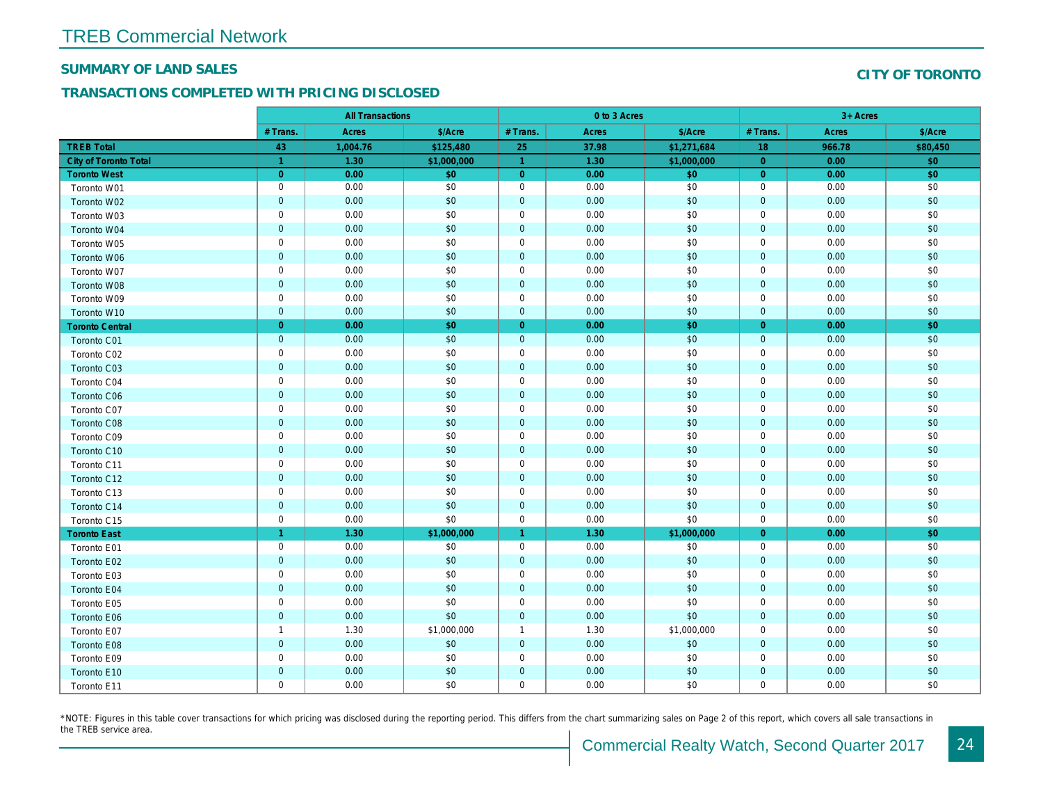# TREB Commercial Network

## SUMMARY OF LAND SALES

## TRANSACTIONS COMPLETED WITH PRICING DISCLOSED

## CITY OF TORONTO

| | All Transactions | | | 0 to 3 Acres | | | 3+ Acres | | |
|---|---|---|---|---|---|---|---|---|---|
| | # Trans. | Acres | $/Acre | # Trans. | Acres | $/Acre | # Trans. | Acres | $/Acre |
| **TREB Total** | **43** | **1,004.76** | **$125,480** | **25** | **37.98** | **$1,271,684** | **18** | **966.78** | **$80,450** |
| **City of Toronto Total** | **1** | **1.30** | **$1,000,000** | **1** | **1.30** | **$1,000,000** | **0** | **0.00** | **$0** |
| **Toronto West** | **0** | **0.00** | **$0** | **0** | **0.00** | **$0** | **0** | **0.00** | **$0** |
| Toronto W01 | 0 | 0.00 | $0 | 0 | 0.00 | $0 | 0 | 0.00 | $0 |
| Toronto W02 | 0 | 0.00 | $0 | 0 | 0.00 | $0 | 0 | 0.00 | $0 |
| Toronto W03 | 0 | 0.00 | $0 | 0 | 0.00 | $0 | 0 | 0.00 | $0 |
| Toronto W04 | 0 | 0.00 | $0 | 0 | 0.00 | $0 | 0 | 0.00 | $0 |
| Toronto W05 | 0 | 0.00 | $0 | 0 | 0.00 | $0 | 0 | 0.00 | $0 |
| Toronto W06 | 0 | 0.00 | $0 | 0 | 0.00 | $0 | 0 | 0.00 | $0 |
| Toronto W07 | 0 | 0.00 | $0 | 0 | 0.00 | $0 | 0 | 0.00 | $0 |
| Toronto W08 | 0 | 0.00 | $0 | 0 | 0.00 | $0 | 0 | 0.00 | $0 |
| Toronto W09 | 0 | 0.00 | $0 | 0 | 0.00 | $0 | 0 | 0.00 | $0 |
| Toronto W10 | 0 | 0.00 | $0 | 0 | 0.00 | $0 | 0 | 0.00 | $0 |
| **Toronto Central** | **0** | **0.00** | **$0** | **0** | **0.00** | **$0** | **0** | **0.00** | **$0** |
| Toronto C01 | 0 | 0.00 | $0 | 0 | 0.00 | $0 | 0 | 0.00 | $0 |
| Toronto C02 | 0 | 0.00 | $0 | 0 | 0.00 | $0 | 0 | 0.00 | $0 |
| Toronto C03 | 0 | 0.00 | $0 | 0 | 0.00 | $0 | 0 | 0.00 | $0 |
| Toronto C04 | 0 | 0.00 | $0 | 0 | 0.00 | $0 | 0 | 0.00 | $0 |
| Toronto C06 | 0 | 0.00 | $0 | 0 | 0.00 | $0 | 0 | 0.00 | $0 |
| Toronto C07 | 0 | 0.00 | $0 | 0 | 0.00 | $0 | 0 | 0.00 | $0 |
| Toronto C08 | 0 | 0.00 | $0 | 0 | 0.00 | $0 | 0 | 0.00 | $0 |
| Toronto C09 | 0 | 0.00 | $0 | 0 | 0.00 | $0 | 0 | 0.00 | $0 |
| Toronto C10 | 0 | 0.00 | $0 | 0 | 0.00 | $0 | 0 | 0.00 | $0 |
| Toronto C11 | 0 | 0.00 | $0 | 0 | 0.00 | $0 | 0 | 0.00 | $0 |
| Toronto C12 | 0 | 0.00 | $0 | 0 | 0.00 | $0 | 0 | 0.00 | $0 |
| Toronto C13 | 0 | 0.00 | $0 | 0 | 0.00 | $0 | 0 | 0.00 | $0 |
| Toronto C14 | 0 | 0.00 | $0 | 0 | 0.00 | $0 | 0 | 0.00 | $0 |
| Toronto C15 | 0 | 0.00 | $0 | 0 | 0.00 | $0 | 0 | 0.00 | $0 |
| **Toronto East** | **1** | **1.30** | **$1,000,000** | **1** | **1.30** | **$1,000,000** | **0** | **0.00** | **$0** |
| Toronto E01 | 0 | 0.00 | $0 | 0 | 0.00 | $0 | 0 | 0.00 | $0 |
| Toronto E02 | 0 | 0.00 | $0 | 0 | 0.00 | $0 | 0 | 0.00 | $0 |
| Toronto E03 | 0 | 0.00 | $0 | 0 | 0.00 | $0 | 0 | 0.00 | $0 |
| Toronto E04 | 0 | 0.00 | $0 | 0 | 0.00 | $0 | 0 | 0.00 | $0 |
| Toronto E05 | 0 | 0.00 | $0 | 0 | 0.00 | $0 | 0 | 0.00 | $0 |
| Toronto E06 | 0 | 0.00 | $0 | 0 | 0.00 | $0 | 0 | 0.00 | $0 |
| Toronto E07 | 1 | 1.30 | $1,000,000 | 1 | 1.30 | $1,000,000 | 0 | 0.00 | $0 |
| Toronto E08 | 0 | 0.00 | $0 | 0 | 0.00 | $0 | 0 | 0.00 | $0 |
| Toronto E09 | 0 | 0.00 | $0 | 0 | 0.00 | $0 | 0 | 0.00 | $0 |
| Toronto E10 | 0 | 0.00 | $0 | 0 | 0.00 | $0 | 0 | 0.00 | $0 |
| Toronto E11 | 0 | 0.00 | $0 | 0 | 0.00 | $0 | 0 | 0.00 | $0 |

*NOTE: Figures in this table cover transactions for which pricing was disclosed during the reporting period. This differs from the chart summarizing sales on Page 2 of this report, which covers all sale transactions in the TREB service area.

Commercial Realty Watch, Second Quarter 2017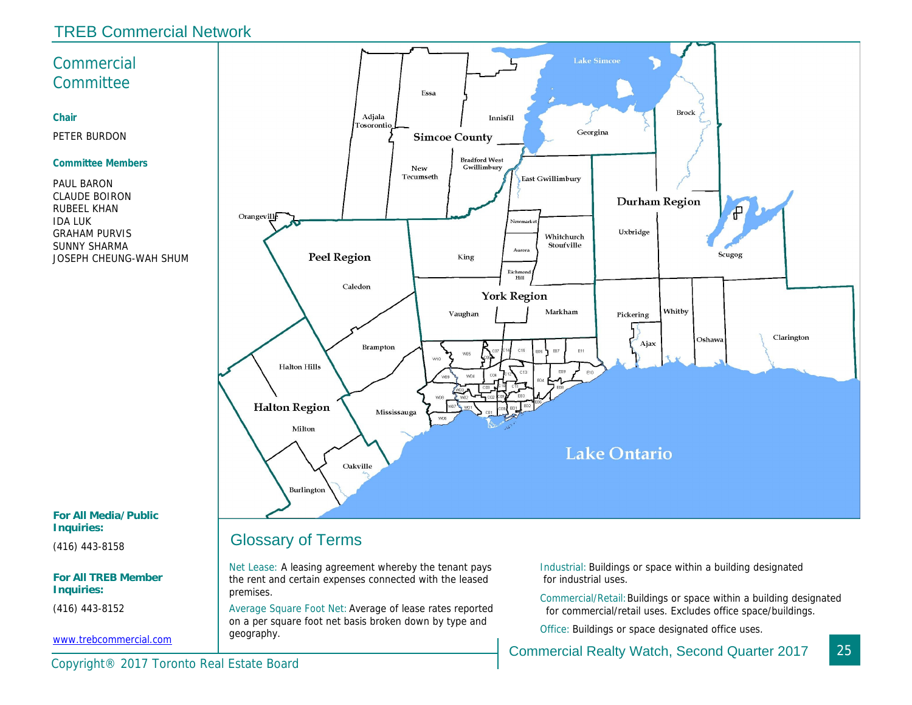# TREB Commercial Network

## Commercial Committee

**Chair**

PETER BURDON

**Committee Members**

PAUL BARON
CLAUDE BOIRON
RUBEEL KHAN
IDA LUK
GRAHAM PURVIS
SUNNY SHARMA
JOSEPH CHEUNG-WAH SHUM

**For All Media/Public Inquiries:**

(416) 443-8158

**For All TREB Member Inquiries:**

(416) 443-8152

www.trebcommercial.com

Lake Simcoe
Essa
Adjala Tosorontio
Innisfil
Simcoe County
Brock
Georgina
Bradford West Gwillimbury
New Tecumseth
East Gwillimbury
Durham Region
Orangeville
Newmarket
Uxbridge
Whitchurch Stoufville
Aurora
Scugog
Peel Region
King
Richmond Hill
Caledon
York Region
Vaughan
Markham
Pickering
Whitby
Ajax
Oshawa
Clarington
Brampton
Halton Hills
Halton Region
Mississauga
Milton
Lake Ontario
Oakville
Burlington

## Glossary of Terms

Net Lease: A leasing agreement whereby the tenant pays the rent and certain expenses connected with the leased premises.

Average Square Foot Net: Average of lease rates reported on a per square foot net basis broken down by type and geography.

Industrial: Buildings or space within a building designated for industrial uses.

Commercial/Retail: Buildings or space within a building designated for commercial/retail uses. Excludes office space/buildings.

Office: Buildings or space designated office uses.

Copyright® 2017 Toronto Real Estate Board